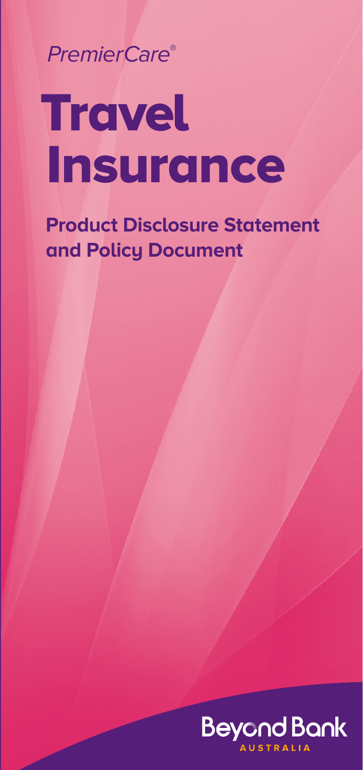PremierCare®

# Travel Insurance

## Product Disclosure Statement and Policy Document

Beyond Bank
AUSTRALIA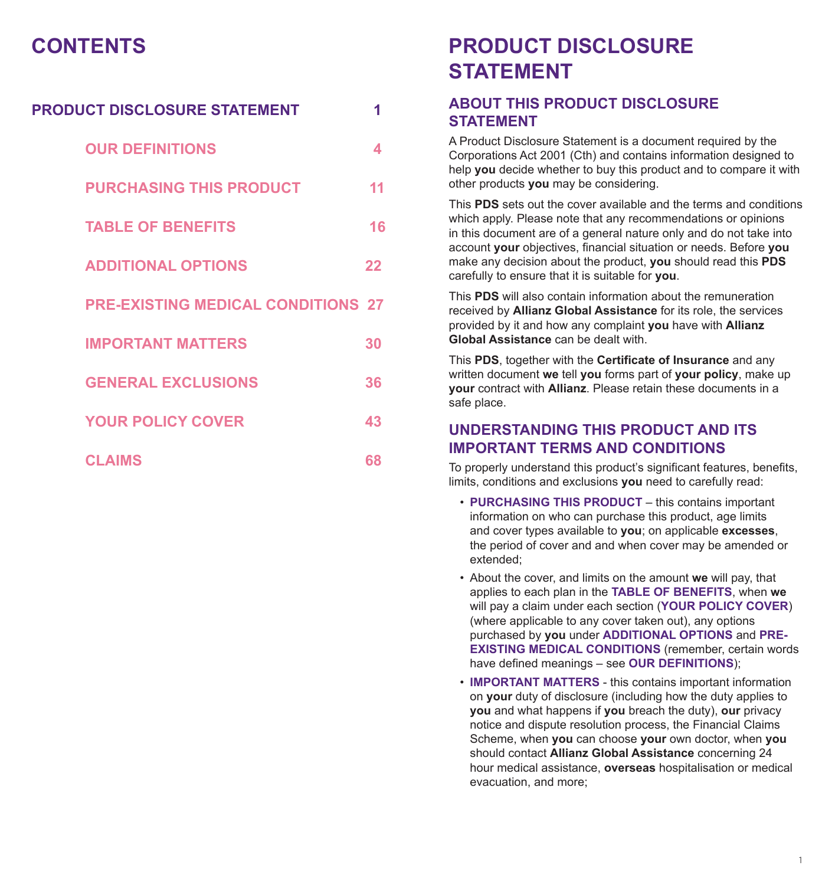# CONTENTS

| | |
|---|---|
| **PRODUCT DISCLOSURE STATEMENT** | 1 |
| OUR DEFINITIONS | 4 |
| PURCHASING THIS PRODUCT | 11 |
| TABLE OF BENEFITS | 16 |
| ADDITIONAL OPTIONS | 22 |
| PRE-EXISTING MEDICAL CONDITIONS | 27 |
| IMPORTANT MATTERS | 30 |
| GENERAL EXCLUSIONS | 36 |
| YOUR POLICY COVER | 43 |
| CLAIMS | 68 |

# PRODUCT DISCLOSURE STATEMENT

## ABOUT THIS PRODUCT DISCLOSURE STATEMENT

A Product Disclosure Statement is a document required by the Corporations Act 2001 (Cth) and contains information designed to help **you** decide whether to buy this product and to compare it with other products **you** may be considering.

This **PDS** sets out the cover available and the terms and conditions which apply. Please note that any recommendations or opinions in this document are of a general nature only and do not take into account **your** objectives, financial situation or needs. Before **you** make any decision about the product, **you** should read this **PDS** carefully to ensure that it is suitable for **you**.

This **PDS** will also contain information about the remuneration received by **Allianz Global Assistance** for its role, the services provided by it and how any complaint **you** have with **Allianz Global Assistance** can be dealt with.

This **PDS**, together with the **Certificate of Insurance** and any written document **we** tell **you** forms part of **your policy**, make up **your** contract with **Allianz**. Please retain these documents in a safe place.

## UNDERSTANDING THIS PRODUCT AND ITS IMPORTANT TERMS AND CONDITIONS

To properly understand this product's significant features, benefits, limits, conditions and exclusions **you** need to carefully read:

- **PURCHASING THIS PRODUCT** – this contains important information on who can purchase this product, age limits and cover types available to **you**; on applicable **excesses**, the period of cover and and when cover may be amended or extended;
- About the cover, and limits on the amount **we** will pay, that applies to each plan in the **TABLE OF BENEFITS**, when **we** will pay a claim under each section (**YOUR POLICY COVER**) (where applicable to any cover taken out), any options purchased by **you** under **ADDITIONAL OPTIONS** and **PRE-EXISTING MEDICAL CONDITIONS** (remember, certain words have defined meanings – see **OUR DEFINITIONS**);
- **IMPORTANT MATTERS** - this contains important information on **your** duty of disclosure (including how the duty applies to **you** and what happens if **you** breach the duty), **our** privacy notice and dispute resolution process, the Financial Claims Scheme, when **you** can choose **your** own doctor, when **you** should contact **Allianz Global Assistance** concerning 24 hour medical assistance, **overseas** hospitalisation or medical evacuation, and more;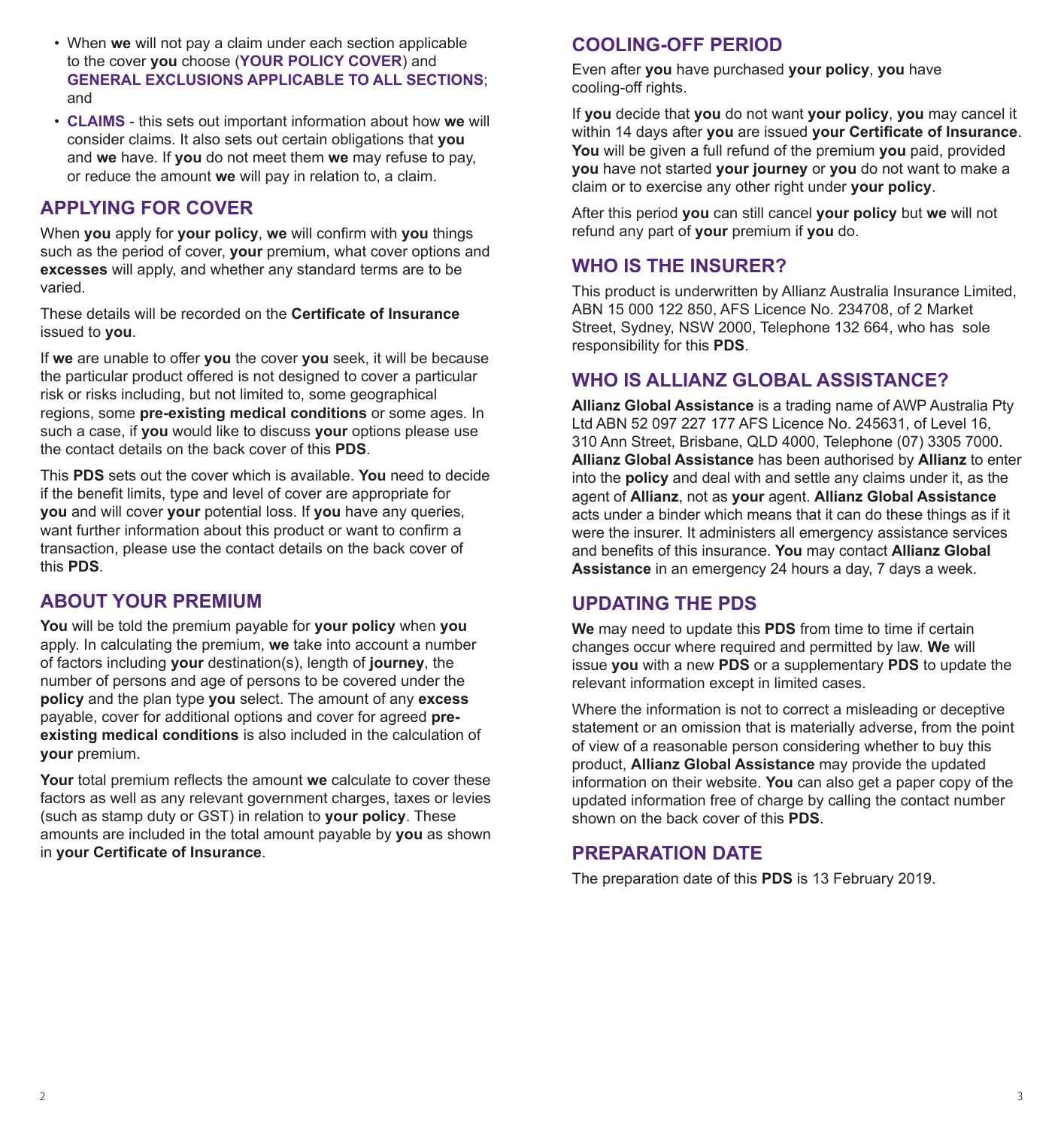- When **we** will not pay a claim under each section applicable to the cover **you** choose (**YOUR POLICY COVER**) and **GENERAL EXCLUSIONS APPLICABLE TO ALL SECTIONS**; and
- **CLAIMS** - this sets out important information about how **we** will consider claims. It also sets out certain obligations that **you** and **we** have. If **you** do not meet them **we** may refuse to pay, or reduce the amount **we** will pay in relation to, a claim.

## APPLYING FOR COVER

When **you** apply for **your policy**, **we** will confirm with **you** things such as the period of cover, **your** premium, what cover options and **excesses** will apply, and whether any standard terms are to be varied.

These details will be recorded on the **Certificate of Insurance** issued to **you**.

If **we** are unable to offer **you** the cover **you** seek, it will be because the particular product offered is not designed to cover a particular risk or risks including, but not limited to, some geographical regions, some **pre-existing medical conditions** or some ages. In such a case, if **you** would like to discuss **your** options please use the contact details on the back cover of this **PDS**.

This **PDS** sets out the cover which is available. **You** need to decide if the benefit limits, type and level of cover are appropriate for **you** and will cover **your** potential loss. If **you** have any queries, want further information about this product or want to confirm a transaction, please use the contact details on the back cover of this **PDS**.

## ABOUT YOUR PREMIUM

**You** will be told the premium payable for **your policy** when **you** apply. In calculating the premium, **we** take into account a number of factors including **your** destination(s), length of **journey**, the number of persons and age of persons to be covered under the **policy** and the plan type **you** select. The amount of any **excess** payable, cover for additional options and cover for agreed **pre-existing medical conditions** is also included in the calculation of **your** premium.

**Your** total premium reflects the amount **we** calculate to cover these factors as well as any relevant government charges, taxes or levies (such as stamp duty or GST) in relation to **your policy**. These amounts are included in the total amount payable by **you** as shown in **your Certificate of Insurance**.

## COOLING-OFF PERIOD

Even after **you** have purchased **your policy**, **you** have cooling-off rights.

If **you** decide that **you** do not want **your policy**, **you** may cancel it within 14 days after **you** are issued **your Certificate of Insurance**. **You** will be given a full refund of the premium **you** paid, provided **you** have not started **your journey** or **you** do not want to make a claim or to exercise any other right under **your policy**.

After this period **you** can still cancel **your policy** but **we** will not refund any part of **your** premium if **you** do.

## WHO IS THE INSURER?

This product is underwritten by Allianz Australia Insurance Limited, ABN 15 000 122 850, AFS Licence No. 234708, of 2 Market Street, Sydney, NSW 2000, Telephone 132 664, who has sole responsibility for this **PDS**.

## WHO IS ALLIANZ GLOBAL ASSISTANCE?

**Allianz Global Assistance** is a trading name of AWP Australia Pty Ltd ABN 52 097 227 177 AFS Licence No. 245631, of Level 16, 310 Ann Street, Brisbane, QLD 4000, Telephone (07) 3305 7000. **Allianz Global Assistance** has been authorised by **Allianz** to enter into the **policy** and deal with and settle any claims under it, as the agent of **Allianz**, not as **your** agent. **Allianz Global Assistance** acts under a binder which means that it can do these things as if it were the insurer. It administers all emergency assistance services and benefits of this insurance. **You** may contact **Allianz Global Assistance** in an emergency 24 hours a day, 7 days a week.

## UPDATING THE PDS

**We** may need to update this **PDS** from time to time if certain changes occur where required and permitted by law. **We** will issue **you** with a new **PDS** or a supplementary **PDS** to update the relevant information except in limited cases.

Where the information is not to correct a misleading or deceptive statement or an omission that is materially adverse, from the point of view of a reasonable person considering whether to buy this product, **Allianz Global Assistance** may provide the updated information on their website. **You** can also get a paper copy of the updated information free of charge by calling the contact number shown on the back cover of this **PDS**.

## PREPARATION DATE

The preparation date of this **PDS** is 13 February 2019.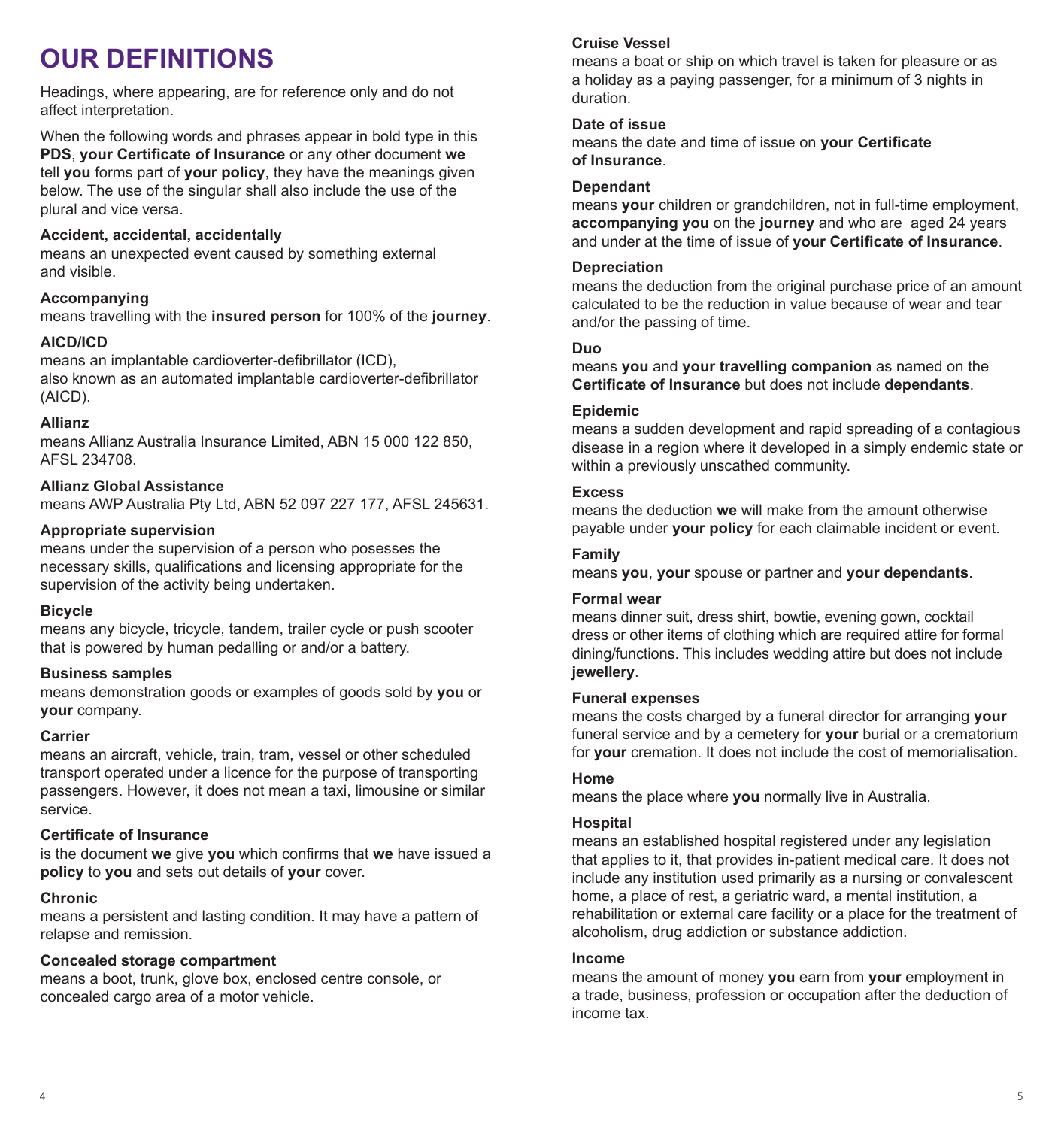# OUR DEFINITIONS

Headings, where appearing, are for reference only and do not affect interpretation.

When the following words and phrases appear in bold type in this **PDS**, **your Certificate of Insurance** or any other document **we** tell **you** forms part of **your policy**, they have the meanings given below. The use of the singular shall also include the use of the plural and vice versa.

**Accident, accidental, accidentally**
means an unexpected event caused by something external and visible.

**Accompanying**
means travelling with the **insured person** for 100% of the **journey**.

**AICD/ICD**
means an implantable cardioverter-defibrillator (ICD), also known as an automated implantable cardioverter-defibrillator (AICD).

**Allianz**
means Allianz Australia Insurance Limited, ABN 15 000 122 850, AFSL 234708.

**Allianz Global Assistance**
means AWP Australia Pty Ltd, ABN 52 097 227 177, AFSL 245631.

**Appropriate supervision**
means under the supervision of a person who posesses the necessary skills, qualifications and licensing appropriate for the supervision of the activity being undertaken.

**Bicycle**
means any bicycle, tricycle, tandem, trailer cycle or push scooter that is powered by human pedalling or and/or a battery.

**Business samples**
means demonstration goods or examples of goods sold by **you** or **your** company.

**Carrier**
means an aircraft, vehicle, train, tram, vessel or other scheduled transport operated under a licence for the purpose of transporting passengers. However, it does not mean a taxi, limousine or similar service.

**Certificate of Insurance**
is the document **we** give **you** which confirms that **we** have issued a **policy** to **you** and sets out details of **your** cover.

**Chronic**
means a persistent and lasting condition. It may have a pattern of relapse and remission.

**Concealed storage compartment**
means a boot, trunk, glove box, enclosed centre console, or concealed cargo area of a motor vehicle.

**Cruise Vessel**
means a boat or ship on which travel is taken for pleasure or as a holiday as a paying passenger, for a minimum of 3 nights in duration.

**Date of issue**
means the date and time of issue on **your Certificate of Insurance**.

**Dependant**
means **your** children or grandchildren, not in full-time employment, **accompanying you** on the **journey** and who are aged 24 years and under at the time of issue of **your Certificate of Insurance**.

**Depreciation**
means the deduction from the original purchase price of an amount calculated to be the reduction in value because of wear and tear and/or the passing of time.

**Duo**
means **you** and **your travelling companion** as named on the **Certificate of Insurance** but does not include **dependants**.

**Epidemic**
means a sudden development and rapid spreading of a contagious disease in a region where it developed in a simply endemic state or within a previously unscathed community.

**Excess**
means the deduction **we** will make from the amount otherwise payable under **your policy** for each claimable incident or event.

**Family**
means **you**, **your** spouse or partner and **your dependants**.

**Formal wear**
means dinner suit, dress shirt, bowtie, evening gown, cocktail dress or other items of clothing which are required attire for formal dining/functions. This includes wedding attire but does not include **jewellery**.

**Funeral expenses**
means the costs charged by a funeral director for arranging **your** funeral service and by a cemetery for **your** burial or a crematorium for **your** cremation. It does not include the cost of memorialisation.

**Home**
means the place where **you** normally live in Australia.

**Hospital**
means an established hospital registered under any legislation that applies to it, that provides in-patient medical care. It does not include any institution used primarily as a nursing or convalescent home, a place of rest, a geriatric ward, a mental institution, a rehabilitation or external care facility or a place for the treatment of alcoholism, drug addiction or substance addiction.

**Income**
means the amount of money **you** earn from **your** employment in a trade, business, profession or occupation after the deduction of income tax.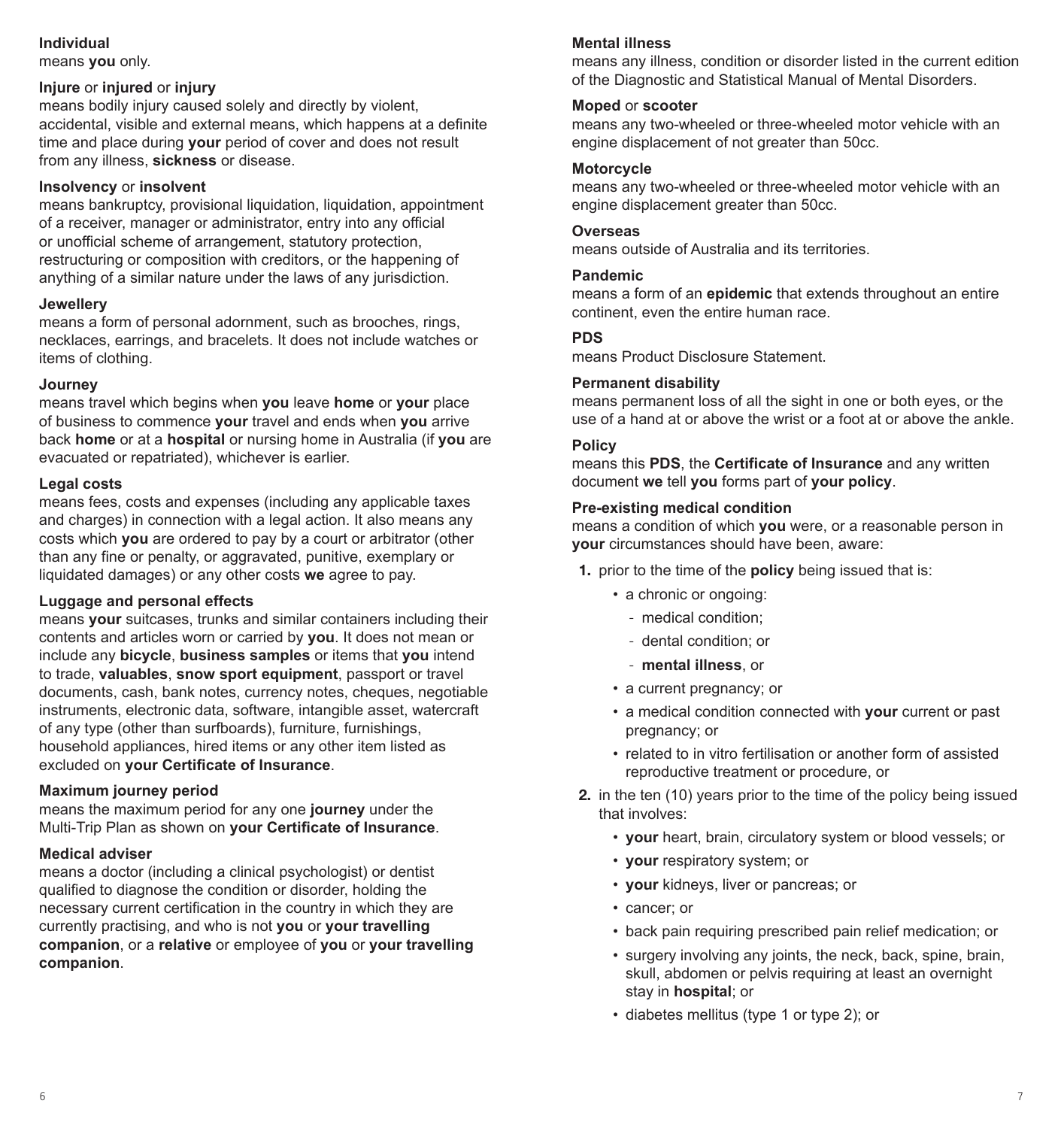**Individual**
means **you** only.

**Injure** or **injured** or **injury**
means bodily injury caused solely and directly by violent, accidental, visible and external means, which happens at a definite time and place during **your** period of cover and does not result from any illness, **sickness** or disease.

**Insolvency** or **insolvent**
means bankruptcy, provisional liquidation, liquidation, appointment of a receiver, manager or administrator, entry into any official or unofficial scheme of arrangement, statutory protection, restructuring or composition with creditors, or the happening of anything of a similar nature under the laws of any jurisdiction.

**Jewellery**
means a form of personal adornment, such as brooches, rings, necklaces, earrings, and bracelets. It does not include watches or items of clothing.

**Journey**
means travel which begins when **you** leave **home** or **your** place of business to commence **your** travel and ends when **you** arrive back **home** or at a **hospital** or nursing home in Australia (if **you** are evacuated or repatriated), whichever is earlier.

**Legal costs**
means fees, costs and expenses (including any applicable taxes and charges) in connection with a legal action. It also means any costs which **you** are ordered to pay by a court or arbitrator (other than any fine or penalty, or aggravated, punitive, exemplary or liquidated damages) or any other costs **we** agree to pay.

**Luggage and personal effects**
means **your** suitcases, trunks and similar containers including their contents and articles worn or carried by **you**. It does not mean or include any **bicycle**, **business samples** or items that **you** intend to trade, **valuables**, **snow sport equipment**, passport or travel documents, cash, bank notes, currency notes, cheques, negotiable instruments, electronic data, software, intangible asset, watercraft of any type (other than surfboards), furniture, furnishings, household appliances, hired items or any other item listed as excluded on **your Certificate of Insurance**.

**Maximum journey period**
means the maximum period for any one **journey** under the Multi-Trip Plan as shown on **your Certificate of Insurance**.

**Medical adviser**
means a doctor (including a clinical psychologist) or dentist qualified to diagnose the condition or disorder, holding the necessary current certification in the country in which they are currently practising, and who is not **you** or **your travelling companion**, or a **relative** or employee of **you** or **your travelling companion**.

**Mental illness**
means any illness, condition or disorder listed in the current edition of the Diagnostic and Statistical Manual of Mental Disorders.

**Moped** or **scooter**
means any two-wheeled or three-wheeled motor vehicle with an engine displacement of not greater than 50cc.

**Motorcycle**
means any two-wheeled or three-wheeled motor vehicle with an engine displacement greater than 50cc.

**Overseas**
means outside of Australia and its territories.

**Pandemic**
means a form of an **epidemic** that extends throughout an entire continent, even the entire human race.

**PDS**
means Product Disclosure Statement.

**Permanent disability**
means permanent loss of all the sight in one or both eyes, or the use of a hand at or above the wrist or a foot at or above the ankle.

**Policy**
means this **PDS**, the **Certificate of Insurance** and any written document **we** tell **you** forms part of **your policy**.

**Pre-existing medical condition**
means a condition of which **you** were, or a reasonable person in **your** circumstances should have been, aware:

1. prior to the time of the **policy** being issued that is:
   - a chronic or ongoing:
     - medical condition;
     - dental condition; or
     - **mental illness**, or
   - a current pregnancy; or
   - a medical condition connected with **your** current or past pregnancy; or
   - related to in vitro fertilisation or another form of assisted reproductive treatment or procedure, or
2. in the ten (10) years prior to the time of the policy being issued that involves:
   - **your** heart, brain, circulatory system or blood vessels; or
   - **your** respiratory system; or
   - **your** kidneys, liver or pancreas; or
   - cancer; or
   - back pain requiring prescribed pain relief medication; or
   - surgery involving any joints, the neck, back, spine, brain, skull, abdomen or pelvis requiring at least an overnight stay in **hospital**; or
   - diabetes mellitus (type 1 or type 2); or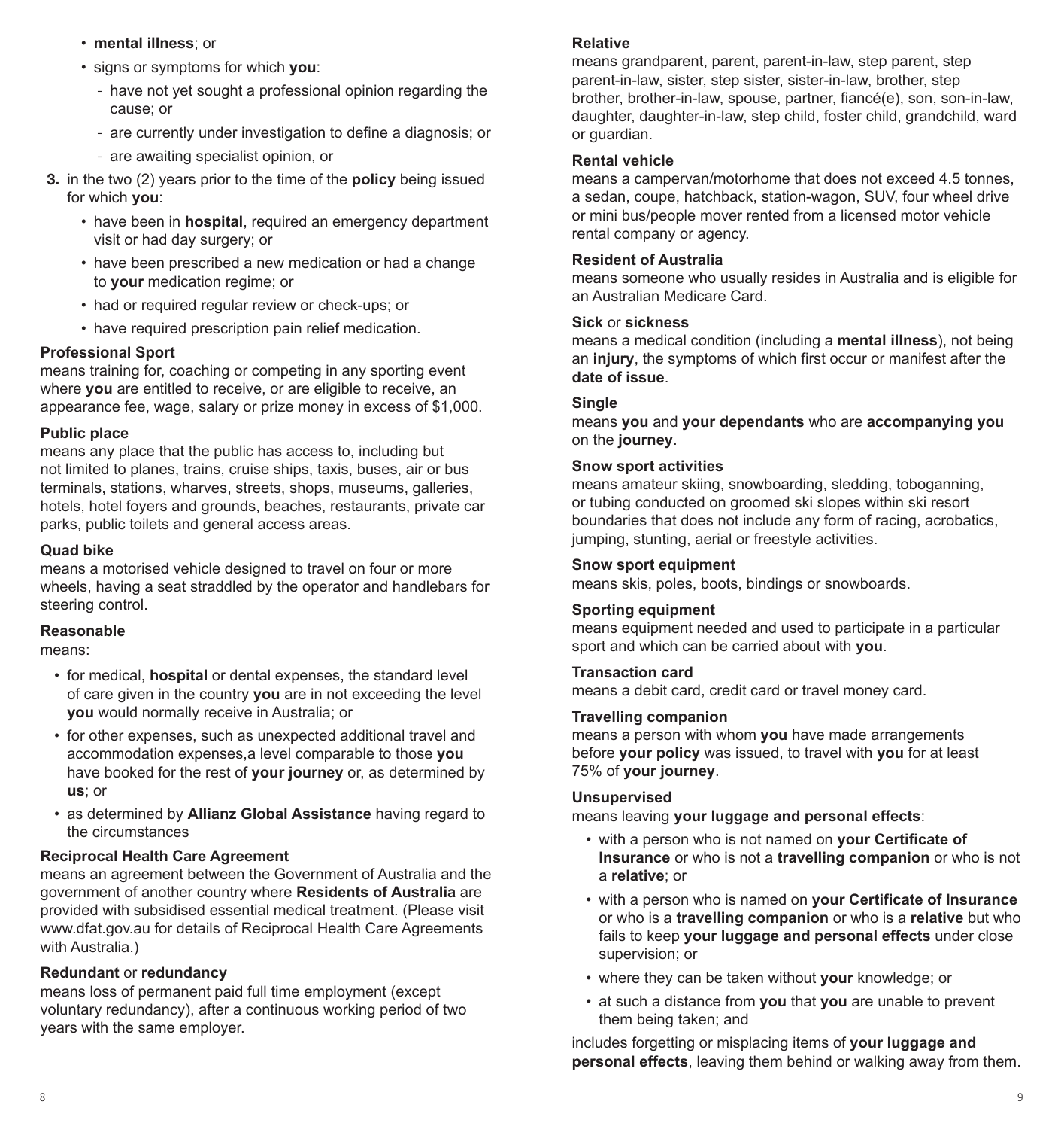- **mental illness**; or
- signs or symptoms for which **you**:
  - have not yet sought a professional opinion regarding the cause; or
  - are currently under investigation to define a diagnosis; or
  - are awaiting specialist opinion, or

**3.** in the two (2) years prior to the time of the **policy** being issued for which **you**:

- have been in **hospital**, required an emergency department visit or had day surgery; or
- have been prescribed a new medication or had a change to **your** medication regime; or
- had or required regular review or check-ups; or
- have required prescription pain relief medication.

**Professional Sport**
means training for, coaching or competing in any sporting event where **you** are entitled to receive, or are eligible to receive, an appearance fee, wage, salary or prize money in excess of $1,000.

**Public place**
means any place that the public has access to, including but not limited to planes, trains, cruise ships, taxis, buses, air or bus terminals, stations, wharves, streets, shops, museums, galleries, hotels, hotel foyers and grounds, beaches, restaurants, private car parks, public toilets and general access areas.

**Quad bike**
means a motorised vehicle designed to travel on four or more wheels, having a seat straddled by the operator and handlebars for steering control.

**Reasonable**
means:

- for medical, **hospital** or dental expenses, the standard level of care given in the country **you** are in not exceeding the level **you** would normally receive in Australia; or
- for other expenses, such as unexpected additional travel and accommodation expenses,a level comparable to those **you** have booked for the rest of **your journey** or, as determined by **us**; or
- as determined by **Allianz Global Assistance** having regard to the circumstances

**Reciprocal Health Care Agreement**
means an agreement between the Government of Australia and the government of another country where **Residents of Australia** are provided with subsidised essential medical treatment. (Please visit www.dfat.gov.au for details of Reciprocal Health Care Agreements with Australia.)

**Redundant** or **redundancy**
means loss of permanent paid full time employment (except voluntary redundancy), after a continuous working period of two years with the same employer.

**Relative**
means grandparent, parent, parent-in-law, step parent, step parent-in-law, sister, step sister, sister-in-law, brother, step brother, brother-in-law, spouse, partner, fiancé(e), son, son-in-law, daughter, daughter-in-law, step child, foster child, grandchild, ward or guardian.

**Rental vehicle**
means a campervan/motorhome that does not exceed 4.5 tonnes, a sedan, coupe, hatchback, station-wagon, SUV, four wheel drive or mini bus/people mover rented from a licensed motor vehicle rental company or agency.

**Resident of Australia**
means someone who usually resides in Australia and is eligible for an Australian Medicare Card.

**Sick** or **sickness**
means a medical condition (including a **mental illness**), not being an **injury**, the symptoms of which first occur or manifest after the **date of issue**.

**Single**
means **you** and **your dependants** who are **accompanying you** on the **journey**.

**Snow sport activities**
means amateur skiing, snowboarding, sledding, tobogganing, or tubing conducted on groomed ski slopes within ski resort boundaries that does not include any form of racing, acrobatics, jumping, stunting, aerial or freestyle activities.

**Snow sport equipment**
means skis, poles, boots, bindings or snowboards.

**Sporting equipment**
means equipment needed and used to participate in a particular sport and which can be carried about with **you**.

**Transaction card**
means a debit card, credit card or travel money card.

**Travelling companion**
means a person with whom **you** have made arrangements before **your policy** was issued, to travel with **you** for at least 75% of **your journey**.

**Unsupervised**
means leaving **your luggage and personal effects**:

- with a person who is not named on **your Certificate of Insurance** or who is not a **travelling companion** or who is not a **relative**; or
- with a person who is named on **your Certificate of Insurance** or who is a **travelling companion** or who is a **relative** but who fails to keep **your luggage and personal effects** under close supervision; or
- where they can be taken without **your** knowledge; or
- at such a distance from **you** that **you** are unable to prevent them being taken; and

includes forgetting or misplacing items of **your luggage and personal effects**, leaving them behind or walking away from them.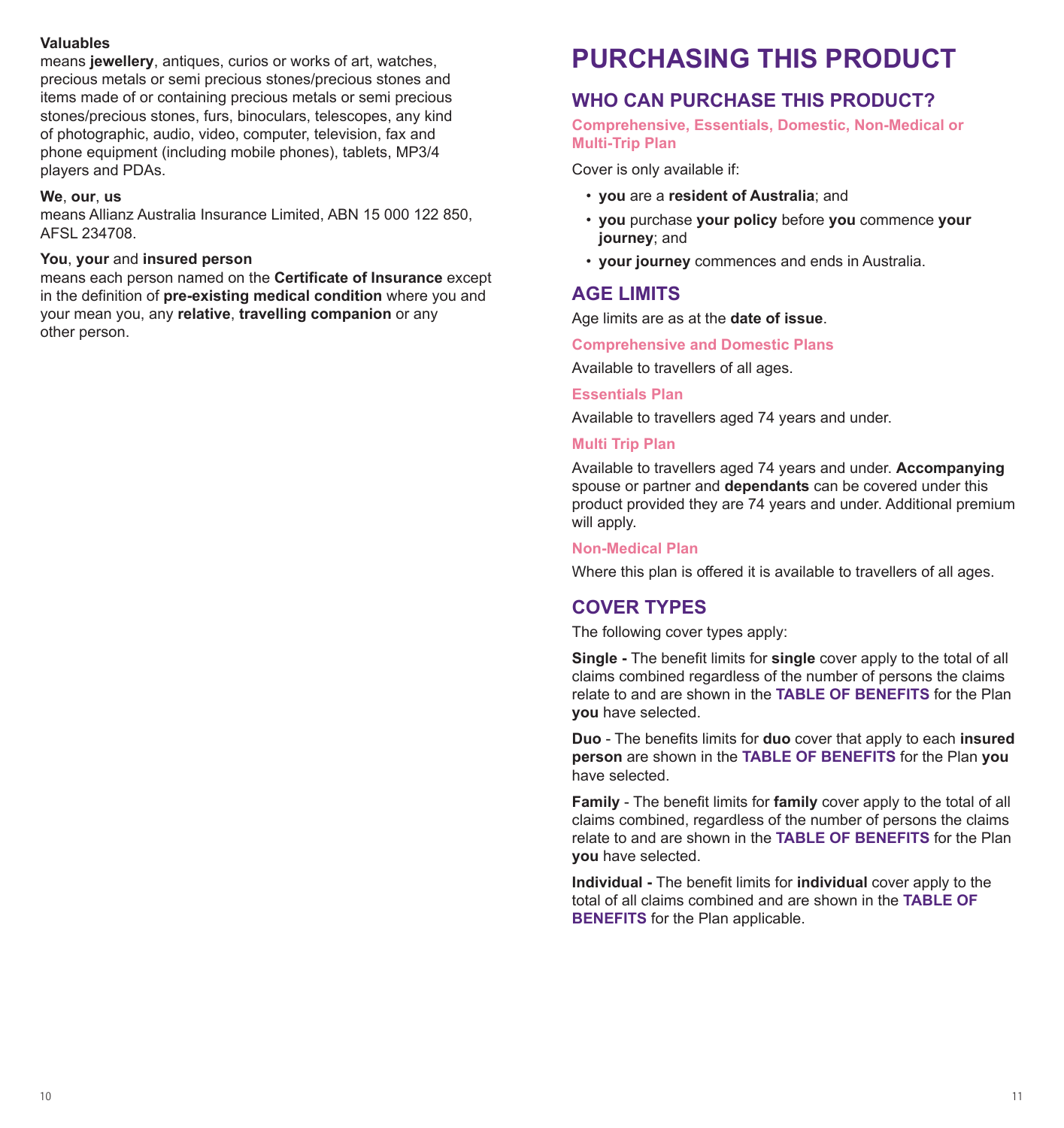**Valuables**
means **jewellery**, antiques, curios or works of art, watches, precious metals or semi precious stones/precious stones and items made of or containing precious metals or semi precious stones/precious stones, furs, binoculars, telescopes, any kind of photographic, audio, video, computer, television, fax and phone equipment (including mobile phones), tablets, MP3/4 players and PDAs.

**We**, **our**, **us**
means Allianz Australia Insurance Limited, ABN 15 000 122 850, AFSL 234708.

**You**, **your** and **insured person**
means each person named on the **Certificate of Insurance** except in the definition of **pre-existing medical condition** where you and your mean you, any **relative**, **travelling companion** or any other person.

# PURCHASING THIS PRODUCT

## WHO CAN PURCHASE THIS PRODUCT?

### Comprehensive, Essentials, Domestic, Non-Medical or Multi-Trip Plan

Cover is only available if:

- **you** are a **resident of Australia**; and
- **you** purchase **your policy** before **you** commence **your journey**; and
- **your journey** commences and ends in Australia.

## AGE LIMITS

Age limits are as at the **date of issue**.

### Comprehensive and Domestic Plans

Available to travellers of all ages.

### Essentials Plan

Available to travellers aged 74 years and under.

### Multi Trip Plan

Available to travellers aged 74 years and under. **Accompanying** spouse or partner and **dependants** can be covered under this product provided they are 74 years and under. Additional premium will apply.

### Non-Medical Plan

Where this plan is offered it is available to travellers of all ages.

## COVER TYPES

The following cover types apply:

**Single -** The benefit limits for **single** cover apply to the total of all claims combined regardless of the number of persons the claims relate to and are shown in the **TABLE OF BENEFITS** for the Plan **you** have selected.

**Duo** - The benefits limits for **duo** cover that apply to each **insured person** are shown in the **TABLE OF BENEFITS** for the Plan **you** have selected.

**Family** - The benefit limits for **family** cover apply to the total of all claims combined, regardless of the number of persons the claims relate to and are shown in the **TABLE OF BENEFITS** for the Plan **you** have selected.

**Individual -** The benefit limits for **individual** cover apply to the total of all claims combined and are shown in the **TABLE OF BENEFITS** for the Plan applicable.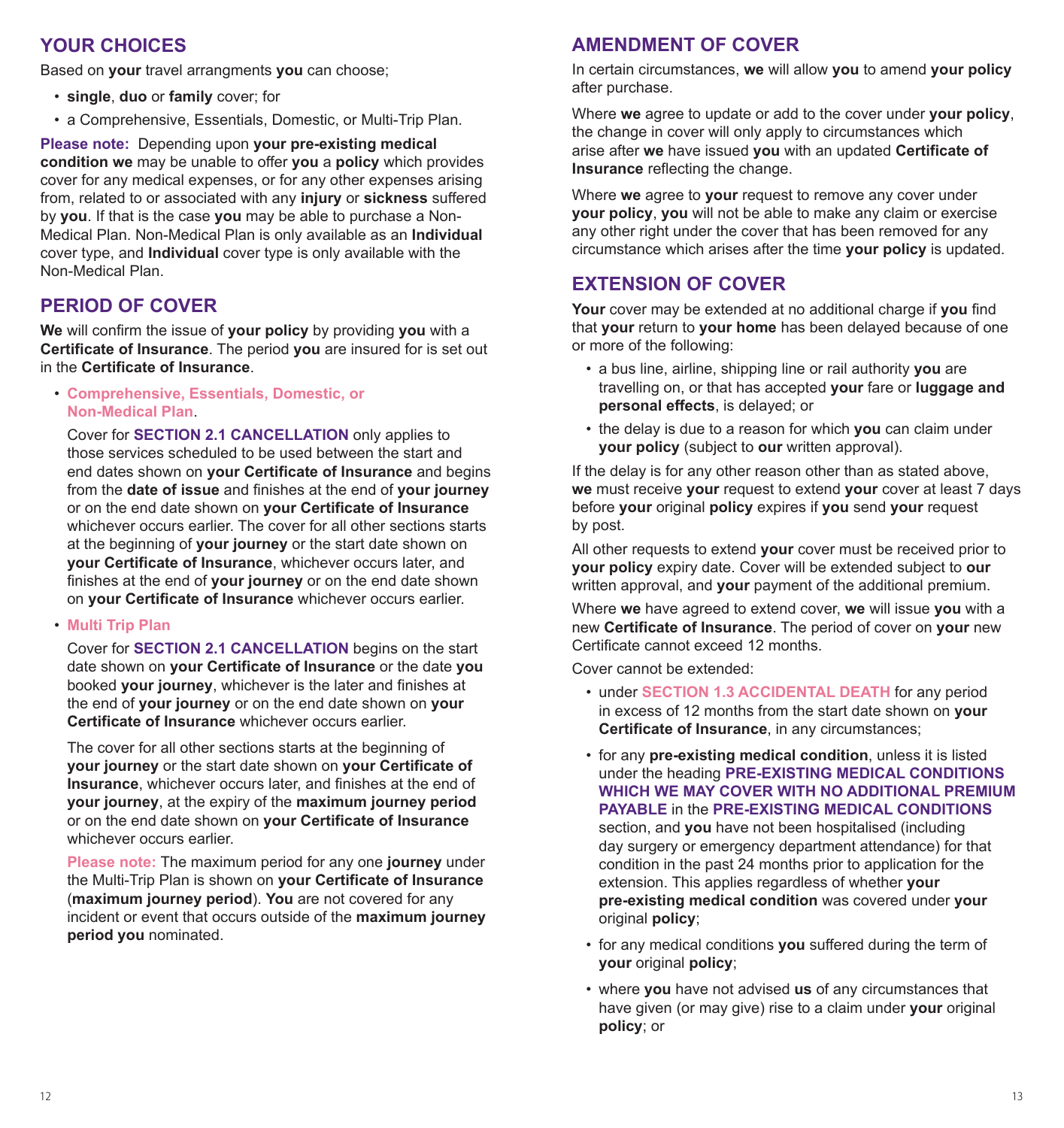## YOUR CHOICES

Based on **your** travel arrangments **you** can choose;

- **single**, **duo** or **family** cover; for
- a Comprehensive, Essentials, Domestic, or Multi-Trip Plan.

**Please note:** Depending upon **your pre-existing medical condition we** may be unable to offer **you** a **policy** which provides cover for any medical expenses, or for any other expenses arising from, related to or associated with any **injury** or **sickness** suffered by **you**. If that is the case **you** may be able to purchase a Non-Medical Plan. Non-Medical Plan is only available as an **Individual** cover type, and **Individual** cover type is only available with the Non-Medical Plan.

## PERIOD OF COVER

**We** will confirm the issue of **your policy** by providing **you** with a **Certificate of Insurance**. The period **you** are insured for is set out in the **Certificate of Insurance**.

- **Comprehensive, Essentials, Domestic, or Non-Medical Plan**.

  Cover for **SECTION 2.1 CANCELLATION** only applies to those services scheduled to be used between the start and end dates shown on **your Certificate of Insurance** and begins from the **date of issue** and finishes at the end of **your journey** or on the end date shown on **your Certificate of Insurance** whichever occurs earlier. The cover for all other sections starts at the beginning of **your journey** or the start date shown on **your Certificate of Insurance**, whichever occurs later, and finishes at the end of **your journey** or on the end date shown on **your Certificate of Insurance** whichever occurs earlier.

- **Multi Trip Plan**

  Cover for **SECTION 2.1 CANCELLATION** begins on the start date shown on **your Certificate of Insurance** or the date **you** booked **your journey**, whichever is the later and finishes at the end of **your journey** or on the end date shown on **your Certificate of Insurance** whichever occurs earlier.

  The cover for all other sections starts at the beginning of **your journey** or the start date shown on **your Certificate of Insurance**, whichever occurs later, and finishes at the end of **your journey**, at the expiry of the **maximum journey period** or on the end date shown on **your Certificate of Insurance** whichever occurs earlier.

  **Please note:** The maximum period for any one **journey** under the Multi-Trip Plan is shown on **your Certificate of Insurance** (**maximum journey period**). **You** are not covered for any incident or event that occurs outside of the **maximum journey period you** nominated.

## AMENDMENT OF COVER

In certain circumstances, **we** will allow **you** to amend **your policy** after purchase.

Where **we** agree to update or add to the cover under **your policy**, the change in cover will only apply to circumstances which arise after **we** have issued **you** with an updated **Certificate of Insurance** reflecting the change.

Where **we** agree to **your** request to remove any cover under **your policy**, **you** will not be able to make any claim or exercise any other right under the cover that has been removed for any circumstance which arises after the time **your policy** is updated.

## EXTENSION OF COVER

**Your** cover may be extended at no additional charge if **you** find that **your** return to **your home** has been delayed because of one or more of the following:

- a bus line, airline, shipping line or rail authority **you** are travelling on, or that has accepted **your** fare or **luggage and personal effects**, is delayed; or
- the delay is due to a reason for which **you** can claim under **your policy** (subject to **our** written approval).

If the delay is for any other reason other than as stated above, **we** must receive **your** request to extend **your** cover at least 7 days before **your** original **policy** expires if **you** send **your** request by post.

All other requests to extend **your** cover must be received prior to **your policy** expiry date. Cover will be extended subject to **our** written approval, and **your** payment of the additional premium.

Where **we** have agreed to extend cover, **we** will issue **you** with a new **Certificate of Insurance**. The period of cover on **your** new Certificate cannot exceed 12 months.

Cover cannot be extended:

- under **SECTION 1.3 ACCIDENTAL DEATH** for any period in excess of 12 months from the start date shown on **your Certificate of Insurance**, in any circumstances;
- for any **pre-existing medical condition**, unless it is listed under the heading **PRE-EXISTING MEDICAL CONDITIONS WHICH WE MAY COVER WITH NO ADDITIONAL PREMIUM PAYABLE** in the **PRE-EXISTING MEDICAL CONDITIONS** section, and **you** have not been hospitalised (including day surgery or emergency department attendance) for that condition in the past 24 months prior to application for the extension. This applies regardless of whether **your pre-existing medical condition** was covered under **your** original **policy**;
- for any medical conditions **you** suffered during the term of **your** original **policy**;
- where **you** have not advised **us** of any circumstances that have given (or may give) rise to a claim under **your** original **policy**; or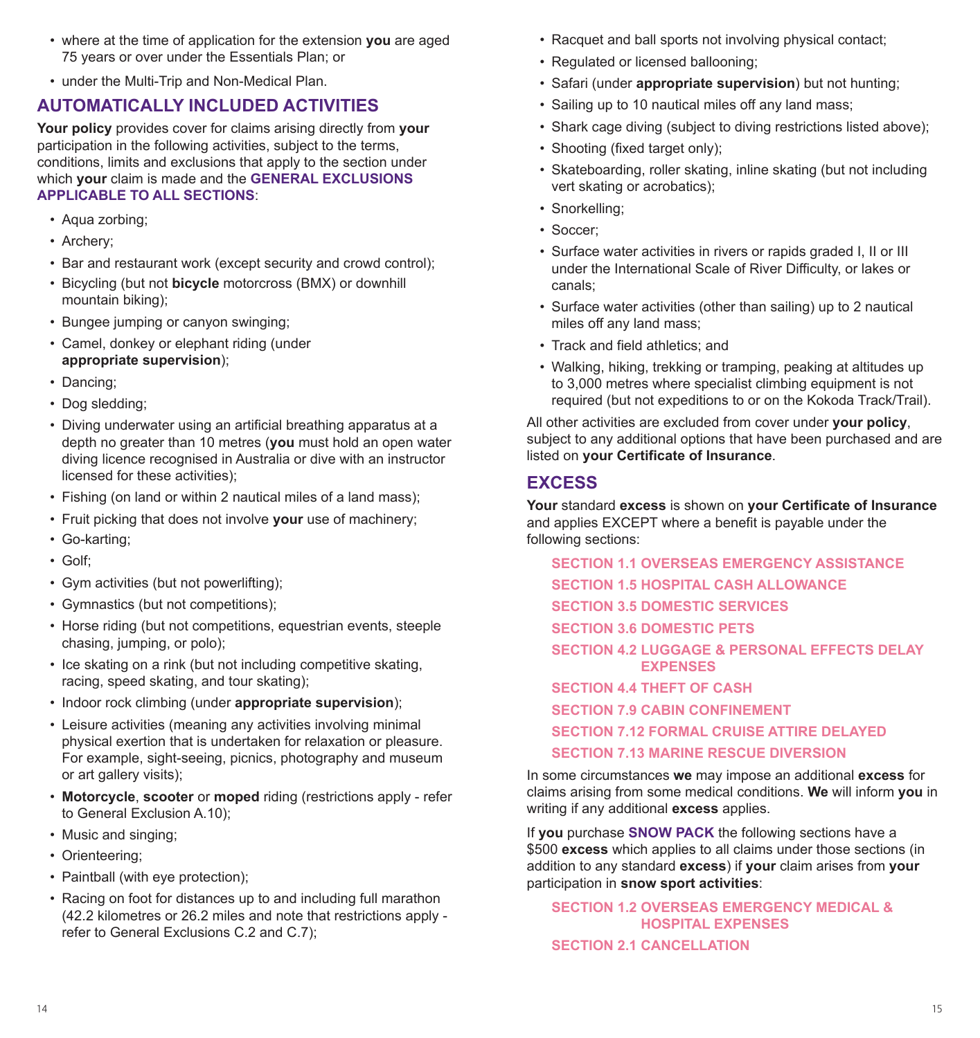- where at the time of application for the extension **you** are aged 75 years or over under the Essentials Plan; or
- under the Multi-Trip and Non-Medical Plan.

## AUTOMATICALLY INCLUDED ACTIVITIES

**Your policy** provides cover for claims arising directly from **your** participation in the following activities, subject to the terms, conditions, limits and exclusions that apply to the section under which **your** claim is made and the **GENERAL EXCLUSIONS APPLICABLE TO ALL SECTIONS**:

- Aqua zorbing;
- Archery;
- Bar and restaurant work (except security and crowd control);
- Bicycling (but not **bicycle** motorcross (BMX) or downhill mountain biking);
- Bungee jumping or canyon swinging;
- Camel, donkey or elephant riding (under **appropriate supervision**);
- Dancing;
- Dog sledding;
- Diving underwater using an artificial breathing apparatus at a depth no greater than 10 metres (**you** must hold an open water diving licence recognised in Australia or dive with an instructor licensed for these activities);
- Fishing (on land or within 2 nautical miles of a land mass);
- Fruit picking that does not involve **your** use of machinery;
- Go-karting;
- Golf;
- Gym activities (but not powerlifting);
- Gymnastics (but not competitions);
- Horse riding (but not competitions, equestrian events, steeple chasing, jumping, or polo);
- Ice skating on a rink (but not including competitive skating, racing, speed skating, and tour skating);
- Indoor rock climbing (under **appropriate supervision**);
- Leisure activities (meaning any activities involving minimal physical exertion that is undertaken for relaxation or pleasure. For example, sight-seeing, picnics, photography and museum or art gallery visits);
- **Motorcycle**, **scooter** or **moped** riding (restrictions apply - refer to General Exclusion A.10);
- Music and singing;
- Orienteering;
- Paintball (with eye protection);
- Racing on foot for distances up to and including full marathon (42.2 kilometres or 26.2 miles and note that restrictions apply - refer to General Exclusions C.2 and C.7);
- Racquet and ball sports not involving physical contact;
- Regulated or licensed ballooning;
- Safari (under **appropriate supervision**) but not hunting;
- Sailing up to 10 nautical miles off any land mass;
- Shark cage diving (subject to diving restrictions listed above);
- Shooting (fixed target only);
- Skateboarding, roller skating, inline skating (but not including vert skating or acrobatics);
- Snorkelling;
- Soccer;
- Surface water activities in rivers or rapids graded I, II or III under the International Scale of River Difficulty, or lakes or canals;
- Surface water activities (other than sailing) up to 2 nautical miles off any land mass;
- Track and field athletics; and
- Walking, hiking, trekking or tramping, peaking at altitudes up to 3,000 metres where specialist climbing equipment is not required (but not expeditions to or on the Kokoda Track/Trail).

All other activities are excluded from cover under **your policy**, subject to any additional options that have been purchased and are listed on **your Certificate of Insurance**.

## EXCESS

**Your** standard **excess** is shown on **your Certificate of Insurance** and applies EXCEPT where a benefit is payable under the following sections:

**SECTION 1.1 OVERSEAS EMERGENCY ASSISTANCE**
**SECTION 1.5 HOSPITAL CASH ALLOWANCE**
**SECTION 3.5 DOMESTIC SERVICES**
**SECTION 3.6 DOMESTIC PETS**
**SECTION 4.2 LUGGAGE & PERSONAL EFFECTS DELAY EXPENSES**
**SECTION 4.4 THEFT OF CASH**
**SECTION 7.9 CABIN CONFINEMENT**
**SECTION 7.12 FORMAL CRUISE ATTIRE DELAYED**
**SECTION 7.13 MARINE RESCUE DIVERSION**

In some circumstances **we** may impose an additional **excess** for claims arising from some medical conditions. **We** will inform **you** in writing if any additional **excess** applies.

If **you** purchase **SNOW PACK** the following sections have a $500 **excess** which applies to all claims under those sections (in addition to any standard **excess**) if **your** claim arises from **your** participation in **snow sport activities**:

**SECTION 1.2 OVERSEAS EMERGENCY MEDICAL & HOSPITAL EXPENSES**
**SECTION 2.1 CANCELLATION**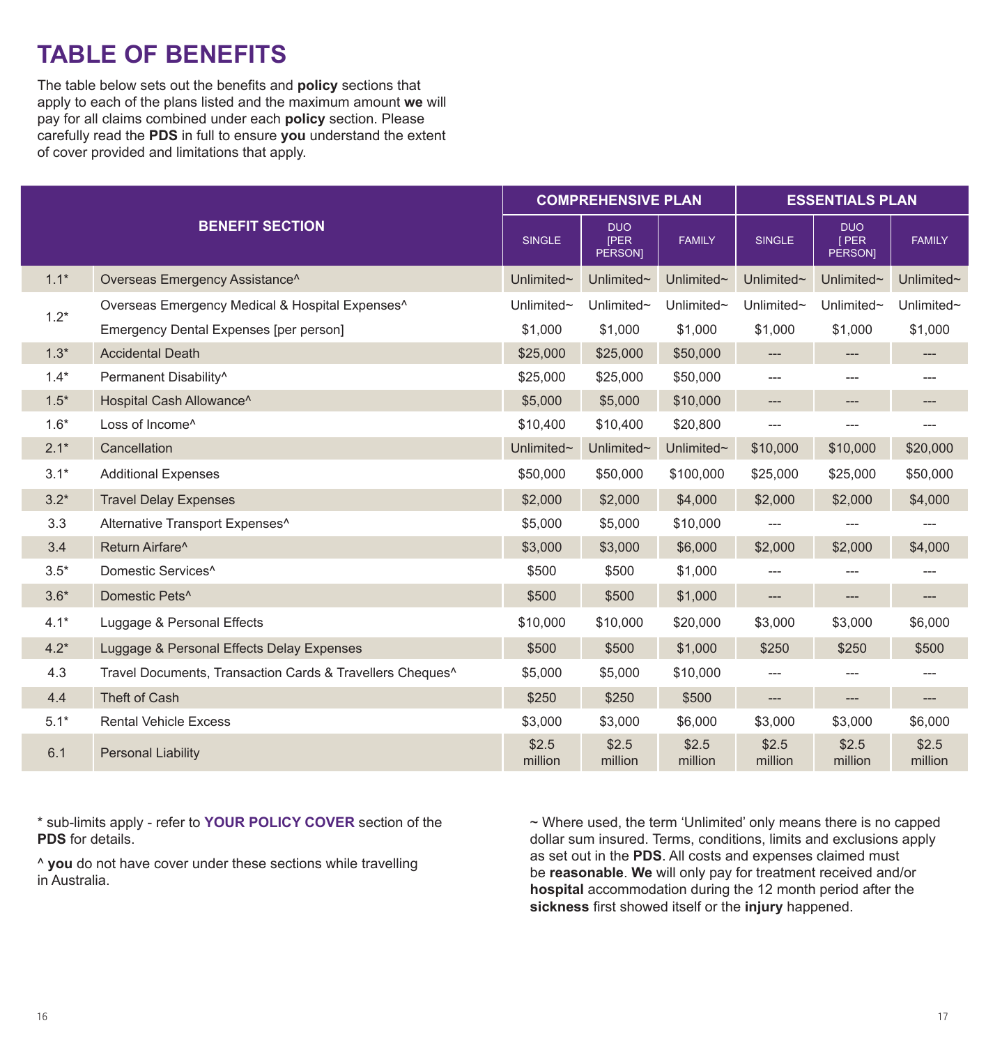# TABLE OF BENEFITS

The table below sets out the benefits and **policy** sections that apply to each of the plans listed and the maximum amount **we** will pay for all claims combined under each **policy** section. Please carefully read the **PDS** in full to ensure **you** understand the extent of cover provided and limitations that apply.

| BENEFIT SECTION | | COMPREHENSIVE PLAN | | | ESSENTIALS PLAN | | |
|---|---|---|---|---|---|---|---|
| | | SINGLE | DUO [PER PERSON] | FAMILY | SINGLE | DUO [ PER PERSON] | FAMILY |
| 1.1* | Overseas Emergency Assistance^ | Unlimited~ | Unlimited~ | Unlimited~ | Unlimited~ | Unlimited~ | Unlimited~ |
| 1.2* | Overseas Emergency Medical & Hospital Expenses^ | Unlimited~ | Unlimited~ | Unlimited~ | Unlimited~ | Unlimited~ | Unlimited~ |
| | Emergency Dental Expenses [per person] | $1,000 | $1,000 | $1,000 | $1,000 | $1,000 | $1,000 |
| 1.3* | Accidental Death | $25,000 | $25,000 | $50,000 | --- | --- | --- |
| 1.4* | Permanent Disability^ | $25,000 | $25,000 | $50,000 | --- | --- | --- |
| 1.5* | Hospital Cash Allowance^ | $5,000 | $5,000 | $10,000 | --- | --- | --- |
| 1.6* | Loss of Income^ | $10,400 | $10,400 | $20,800 | --- | --- | --- |
| 2.1* | Cancellation | Unlimited~ | Unlimited~ | Unlimited~ | $10,000 | $10,000 | $20,000 |
| 3.1* | Additional Expenses | $50,000 | $50,000 | $100,000 | $25,000 | $25,000 | $50,000 |
| 3.2* | Travel Delay Expenses | $2,000 | $2,000 | $4,000 | $2,000 | $2,000 | $4,000 |
| 3.3 | Alternative Transport Expenses^ | $5,000 | $5,000 | $10,000 | --- | --- | --- |
| 3.4 | Return Airfare^ | $3,000 | $3,000 | $6,000 | $2,000 | $2,000 | $4,000 |
| 3.5* | Domestic Services^ | $500 | $500 | $1,000 | --- | --- | --- |
| 3.6* | Domestic Pets^ | $500 | $500 | $1,000 | --- | --- | --- |
| 4.1* | Luggage & Personal Effects | $10,000 | $10,000 | $20,000 | $3,000 | $3,000 | $6,000 |
| 4.2* | Luggage & Personal Effects Delay Expenses | $500 | $500 | $1,000 | $250 | $250 | $500 |
| 4.3 | Travel Documents, Transaction Cards & Travellers Cheques^ | $5,000 | $5,000 | $10,000 | --- | --- | --- |
| 4.4 | Theft of Cash | $250 | $250 | $500 | --- | --- | --- |
| 5.1* | Rental Vehicle Excess | $3,000 | $3,000 | $6,000 | $3,000 | $3,000 | $6,000 |
| 6.1 | Personal Liability | $2.5 million | $2.5 million | $2.5 million | $2.5 million | $2.5 million | $2.5 million |

\* sub-limits apply - refer to **YOUR POLICY COVER** section of the **PDS** for details.

^ **you** do not have cover under these sections while travelling in Australia.

~ Where used, the term 'Unlimited' only means there is no capped dollar sum insured. Terms, conditions, limits and exclusions apply as set out in the **PDS**. All costs and expenses claimed must be **reasonable**. **We** will only pay for treatment received and/or **hospital** accommodation during the 12 month period after the **sickness** first showed itself or the **injury** happened.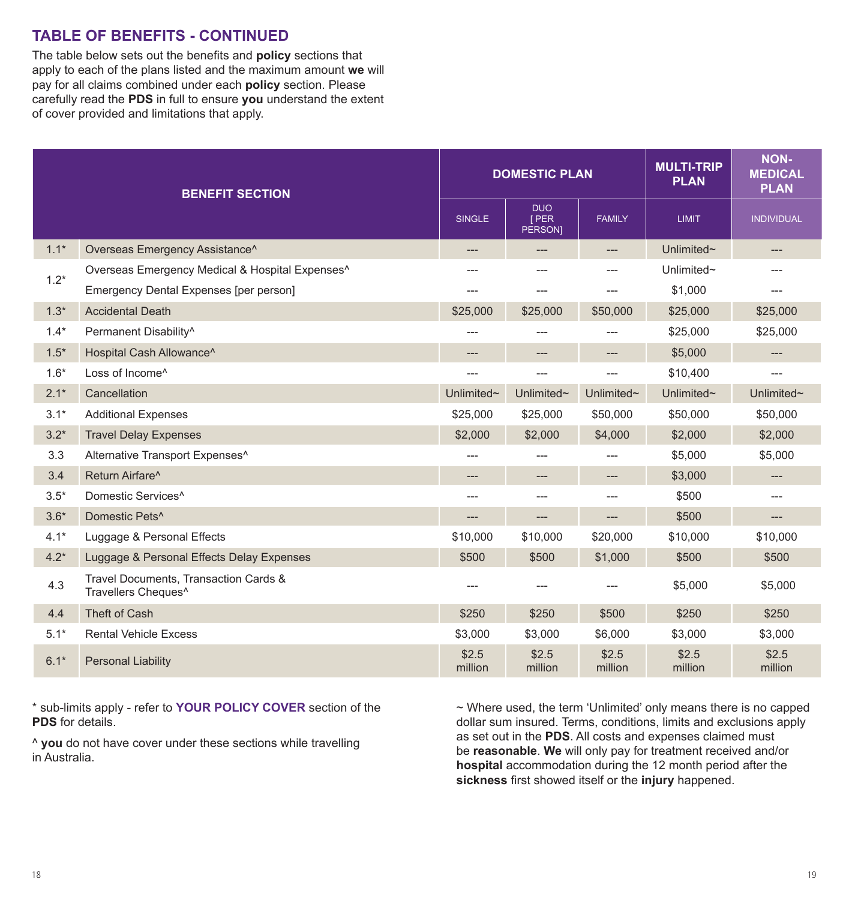## TABLE OF BENEFITS - CONTINUED

The table below sets out the benefits and **policy** sections that apply to each of the plans listed and the maximum amount **we** will pay for all claims combined under each **policy** section. Please carefully read the **PDS** in full to ensure **you** understand the extent of cover provided and limitations that apply.

| BENEFIT SECTION | | DOMESTIC PLAN | | | MULTI-TRIP PLAN | NON-MEDICAL PLAN |
|---|---|---|---|---|---|---|
| | | SINGLE | DUO [ PER PERSON] | FAMILY | LIMIT | INDIVIDUAL |
| 1.1* | Overseas Emergency Assistance^ | --- | --- | --- | Unlimited~ | --- |
| 1.2* | Overseas Emergency Medical & Hospital Expenses^ | --- | --- | --- | Unlimited~ | --- |
| | Emergency Dental Expenses [per person] | --- | --- | --- | $1,000 | --- |
| 1.3* | Accidental Death | $25,000 | $25,000 | $50,000 | $25,000 | $25,000 |
| 1.4* | Permanent Disability^ | --- | --- | --- | $25,000 | $25,000 |
| 1.5* | Hospital Cash Allowance^ | --- | --- | --- | $5,000 | --- |
| 1.6* | Loss of Income^ | --- | --- | --- | $10,400 | --- |
| 2.1* | Cancellation | Unlimited~ | Unlimited~ | Unlimited~ | Unlimited~ | Unlimited~ |
| 3.1* | Additional Expenses | $25,000 | $25,000 | $50,000 | $50,000 | $50,000 |
| 3.2* | Travel Delay Expenses | $2,000 | $2,000 | $4,000 | $2,000 | $2,000 |
| 3.3 | Alternative Transport Expenses^ | --- | --- | --- | $5,000 | $5,000 |
| 3.4 | Return Airfare^ | --- | --- | --- | $3,000 | --- |
| 3.5* | Domestic Services^ | --- | --- | --- | $500 | --- |
| 3.6* | Domestic Pets^ | --- | --- | --- | $500 | --- |
| 4.1* | Luggage & Personal Effects | $10,000 | $10,000 | $20,000 | $10,000 | $10,000 |
| 4.2* | Luggage & Personal Effects Delay Expenses | $500 | $500 | $1,000 | $500 | $500 |
| 4.3 | Travel Documents, Transaction Cards & Travellers Cheques^ | --- | --- | --- | $5,000 | $5,000 |
| 4.4 | Theft of Cash | $250 | $250 | $500 | $250 | $250 |
| 5.1* | Rental Vehicle Excess | $3,000 | $3,000 | $6,000 | $3,000 | $3,000 |
| 6.1* | Personal Liability | $2.5 million | $2.5 million | $2.5 million | $2.5 million | $2.5 million |

\* sub-limits apply - refer to **YOUR POLICY COVER** section of the **PDS** for details.

^ **you** do not have cover under these sections while travelling in Australia.

~ Where used, the term 'Unlimited' only means there is no capped dollar sum insured. Terms, conditions, limits and exclusions apply as set out in the **PDS**. All costs and expenses claimed must be **reasonable**. **We** will only pay for treatment received and/or **hospital** accommodation during the 12 month period after the **sickness** first showed itself or the **injury** happened.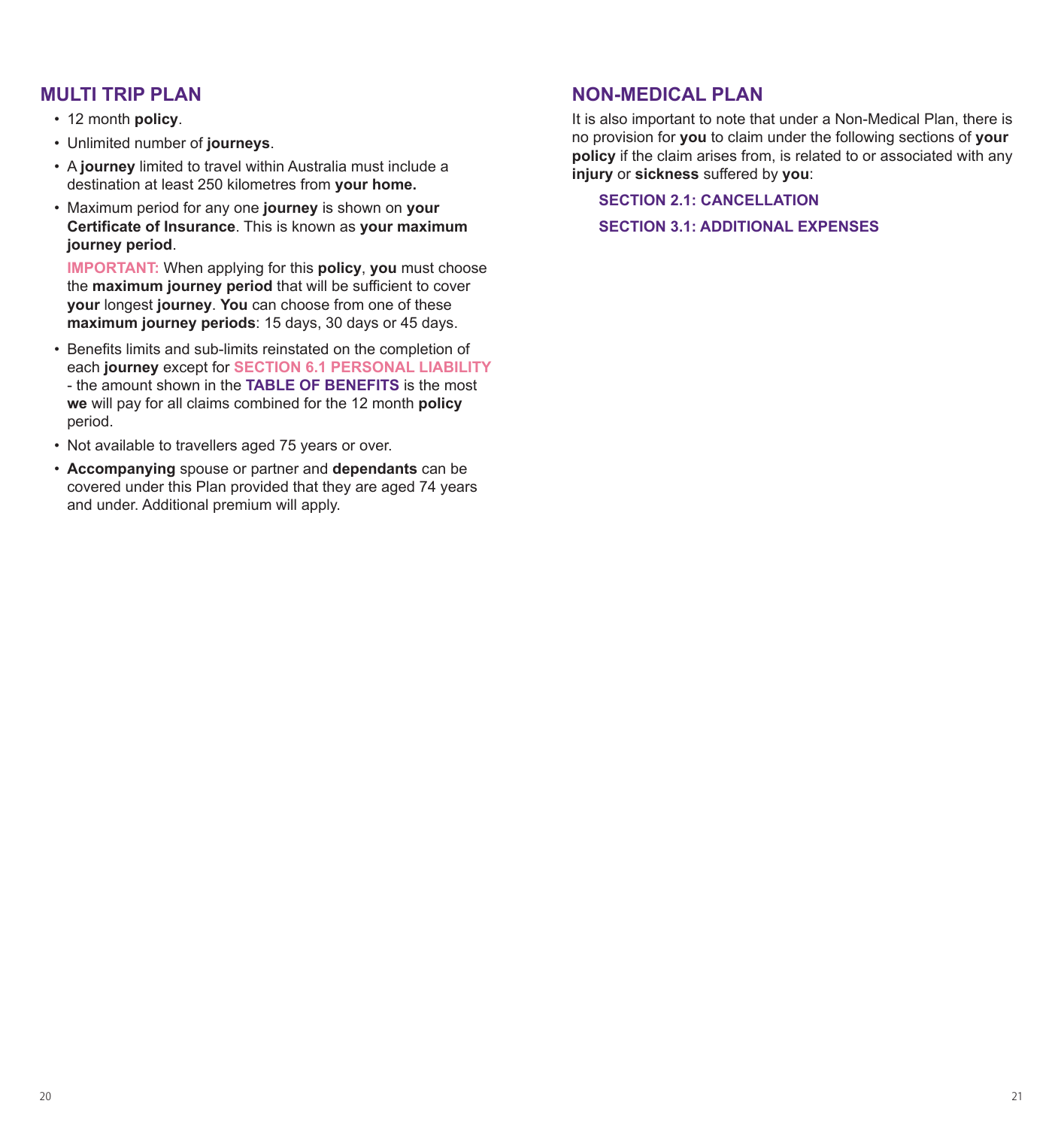## MULTI TRIP PLAN

- 12 month **policy**.
- Unlimited number of **journeys**.
- A **journey** limited to travel within Australia must include a destination at least 250 kilometres from **your home.**
- Maximum period for any one **journey** is shown on **your Certificate of Insurance**. This is known as **your maximum journey period**.

  **IMPORTANT:** When applying for this **policy**, **you** must choose the **maximum journey period** that will be sufficient to cover **your** longest **journey**. **You** can choose from one of these **maximum journey periods**: 15 days, 30 days or 45 days.
- Benefits limits and sub-limits reinstated on the completion of each **journey** except for **SECTION 6.1 PERSONAL LIABILITY** - the amount shown in the **TABLE OF BENEFITS** is the most **we** will pay for all claims combined for the 12 month **policy** period.
- Not available to travellers aged 75 years or over.
- **Accompanying** spouse or partner and **dependants** can be covered under this Plan provided that they are aged 74 years and under. Additional premium will apply.

## NON-MEDICAL PLAN

It is also important to note that under a Non-Medical Plan, there is no provision for **you** to claim under the following sections of **your policy** if the claim arises from, is related to or associated with any **injury** or **sickness** suffered by **you**:

**SECTION 2.1: CANCELLATION**

**SECTION 3.1: ADDITIONAL EXPENSES**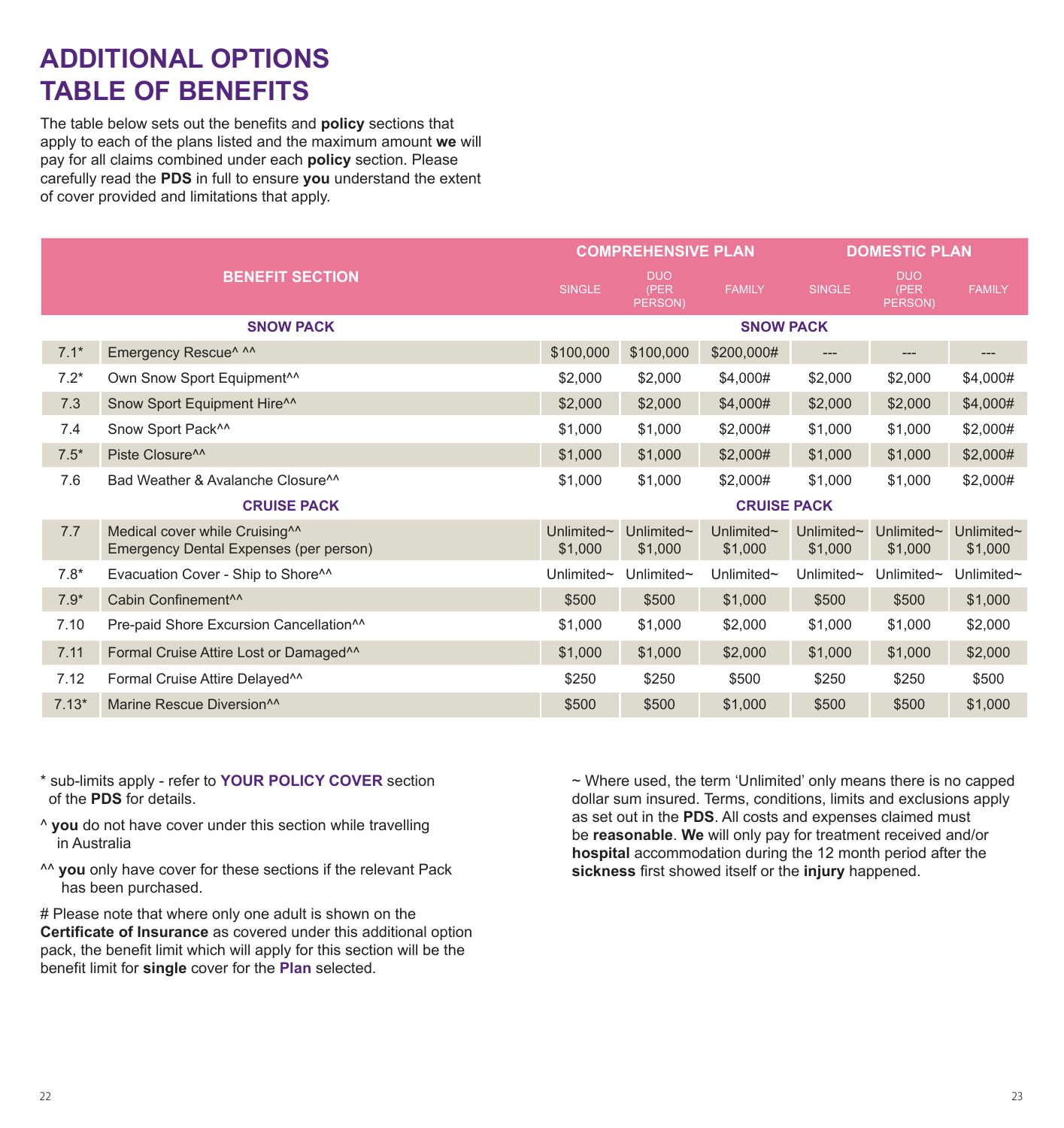# ADDITIONAL OPTIONS TABLE OF BENEFITS

The table below sets out the benefits and **policy** sections that apply to each of the plans listed and the maximum amount **we** will pay for all claims combined under each **policy** section. Please carefully read the **PDS** in full to ensure **you** understand the extent of cover provided and limitations that apply.

| | BENEFIT SECTION | COMPREHENSIVE PLAN | | | DOMESTIC PLAN | | |
|---|---|---|---|---|---|---|---|
| | | SINGLE | DUO (PER PERSON) | FAMILY | SINGLE | DUO (PER PERSON) | FAMILY |
| | **SNOW PACK** | | **SNOW PACK** | | | | |
| 7.1* | Emergency Rescue^ ^^ | $100,000 | $100,000 | $200,000# | --- | --- | --- |
| 7.2* | Own Snow Sport Equipment^^ | $2,000 | $2,000 | $4,000# | $2,000 | $2,000 | $4,000# |
| 7.3 | Snow Sport Equipment Hire^^ | $2,000 | $2,000 | $4,000# | $2,000 | $2,000 | $4,000# |
| 7.4 | Snow Sport Pack^^ | $1,000 | $1,000 | $2,000# | $1,000 | $1,000 | $2,000# |
| 7.5* | Piste Closure^^ | $1,000 | $1,000 | $2,000# | $1,000 | $1,000 | $2,000# |
| 7.6 | Bad Weather & Avalanche Closure^^ | $1,000 | $1,000 | $2,000# | $1,000 | $1,000 | $2,000# |
| | **CRUISE PACK** | | **CRUISE PACK** | | | | |
| 7.7 | Medical cover while Cruising^^<br>Emergency Dental Expenses (per person) | Unlimited~<br>$1,000 | Unlimited~<br>$1,000 | Unlimited~<br>$1,000 | Unlimited~<br>$1,000 | Unlimited~<br>$1,000 | Unlimited~<br>$1,000 |
| 7.8* | Evacuation Cover - Ship to Shore^^ | Unlimited~ | Unlimited~ | Unlimited~ | Unlimited~ | Unlimited~ | Unlimited~ |
| 7.9* | Cabin Confinement^^ | $500 | $500 | $1,000 | $500 | $500 | $1,000 |
| 7.10 | Pre-paid Shore Excursion Cancellation^^ | $1,000 | $1,000 | $2,000 | $1,000 | $1,000 | $2,000 |
| 7.11 | Formal Cruise Attire Lost or Damaged^^ | $1,000 | $1,000 | $2,000 | $1,000 | $1,000 | $2,000 |
| 7.12 | Formal Cruise Attire Delayed^^ | $250 | $250 | $500 | $250 | $250 | $500 |
| 7.13* | Marine Rescue Diversion^^ | $500 | $500 | $1,000 | $500 | $500 | $1,000 |

* sub-limits apply - refer to **YOUR POLICY COVER** section of the **PDS** for details.

^ **you** do not have cover under this section while travelling in Australia

^^ **you** only have cover for these sections if the relevant Pack has been purchased.

# Please note that where only one adult is shown on the **Certificate of Insurance** as covered under this additional option pack, the benefit limit which will apply for this section will be the benefit limit for **single** cover for the **Plan** selected.

~ Where used, the term 'Unlimited' only means there is no capped dollar sum insured. Terms, conditions, limits and exclusions apply as set out in the **PDS**. All costs and expenses claimed must be **reasonable**. **We** will only pay for treatment received and/or **hospital** accommodation during the 12 month period after the **sickness** first showed itself or the **injury** happened.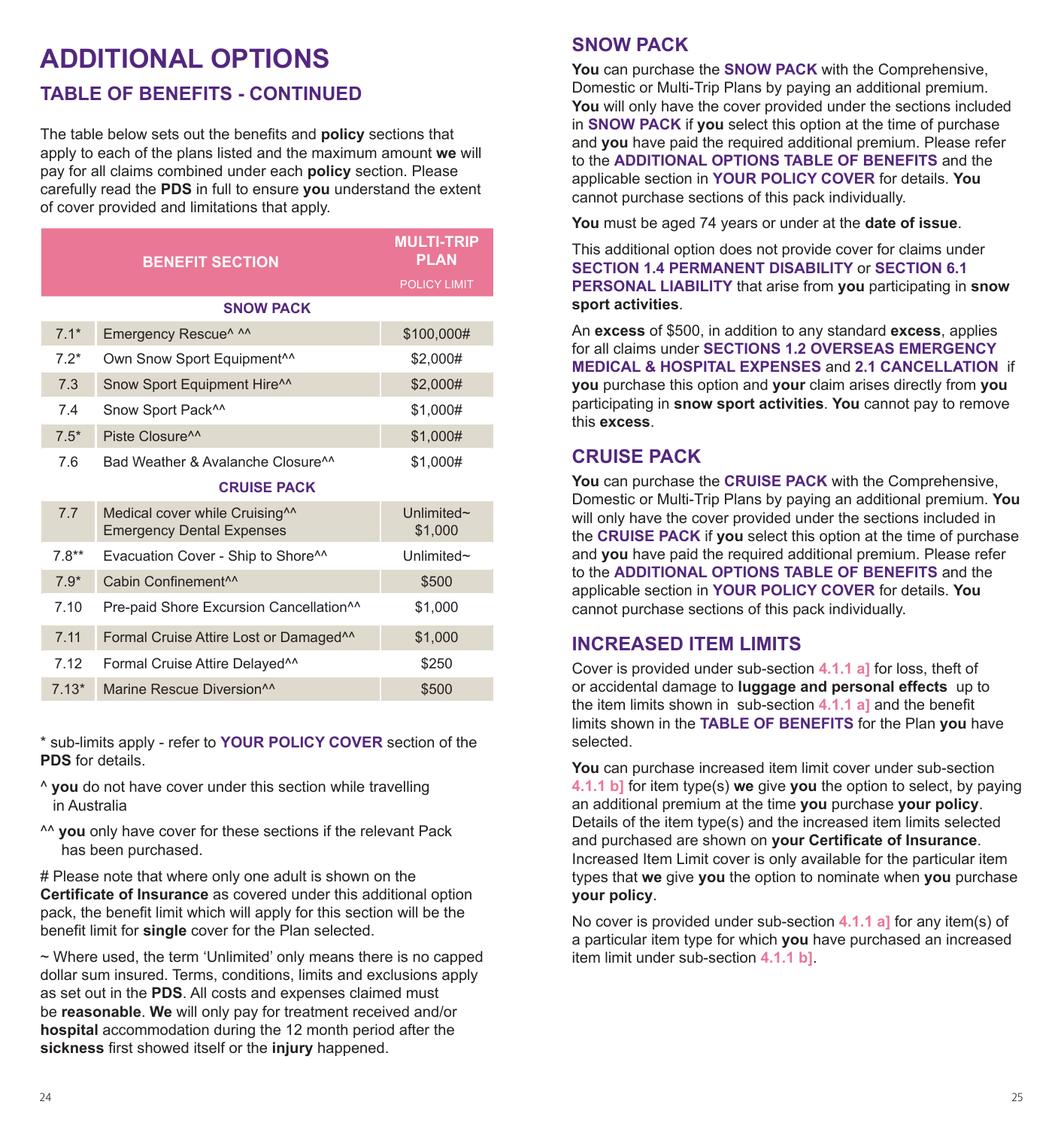# ADDITIONAL OPTIONS

## TABLE OF BENEFITS - CONTINUED

The table below sets out the benefits and **policy** sections that apply to each of the plans listed and the maximum amount **we** will pay for all claims combined under each **policy** section. Please carefully read the **PDS** in full to ensure **you** understand the extent of cover provided and limitations that apply.

| BENEFIT SECTION | | MULTI-TRIP PLAN POLICY LIMIT |
|---|---|---|
| **SNOW PACK** | | |
| 7.1* | Emergency Rescue^ ^^ | $100,000# |
| 7.2* | Own Snow Sport Equipment^^ | $2,000# |
| 7.3 | Snow Sport Equipment Hire^^ | $2,000# |
| 7.4 | Snow Sport Pack^^ | $1,000# |
| 7.5* | Piste Closure^^ | $1,000# |
| 7.6 | Bad Weather & Avalanche Closure^^ | $1,000# |
| **CRUISE PACK** | | |
| 7.7 | Medical cover while Cruising^^<br>Emergency Dental Expenses | Unlimited~<br>$1,000 |
| 7.8** | Evacuation Cover - Ship to Shore^^ | Unlimited~ |
| 7.9* | Cabin Confinement^^ | $500 |
| 7.10 | Pre-paid Shore Excursion Cancellation^^ | $1,000 |
| 7.11 | Formal Cruise Attire Lost or Damaged^^ | $1,000 |
| 7.12 | Formal Cruise Attire Delayed^^ | $250 |
| 7.13* | Marine Rescue Diversion^^ | $500 |

\* sub-limits apply - refer to **YOUR POLICY COVER** section of the **PDS** for details.

^ **you** do not have cover under this section while travelling in Australia

^^ **you** only have cover for these sections if the relevant Pack has been purchased.

# Please note that where only one adult is shown on the **Certificate of Insurance** as covered under this additional option pack, the benefit limit which will apply for this section will be the benefit limit for **single** cover for the Plan selected.

~ Where used, the term 'Unlimited' only means there is no capped dollar sum insured. Terms, conditions, limits and exclusions apply as set out in the **PDS**. All costs and expenses claimed must be **reasonable**. **We** will only pay for treatment received and/or **hospital** accommodation during the 12 month period after the **sickness** first showed itself or the **injury** happened.

## SNOW PACK

**You** can purchase the **SNOW PACK** with the Comprehensive, Domestic or Multi-Trip Plans by paying an additional premium. **You** will only have the cover provided under the sections included in **SNOW PACK** if **you** select this option at the time of purchase and **you** have paid the required additional premium. Please refer to the **ADDITIONAL OPTIONS TABLE OF BENEFITS** and the applicable section in **YOUR POLICY COVER** for details. **You** cannot purchase sections of this pack individually.

**You** must be aged 74 years or under at the **date of issue**.

This additional option does not provide cover for claims under **SECTION 1.4 PERMANENT DISABILITY** or **SECTION 6.1 PERSONAL LIABILITY** that arise from **you** participating in **snow sport activities**.

An **excess** of $500, in addition to any standard **excess**, applies for all claims under **SECTIONS 1.2 OVERSEAS EMERGENCY MEDICAL & HOSPITAL EXPENSES** and **2.1 CANCELLATION** if **you** purchase this option and **your** claim arises directly from **you** participating in **snow sport activities**. **You** cannot pay to remove this **excess**.

## CRUISE PACK

**You** can purchase the **CRUISE PACK** with the Comprehensive, Domestic or Multi-Trip Plans by paying an additional premium. **You** will only have the cover provided under the sections included in the **CRUISE PACK** if **you** select this option at the time of purchase and **you** have paid the required additional premium. Please refer to the **ADDITIONAL OPTIONS TABLE OF BENEFITS** and the applicable section in **YOUR POLICY COVER** for details. **You** cannot purchase sections of this pack individually.

## INCREASED ITEM LIMITS

Cover is provided under sub-section **4.1.1 a]** for loss, theft of or accidental damage to **luggage and personal effects** up to the item limits shown in sub-section **4.1.1 a]** and the benefit limits shown in the **TABLE OF BENEFITS** for the Plan **you** have selected.

**You** can purchase increased item limit cover under sub-section **4.1.1 b]** for item type(s) **we** give **you** the option to select, by paying an additional premium at the time **you** purchase **your policy**. Details of the item type(s) and the increased item limits selected and purchased are shown on **your Certificate of Insurance**. Increased Item Limit cover is only available for the particular item types that **we** give **you** the option to nominate when **you** purchase **your policy**.

No cover is provided under sub-section **4.1.1 a]** for any item(s) of a particular item type for which **you** have purchased an increased item limit under sub-section **4.1.1 b]**.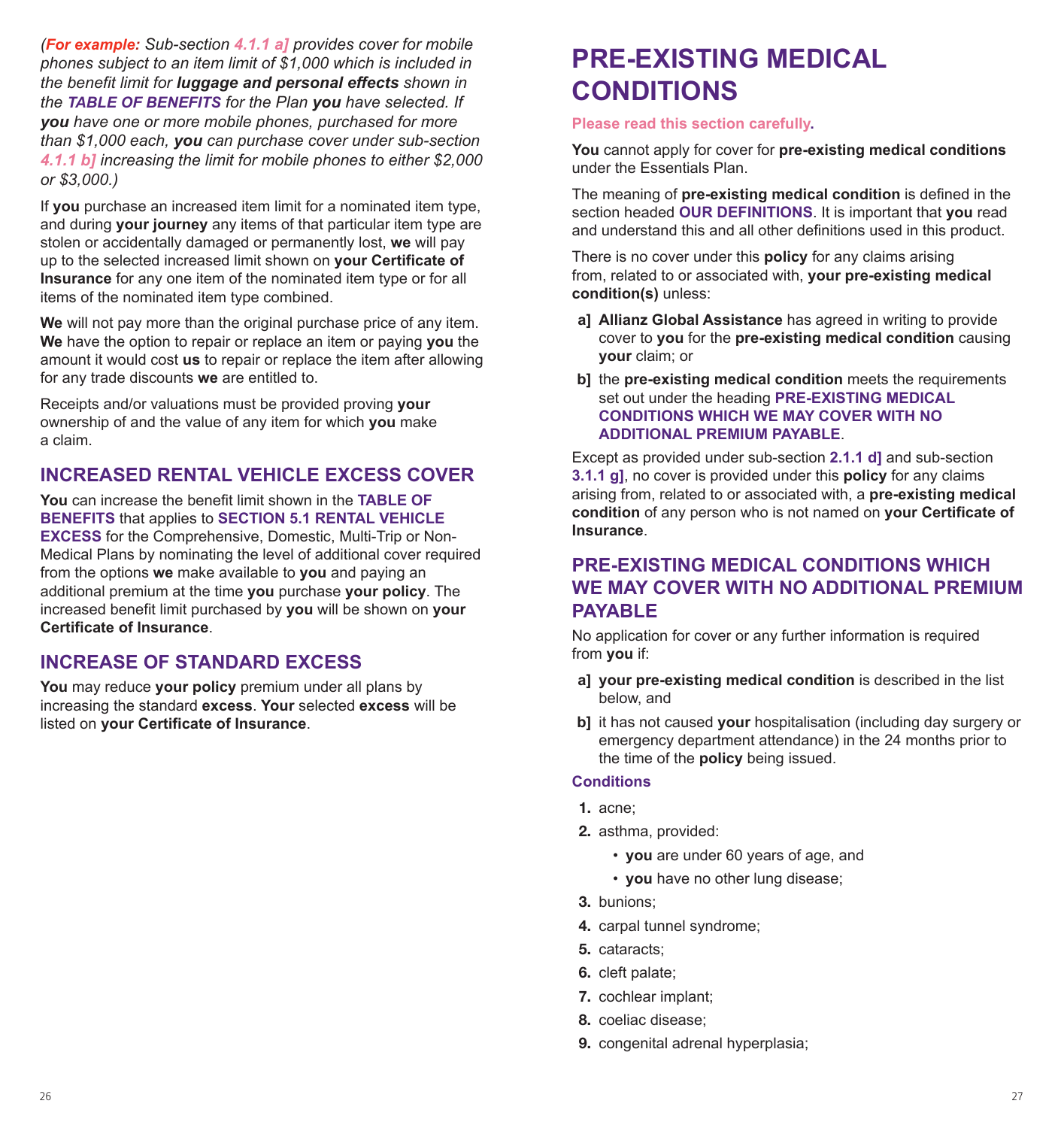*(**For example:** Sub-section 4.1.1 a] provides cover for mobile phones subject to an item limit of $1,000 which is included in the benefit limit for **luggage and personal effects** shown in the **TABLE OF BENEFITS** for the Plan **you** have selected. If **you** have one or more mobile phones, purchased for more than $1,000 each, **you** can purchase cover under sub-section 4.1.1 b] increasing the limit for mobile phones to either $2,000 or $3,000.)*

If **you** purchase an increased item limit for a nominated item type, and during **your journey** any items of that particular item type are stolen or accidentally damaged or permanently lost, **we** will pay up to the selected increased limit shown on **your Certificate of Insurance** for any one item of the nominated item type or for all items of the nominated item type combined.

**We** will not pay more than the original purchase price of any item. **We** have the option to repair or replace an item or paying **you** the amount it would cost **us** to repair or replace the item after allowing for any trade discounts **we** are entitled to.

Receipts and/or valuations must be provided proving **your** ownership of and the value of any item for which **you** make a claim.

## INCREASED RENTAL VEHICLE EXCESS COVER

**You** can increase the benefit limit shown in the **TABLE OF BENEFITS** that applies to **SECTION 5.1 RENTAL VEHICLE EXCESS** for the Comprehensive, Domestic, Multi-Trip or Non-Medical Plans by nominating the level of additional cover required from the options **we** make available to **you** and paying an additional premium at the time **you** purchase **your policy**. The increased benefit limit purchased by **you** will be shown on **your Certificate of Insurance**.

## INCREASE OF STANDARD EXCESS

**You** may reduce **your policy** premium under all plans by increasing the standard **excess**. **Your** selected **excess** will be listed on **your Certificate of Insurance**.

# PRE-EXISTING MEDICAL CONDITIONS

**Please read this section carefully.**

**You** cannot apply for cover for **pre-existing medical conditions** under the Essentials Plan.

The meaning of **pre-existing medical condition** is defined in the section headed **OUR DEFINITIONS**. It is important that **you** read and understand this and all other definitions used in this product.

There is no cover under this **policy** for any claims arising from, related to or associated with, **your pre-existing medical condition(s)** unless:

a] **Allianz Global Assistance** has agreed in writing to provide cover to **you** for the **pre-existing medical condition** causing **your** claim; or

b] the **pre-existing medical condition** meets the requirements set out under the heading **PRE-EXISTING MEDICAL CONDITIONS WHICH WE MAY COVER WITH NO ADDITIONAL PREMIUM PAYABLE**.

Except as provided under sub-section **2.1.1 d]** and sub-section **3.1.1 g]**, no cover is provided under this **policy** for any claims arising from, related to or associated with, a **pre-existing medical condition** of any person who is not named on **your Certificate of Insurance**.

## PRE-EXISTING MEDICAL CONDITIONS WHICH WE MAY COVER WITH NO ADDITIONAL PREMIUM PAYABLE

No application for cover or any further information is required from **you** if:

a] **your pre-existing medical condition** is described in the list below, and

b] it has not caused **your** hospitalisation (including day surgery or emergency department attendance) in the 24 months prior to the time of the **policy** being issued.

### Conditions

1. acne;
2. asthma, provided:
   - **you** are under 60 years of age, and
   - **you** have no other lung disease;
3. bunions;
4. carpal tunnel syndrome;
5. cataracts;
6. cleft palate;
7. cochlear implant;
8. coeliac disease;
9. congenital adrenal hyperplasia;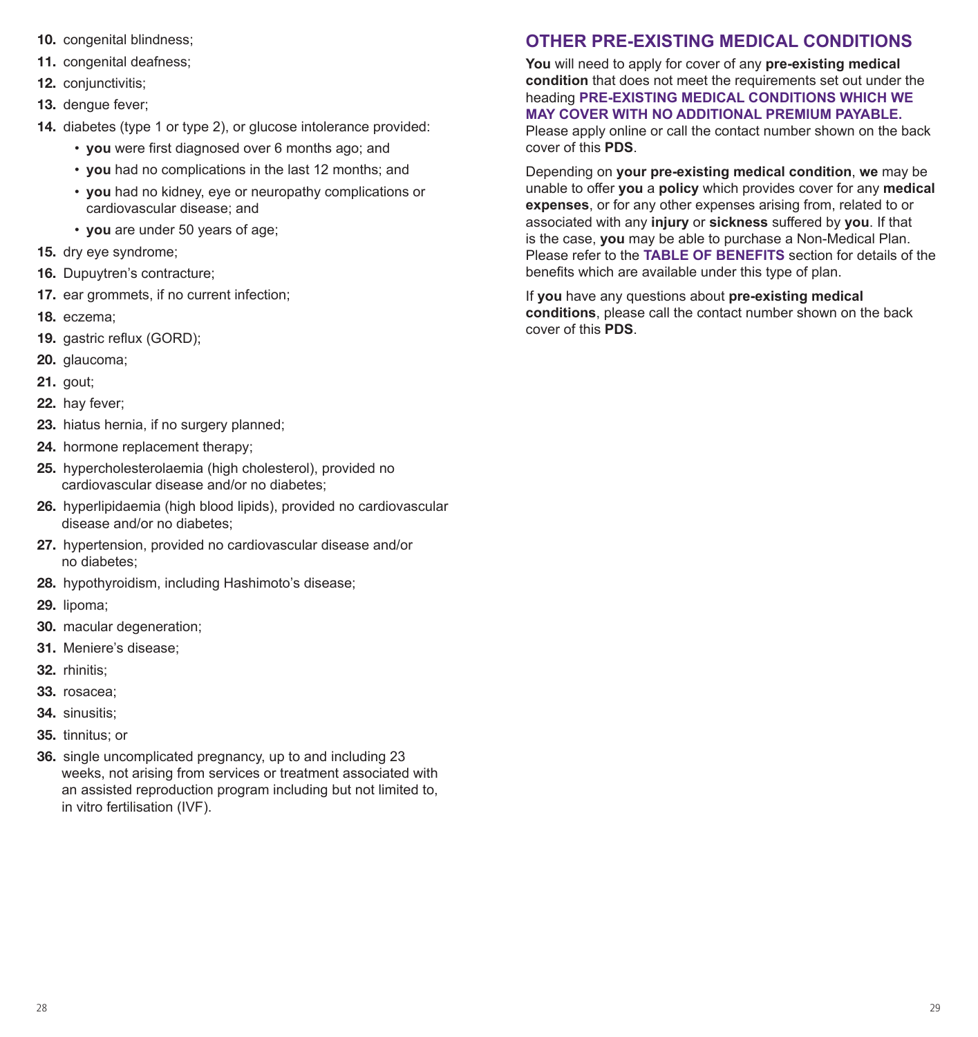10. congenital blindness;
11. congenital deafness;
12. conjunctivitis;
13. dengue fever;
14. diabetes (type 1 or type 2), or glucose intolerance provided:
    - **you** were first diagnosed over 6 months ago; and
    - **you** had no complications in the last 12 months; and
    - **you** had no kidney, eye or neuropathy complications or cardiovascular disease; and
    - **you** are under 50 years of age;
15. dry eye syndrome;
16. Dupuytren's contracture;
17. ear grommets, if no current infection;
18. eczema;
19. gastric reflux (GORD);
20. glaucoma;
21. gout;
22. hay fever;
23. hiatus hernia, if no surgery planned;
24. hormone replacement therapy;
25. hypercholesterolaemia (high cholesterol), provided no cardiovascular disease and/or no diabetes;
26. hyperlipidaemia (high blood lipids), provided no cardiovascular disease and/or no diabetes;
27. hypertension, provided no cardiovascular disease and/or no diabetes;
28. hypothyroidism, including Hashimoto's disease;
29. lipoma;
30. macular degeneration;
31. Meniere's disease;
32. rhinitis;
33. rosacea;
34. sinusitis;
35. tinnitus; or
36. single uncomplicated pregnancy, up to and including 23 weeks, not arising from services or treatment associated with an assisted reproduction program including but not limited to, in vitro fertilisation (IVF).

## OTHER PRE-EXISTING MEDICAL CONDITIONS

**You** will need to apply for cover of any **pre-existing medical condition** that does not meet the requirements set out under the heading **PRE-EXISTING MEDICAL CONDITIONS WHICH WE MAY COVER WITH NO ADDITIONAL PREMIUM PAYABLE.** Please apply online or call the contact number shown on the back cover of this **PDS**.

Depending on **your pre-existing medical condition**, **we** may be unable to offer **you** a **policy** which provides cover for any **medical expenses**, or for any other expenses arising from, related to or associated with any **injury** or **sickness** suffered by **you**. If that is the case, **you** may be able to purchase a Non-Medical Plan. Please refer to the **TABLE OF BENEFITS** section for details of the benefits which are available under this type of plan.

If **you** have any questions about **pre-existing medical conditions**, please call the contact number shown on the back cover of this **PDS**.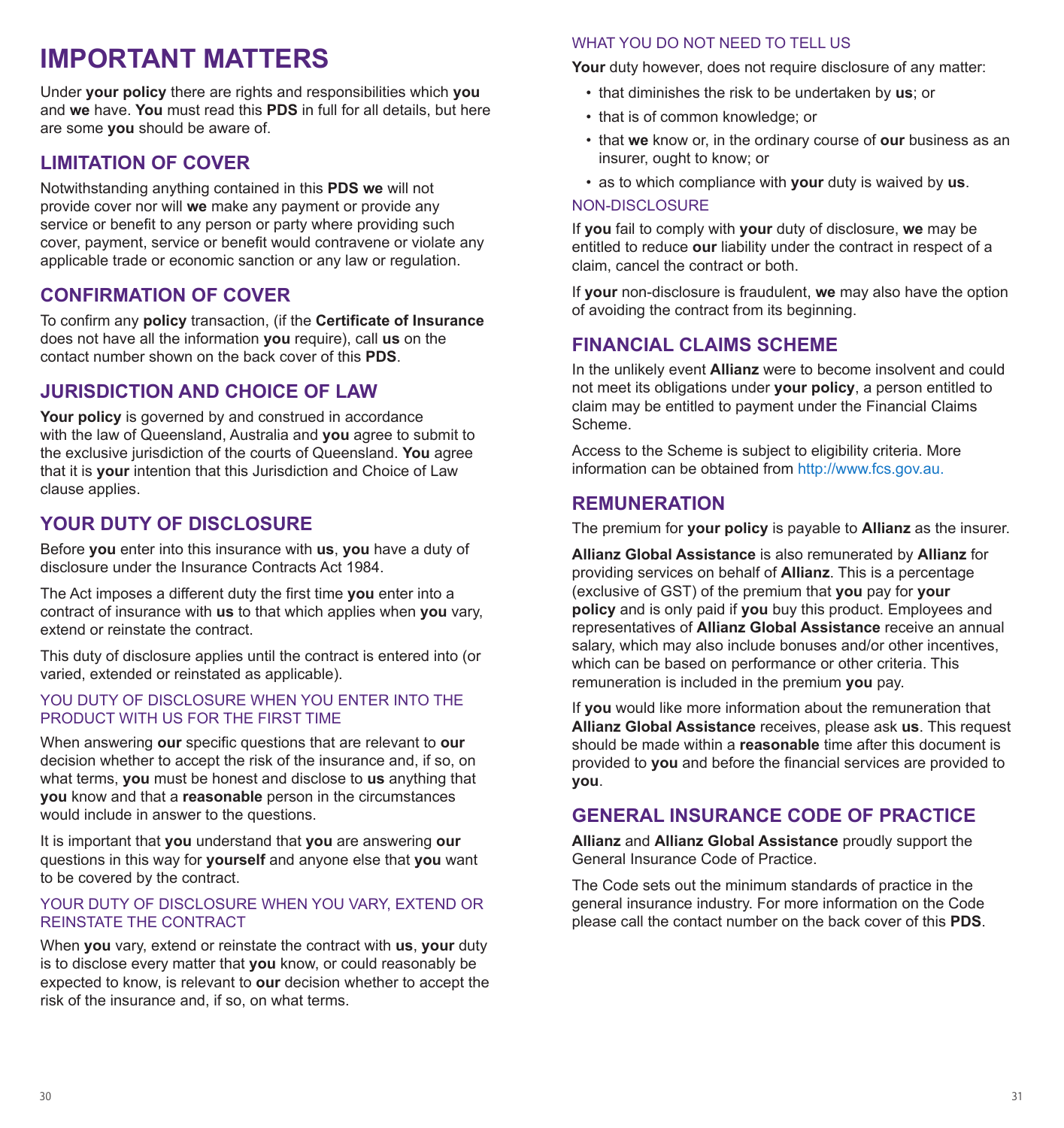# IMPORTANT MATTERS

Under **your policy** there are rights and responsibilities which **you** and **we** have. **You** must read this **PDS** in full for all details, but here are some **you** should be aware of.

## LIMITATION OF COVER

Notwithstanding anything contained in this **PDS we** will not provide cover nor will **we** make any payment or provide any service or benefit to any person or party where providing such cover, payment, service or benefit would contravene or violate any applicable trade or economic sanction or any law or regulation.

## CONFIRMATION OF COVER

To confirm any **policy** transaction, (if the **Certificate of Insurance** does not have all the information **you** require), call **us** on the contact number shown on the back cover of this **PDS**.

## JURISDICTION AND CHOICE OF LAW

**Your policy** is governed by and construed in accordance with the law of Queensland, Australia and **you** agree to submit to the exclusive jurisdiction of the courts of Queensland. **You** agree that it is **your** intention that this Jurisdiction and Choice of Law clause applies.

## YOUR DUTY OF DISCLOSURE

Before **you** enter into this insurance with **us**, **you** have a duty of disclosure under the Insurance Contracts Act 1984.

The Act imposes a different duty the first time **you** enter into a contract of insurance with **us** to that which applies when **you** vary, extend or reinstate the contract.

This duty of disclosure applies until the contract is entered into (or varied, extended or reinstated as applicable).

### YOU DUTY OF DISCLOSURE WHEN YOU ENTER INTO THE PRODUCT WITH US FOR THE FIRST TIME

When answering **our** specific questions that are relevant to **our** decision whether to accept the risk of the insurance and, if so, on what terms, **you** must be honest and disclose to **us** anything that **you** know and that a **reasonable** person in the circumstances would include in answer to the questions.

It is important that **you** understand that **you** are answering **our** questions in this way for **yourself** and anyone else that **you** want to be covered by the contract.

### YOUR DUTY OF DISCLOSURE WHEN YOU VARY, EXTEND OR REINSTATE THE CONTRACT

When **you** vary, extend or reinstate the contract with **us**, **your** duty is to disclose every matter that **you** know, or could reasonably be expected to know, is relevant to **our** decision whether to accept the risk of the insurance and, if so, on what terms.

### WHAT YOU DO NOT NEED TO TELL US

**Your** duty however, does not require disclosure of any matter:

- that diminishes the risk to be undertaken by **us**; or
- that is of common knowledge; or
- that **we** know or, in the ordinary course of **our** business as an insurer, ought to know; or
- as to which compliance with **your** duty is waived by **us**.

### NON-DISCLOSURE

If **you** fail to comply with **your** duty of disclosure, **we** may be entitled to reduce **our** liability under the contract in respect of a claim, cancel the contract or both.

If **your** non-disclosure is fraudulent, **we** may also have the option of avoiding the contract from its beginning.

## FINANCIAL CLAIMS SCHEME

In the unlikely event **Allianz** were to become insolvent and could not meet its obligations under **your policy**, a person entitled to claim may be entitled to payment under the Financial Claims Scheme.

Access to the Scheme is subject to eligibility criteria. More information can be obtained from http://www.fcs.gov.au.

## REMUNERATION

The premium for **your policy** is payable to **Allianz** as the insurer.

**Allianz Global Assistance** is also remunerated by **Allianz** for providing services on behalf of **Allianz**. This is a percentage (exclusive of GST) of the premium that **you** pay for **your policy** and is only paid if **you** buy this product. Employees and representatives of **Allianz Global Assistance** receive an annual salary, which may also include bonuses and/or other incentives, which can be based on performance or other criteria. This remuneration is included in the premium **you** pay.

If **you** would like more information about the remuneration that **Allianz Global Assistance** receives, please ask **us**. This request should be made within a **reasonable** time after this document is provided to **you** and before the financial services are provided to **you**.

## GENERAL INSURANCE CODE OF PRACTICE

**Allianz** and **Allianz Global Assistance** proudly support the General Insurance Code of Practice.

The Code sets out the minimum standards of practice in the general insurance industry. For more information on the Code please call the contact number on the back cover of this **PDS**.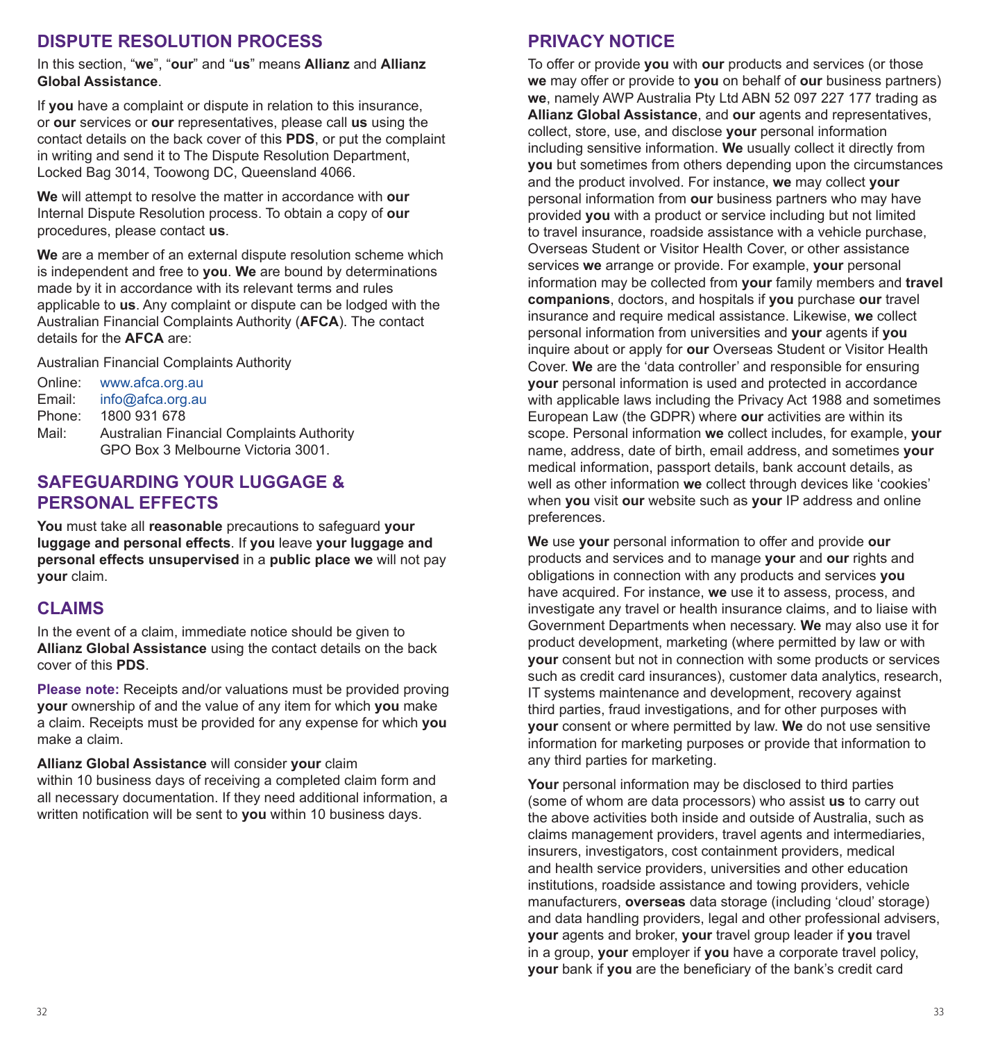## DISPUTE RESOLUTION PROCESS

In this section, "**we**", "**our**" and "**us**" means **Allianz** and **Allianz Global Assistance**.

If **you** have a complaint or dispute in relation to this insurance, or **our** services or **our** representatives, please call **us** using the contact details on the back cover of this **PDS**, or put the complaint in writing and send it to The Dispute Resolution Department, Locked Bag 3014, Toowong DC, Queensland 4066.

**We** will attempt to resolve the matter in accordance with **our** Internal Dispute Resolution process. To obtain a copy of **our** procedures, please contact **us**.

**We** are a member of an external dispute resolution scheme which is independent and free to **you**. **We** are bound by determinations made by it in accordance with its relevant terms and rules applicable to **us**. Any complaint or dispute can be lodged with the Australian Financial Complaints Authority (**AFCA**). The contact details for the **AFCA** are:

Australian Financial Complaints Authority

Online: www.afca.org.au
Email: info@afca.org.au
Phone: 1800 931 678
Mail: Australian Financial Complaints Authority
GPO Box 3 Melbourne Victoria 3001.

## SAFEGUARDING YOUR LUGGAGE & PERSONAL EFFECTS

**You** must take all **reasonable** precautions to safeguard **your luggage and personal effects**. If **you** leave **your luggage and personal effects unsupervised** in a **public place we** will not pay **your** claim.

## CLAIMS

In the event of a claim, immediate notice should be given to **Allianz Global Assistance** using the contact details on the back cover of this **PDS**.

**Please note:** Receipts and/or valuations must be provided proving **your** ownership of and the value of any item for which **you** make a claim. Receipts must be provided for any expense for which **you** make a claim.

**Allianz Global Assistance** will consider **your** claim within 10 business days of receiving a completed claim form and all necessary documentation. If they need additional information, a written notification will be sent to **you** within 10 business days.

## PRIVACY NOTICE

To offer or provide **you** with **our** products and services (or those **we** may offer or provide to **you** on behalf of **our** business partners) **we**, namely AWP Australia Pty Ltd ABN 52 097 227 177 trading as **Allianz Global Assistance**, and **our** agents and representatives, collect, store, use, and disclose **your** personal information including sensitive information. **We** usually collect it directly from **you** but sometimes from others depending upon the circumstances and the product involved. For instance, **we** may collect **your** personal information from **our** business partners who may have provided **you** with a product or service including but not limited to travel insurance, roadside assistance with a vehicle purchase, Overseas Student or Visitor Health Cover, or other assistance services **we** arrange or provide. For example, **your** personal information may be collected from **your** family members and **travel companions**, doctors, and hospitals if **you** purchase **our** travel insurance and require medical assistance. Likewise, **we** collect personal information from universities and **your** agents if **you** inquire about or apply for **our** Overseas Student or Visitor Health Cover. **We** are the 'data controller' and responsible for ensuring **your** personal information is used and protected in accordance with applicable laws including the Privacy Act 1988 and sometimes European Law (the GDPR) where **our** activities are within its scope. Personal information **we** collect includes, for example, **your** name, address, date of birth, email address, and sometimes **your** medical information, passport details, bank account details, as well as other information **we** collect through devices like 'cookies' when **you** visit **our** website such as **your** IP address and online preferences.

**We** use **your** personal information to offer and provide **our** products and services and to manage **your** and **our** rights and obligations in connection with any products and services **you** have acquired. For instance, **we** use it to assess, process, and investigate any travel or health insurance claims, and to liaise with Government Departments when necessary. **We** may also use it for product development, marketing (where permitted by law or with **your** consent but not in connection with some products or services such as credit card insurances), customer data analytics, research, IT systems maintenance and development, recovery against third parties, fraud investigations, and for other purposes with **your** consent or where permitted by law. **We** do not use sensitive information for marketing purposes or provide that information to any third parties for marketing.

**Your** personal information may be disclosed to third parties (some of whom are data processors) who assist **us** to carry out the above activities both inside and outside of Australia, such as claims management providers, travel agents and intermediaries, insurers, investigators, cost containment providers, medical and health service providers, universities and other education institutions, roadside assistance and towing providers, vehicle manufacturers, **overseas** data storage (including 'cloud' storage) and data handling providers, legal and other professional advisers, **your** agents and broker, **your** travel group leader if **you** travel in a group, **your** employer if **you** have a corporate travel policy, **your** bank if **you** are the beneficiary of the bank's credit card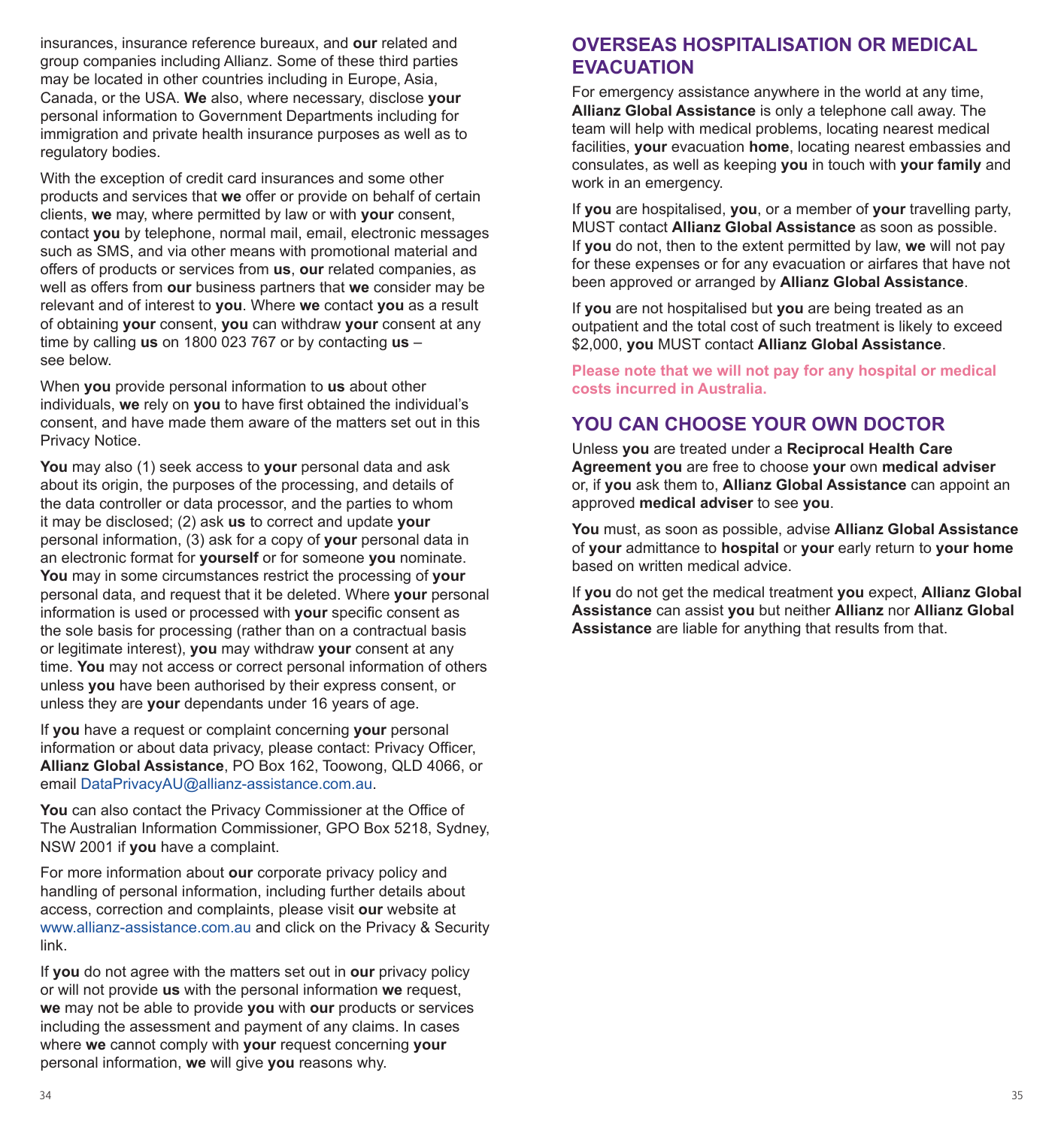insurances, insurance reference bureaux, and **our** related and group companies including Allianz. Some of these third parties may be located in other countries including in Europe, Asia, Canada, or the USA. **We** also, where necessary, disclose **your** personal information to Government Departments including for immigration and private health insurance purposes as well as to regulatory bodies.

With the exception of credit card insurances and some other products and services that **we** offer or provide on behalf of certain clients, **we** may, where permitted by law or with **your** consent, contact **you** by telephone, normal mail, email, electronic messages such as SMS, and via other means with promotional material and offers of products or services from **us**, **our** related companies, as well as offers from **our** business partners that **we** consider may be relevant and of interest to **you**. Where **we** contact **you** as a result of obtaining **your** consent, **you** can withdraw **your** consent at any time by calling **us** on 1800 023 767 or by contacting **us** – see below.

When **you** provide personal information to **us** about other individuals, **we** rely on **you** to have first obtained the individual's consent, and have made them aware of the matters set out in this Privacy Notice.

**You** may also (1) seek access to **your** personal data and ask about its origin, the purposes of the processing, and details of the data controller or data processor, and the parties to whom it may be disclosed; (2) ask **us** to correct and update **your** personal information, (3) ask for a copy of **your** personal data in an electronic format for **yourself** or for someone **you** nominate. **You** may in some circumstances restrict the processing of **your** personal data, and request that it be deleted. Where **your** personal information is used or processed with **your** specific consent as the sole basis for processing (rather than on a contractual basis or legitimate interest), **you** may withdraw **your** consent at any time. **You** may not access or correct personal information of others unless **you** have been authorised by their express consent, or unless they are **your** dependants under 16 years of age.

If **you** have a request or complaint concerning **your** personal information or about data privacy, please contact: Privacy Officer, **Allianz Global Assistance**, PO Box 162, Toowong, QLD 4066, or email DataPrivacyAU@allianz-assistance.com.au.

**You** can also contact the Privacy Commissioner at the Office of The Australian Information Commissioner, GPO Box 5218, Sydney, NSW 2001 if **you** have a complaint.

For more information about **our** corporate privacy policy and handling of personal information, including further details about access, correction and complaints, please visit **our** website at www.allianz-assistance.com.au and click on the Privacy & Security link.

If **you** do not agree with the matters set out in **our** privacy policy or will not provide **us** with the personal information **we** request, **we** may not be able to provide **you** with **our** products or services including the assessment and payment of any claims. In cases where **we** cannot comply with **your** request concerning **your** personal information, **we** will give **you** reasons why.

## OVERSEAS HOSPITALISATION OR MEDICAL EVACUATION

For emergency assistance anywhere in the world at any time, **Allianz Global Assistance** is only a telephone call away. The team will help with medical problems, locating nearest medical facilities, **your** evacuation **home**, locating nearest embassies and consulates, as well as keeping **you** in touch with **your family** and work in an emergency.

If **you** are hospitalised, **you**, or a member of **your** travelling party, MUST contact **Allianz Global Assistance** as soon as possible. If **you** do not, then to the extent permitted by law, **we** will not pay for these expenses or for any evacuation or airfares that have not been approved or arranged by **Allianz Global Assistance**.

If **you** are not hospitalised but **you** are being treated as an outpatient and the total cost of such treatment is likely to exceed $2,000, **you** MUST contact **Allianz Global Assistance**.

**Please note that we will not pay for any hospital or medical costs incurred in Australia.**

## YOU CAN CHOOSE YOUR OWN DOCTOR

Unless **you** are treated under a **Reciprocal Health Care Agreement you** are free to choose **your** own **medical adviser** or, if **you** ask them to, **Allianz Global Assistance** can appoint an approved **medical adviser** to see **you**.

**You** must, as soon as possible, advise **Allianz Global Assistance** of **your** admittance to **hospital** or **your** early return to **your home** based on written medical advice.

If **you** do not get the medical treatment **you** expect, **Allianz Global Assistance** can assist **you** but neither **Allianz** nor **Allianz Global Assistance** are liable for anything that results from that.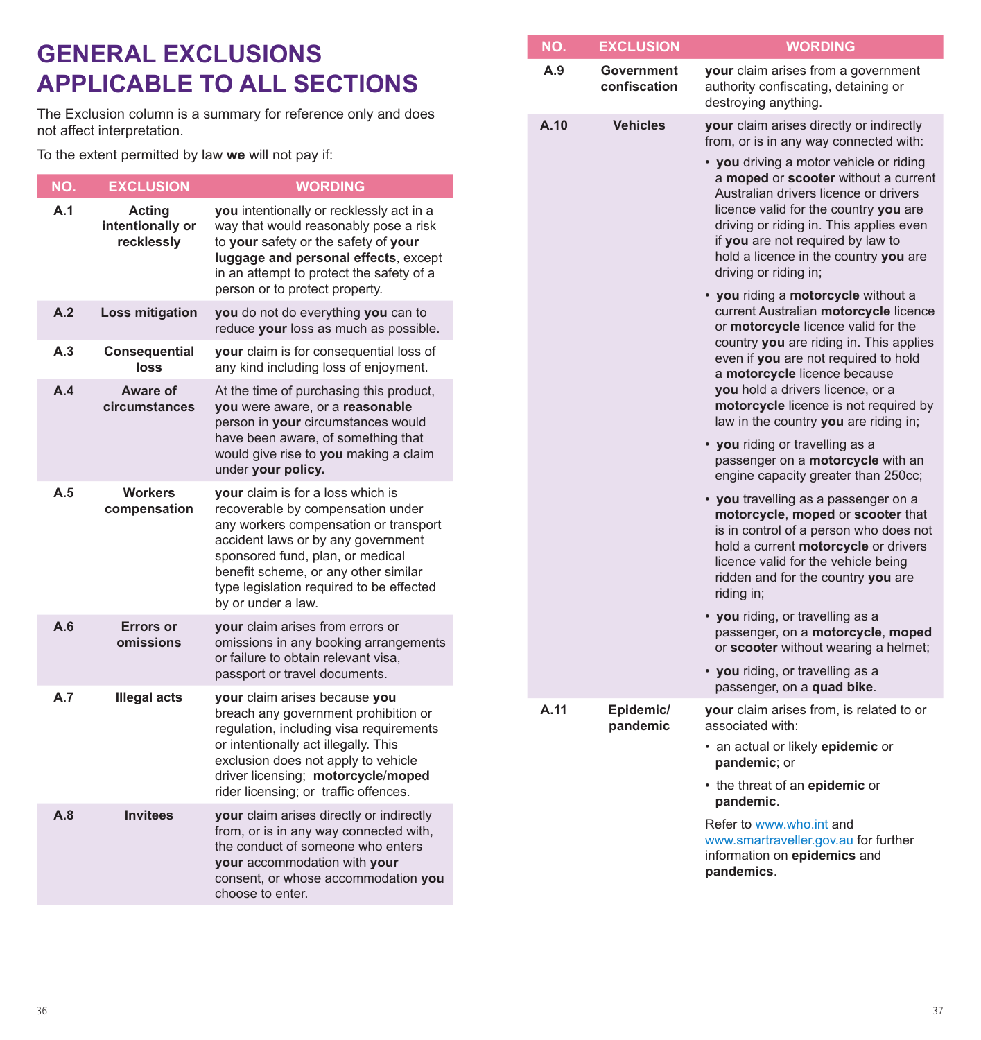# GENERAL EXCLUSIONS APPLICABLE TO ALL SECTIONS

The Exclusion column is a summary for reference only and does not affect interpretation.

To the extent permitted by law **we** will not pay if:

| NO. | EXCLUSION | WORDING |
|---|---|---|
| A.1 | Acting intentionally or recklessly | **you** intentionally or recklessly act in a way that would reasonably pose a risk to **your** safety or the safety of **your luggage and personal effects**, except in an attempt to protect the safety of a person or to protect property. |
| A.2 | Loss mitigation | **you** do not do everything **you** can to reduce **your** loss as much as possible. |
| A.3 | Consequential loss | **your** claim is for consequential loss of any kind including loss of enjoyment. |
| A.4 | Aware of circumstances | At the time of purchasing this product, **you** were aware, or a **reasonable** person in **your** circumstances would have been aware, of something that would give rise to **you** making a claim under **your policy.** |
| A.5 | Workers compensation | **your** claim is for a loss which is recoverable by compensation under any workers compensation or transport accident laws or by any government sponsored fund, plan, or medical benefit scheme, or any other similar type legislation required to be effected by or under a law. |
| A.6 | Errors or omissions | **your** claim arises from errors or omissions in any booking arrangements or failure to obtain relevant visa, passport or travel documents. |
| A.7 | Illegal acts | **your** claim arises because **you** breach any government prohibition or regulation, including visa requirements or intentionally act illegally. This exclusion does not apply to vehicle driver licensing; **motorcycle**/**moped** rider licensing; or traffic offences. |
| A.8 | Invitees | **your** claim arises directly or indirectly from, or is in any way connected with, the conduct of someone who enters **your** accommodation with **your** consent, or whose accommodation **you** choose to enter. |
| A.9 | Government confiscation | **your** claim arises from a government authority confiscating, detaining or destroying anything. |
| A.10 | Vehicles | **your** claim arises directly or indirectly from, or is in any way connected with:<br>• **you** driving a motor vehicle or riding a **moped** or **scooter** without a current Australian drivers licence or drivers licence valid for the country **you** are driving or riding in. This applies even if **you** are not required by law to hold a licence in the country **you** are driving or riding in;<br>• **you** riding a **motorcycle** without a current Australian **motorcycle** licence or **motorcycle** licence valid for the country **you** are riding in. This applies even if **you** are not required to hold a **motorcycle** licence because **you** hold a drivers licence, or a **motorcycle** licence is not required by law in the country **you** are riding in;<br>• **you** riding or travelling as a passenger on a **motorcycle** with an engine capacity greater than 250cc;<br>• **you** travelling as a passenger on a **motorcycle**, **moped** or **scooter** that is in control of a person who does not hold a current **motorcycle** or drivers licence valid for the vehicle being ridden and for the country **you** are riding in;<br>• **you** riding, or travelling as a passenger, on a **motorcycle**, **moped** or **scooter** without wearing a helmet;<br>• **you** riding, or travelling as a passenger, on a **quad bike**. |
| A.11 | Epidemic/ pandemic | **your** claim arises from, is related to or associated with:<br>• an actual or likely **epidemic** or **pandemic**; or<br>• the threat of an **epidemic** or **pandemic**.<br>Refer to www.who.int and www.smartraveller.gov.au for further information on **epidemics** and **pandemics**. |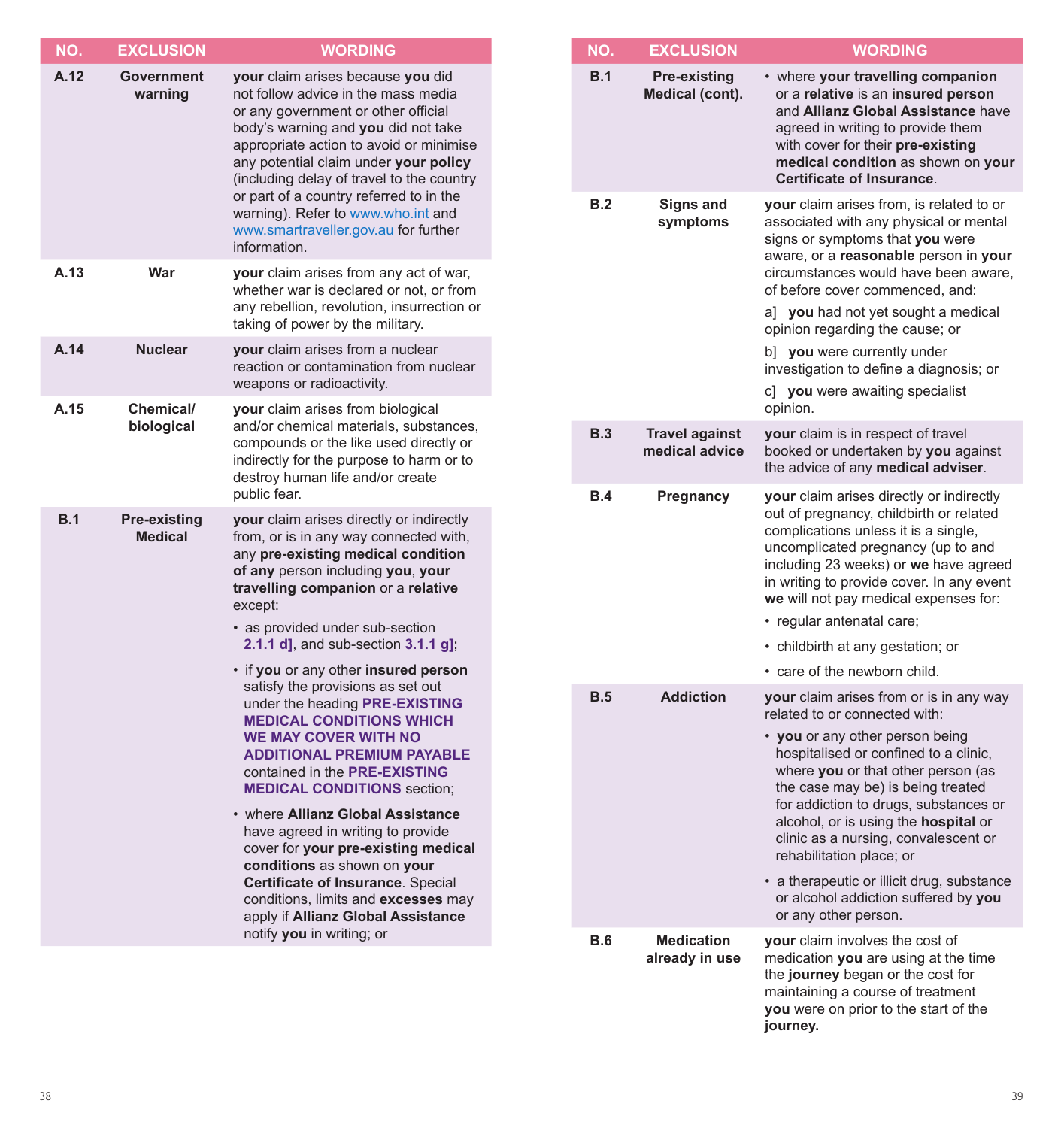| NO. | EXCLUSION | WORDING |
|---|---|---|
| A.12 | Government warning | **your** claim arises because **you** did not follow advice in the mass media or any government or other official body's warning and **you** did not take appropriate action to avoid or minimise any potential claim under **your policy** (including delay of travel to the country or part of a country referred to in the warning). Refer to www.who.int and www.smartraveller.gov.au for further information. |
| A.13 | War | **your** claim arises from any act of war, whether war is declared or not, or from any rebellion, revolution, insurrection or taking of power by the military. |
| A.14 | Nuclear | **your** claim arises from a nuclear reaction or contamination from nuclear weapons or radioactivity. |
| A.15 | Chemical/ biological | **your** claim arises from biological and/or chemical materials, substances, compounds or the like used directly or indirectly for the purpose to harm or to destroy human life and/or create public fear. |
| B.1 | Pre-existing Medical | **your** claim arises directly or indirectly from, or is in any way connected with, any **pre-existing medical condition of any** person including **you**, **your travelling companion** or a **relative** except: <br>• as provided under sub-section **2.1.1 d]**, and sub-section **3.1.1 g]**; <br>• if **you** or any other **insured person** satisfy the provisions as set out under the heading **PRE-EXISTING MEDICAL CONDITIONS WHICH WE MAY COVER WITH NO ADDITIONAL PREMIUM PAYABLE** contained in the **PRE-EXISTING MEDICAL CONDITIONS** section; <br>• where **Allianz Global Assistance** have agreed in writing to provide cover for **your pre-existing medical conditions** as shown on **your Certificate of Insurance**. Special conditions, limits and **excesses** may apply if **Allianz Global Assistance** notify **you** in writing; or |
| B.1 | Pre-existing Medical (cont). | • where **your travelling companion** or a **relative** is an **insured person** and **Allianz Global Assistance** have agreed in writing to provide them with cover for their **pre-existing medical condition** as shown on **your Certificate of Insurance**. |
| B.2 | Signs and symptoms | **your** claim arises from, is related to or associated with any physical or mental signs or symptoms that **you** were aware, or a **reasonable** person in **your** circumstances would have been aware, of before cover commenced, and: <br>a] **you** had not yet sought a medical opinion regarding the cause; or <br>b] **you** were currently under investigation to define a diagnosis; or <br>c] **you** were awaiting specialist opinion. |
| B.3 | Travel against medical advice | **your** claim is in respect of travel booked or undertaken by **you** against the advice of any **medical adviser**. |
| B.4 | Pregnancy | **your** claim arises directly or indirectly out of pregnancy, childbirth or related complications unless it is a single, uncomplicated pregnancy (up to and including 23 weeks) or **we** have agreed in writing to provide cover. In any event **we** will not pay medical expenses for: <br>• regular antenatal care; <br>• childbirth at any gestation; or <br>• care of the newborn child. |
| B.5 | Addiction | **your** claim arises from or is in any way related to or connected with: <br>• **you** or any other person being hospitalised or confined to a clinic, where **you** or that other person (as the case may be) is being treated for addiction to drugs, substances or alcohol, or is using the **hospital** or clinic as a nursing, convalescent or rehabilitation place; or <br>• a therapeutic or illicit drug, substance or alcohol addiction suffered by **you** or any other person. |
| B.6 | Medication already in use | **your** claim involves the cost of medication **you** are using at the time the **journey** began or the cost for maintaining a course of treatment **you** were on prior to the start of the **journey.** |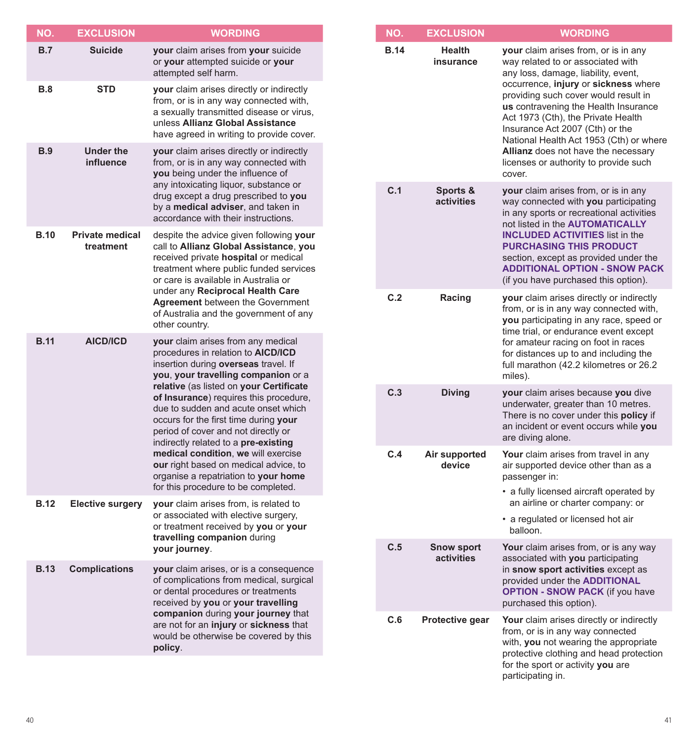| NO. | EXCLUSION | WORDING |
|---|---|---|
| B.7 | Suicide | **your** claim arises from **your** suicide or **your** attempted suicide or **your** attempted self harm. |
| B.8 | STD | **your** claim arises directly or indirectly from, or is in any way connected with, a sexually transmitted disease or virus, unless **Allianz Global Assistance** have agreed in writing to provide cover. |
| B.9 | Under the influence | **your** claim arises directly or indirectly from, or is in any way connected with **you** being under the influence of any intoxicating liquor, substance or drug except a drug prescribed to **you** by a **medical adviser**, and taken in accordance with their instructions. |
| B.10 | Private medical treatment | despite the advice given following **your** call to **Allianz Global Assistance**, **you** received private **hospital** or medical treatment where public funded services or care is available in Australia or under any **Reciprocal Health Care Agreement** between the Government of Australia and the government of any other country. |
| B.11 | AICD/ICD | **your** claim arises from any medical procedures in relation to **AICD/ICD** insertion during **overseas** travel. If **you**, **your travelling companion** or a **relative** (as listed on **your Certificate of Insurance**) requires this procedure, due to sudden and acute onset which occurs for the first time during **your** period of cover and not directly or indirectly related to a **pre-existing medical condition**, **we** will exercise **our** right based on medical advice, to organise a repatriation to **your home** for this procedure to be completed. |
| B.12 | Elective surgery | **your** claim arises from, is related to or associated with elective surgery, or treatment received by **you** or **your travelling companion** during **your journey**. |
| B.13 | Complications | **your** claim arises, or is a consequence of complications from medical, surgical or dental procedures or treatments received by **you** or **your travelling companion** during **your journey** that are not for an **injury** or **sickness** that would be otherwise be covered by this **policy**. |
| B.14 | Health insurance | **your** claim arises from, or is in any way related to or associated with any loss, damage, liability, event, occurrence, **injury** or **sickness** where providing such cover would result in **us** contravening the Health Insurance Act 1973 (Cth), the Private Health Insurance Act 2007 (Cth) or the National Health Act 1953 (Cth) or where **Allianz** does not have the necessary licenses or authority to provide such cover. |
| C.1 | Sports & activities | **your** claim arises from, or is in any way connected with **you** participating in any sports or recreational activities not listed in the **AUTOMATICALLY INCLUDED ACTIVITIES** list in the **PURCHASING THIS PRODUCT** section, except as provided under the **ADDITIONAL OPTION - SNOW PACK** (if you have purchased this option). |
| C.2 | Racing | **your** claim arises directly or indirectly from, or is in any way connected with, **you** participating in any race, speed or time trial, or endurance event except for amateur racing on foot in races for distances up to and including the full marathon (42.2 kilometres or 26.2 miles). |
| C.3 | Diving | **your** claim arises because **you** dive underwater, greater than 10 metres. There is no cover under this **policy** if an incident or event occurs while **you** are diving alone. |
| C.4 | Air supported device | **Your** claim arises from travel in any air supported device other than as a passenger in:<br>• a fully licensed aircraft operated by an airline or charter company: or<br>• a regulated or licensed hot air balloon. |
| C.5 | Snow sport activities | **Your** claim arises from, or is any way associated with **you** participating in **snow sport activities** except as provided under the **ADDITIONAL OPTION - SNOW PACK** (if you have purchased this option). |
| C.6 | Protective gear | **Your** claim arises directly or indirectly from, or is in any way connected with, **you** not wearing the appropriate protective clothing and head protection for the sport or activity **you** are participating in. |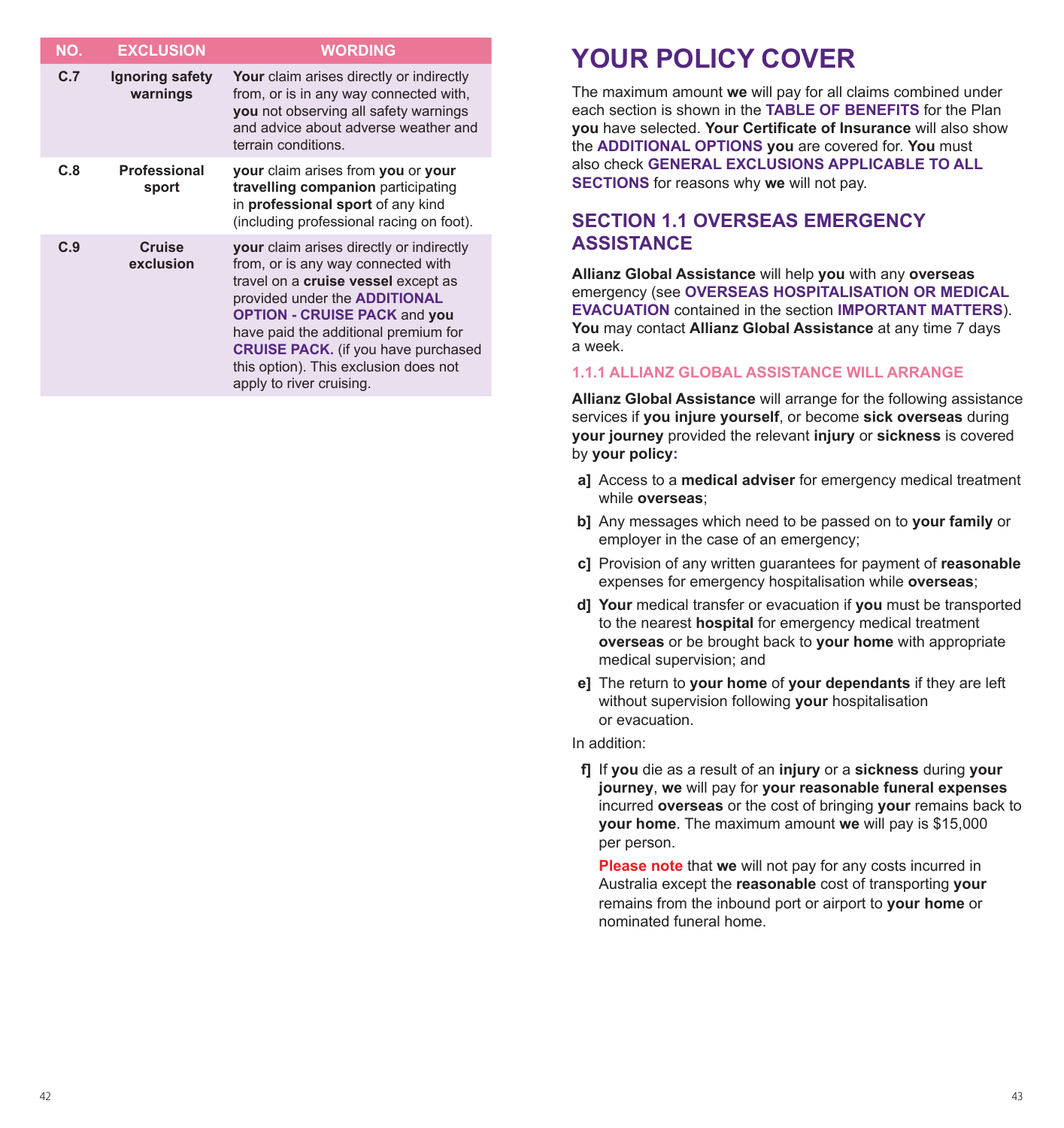| NO. | EXCLUSION | WORDING |
| --- | --- | --- |
| C.7 | Ignoring safety warnings | **Your** claim arises directly or indirectly from, or is in any way connected with, **you** not observing all safety warnings and advice about adverse weather and terrain conditions. |
| C.8 | Professional sport | **your** claim arises from **you** or **your travelling companion** participating in **professional sport** of any kind (including professional racing on foot). |
| C.9 | Cruise exclusion | **your** claim arises directly or indirectly from, or is any way connected with travel on a **cruise vessel** except as provided under the **ADDITIONAL OPTION - CRUISE PACK** and **you** have paid the additional premium for **CRUISE PACK.** (if you have purchased this option). This exclusion does not apply to river cruising. |

# YOUR POLICY COVER

The maximum amount **we** will pay for all claims combined under each section is shown in the **TABLE OF BENEFITS** for the Plan **you** have selected. **Your Certificate of Insurance** will also show the **ADDITIONAL OPTIONS you** are covered for. **You** must also check **GENERAL EXCLUSIONS APPLICABLE TO ALL SECTIONS** for reasons why **we** will not pay.

## SECTION 1.1 OVERSEAS EMERGENCY ASSISTANCE

**Allianz Global Assistance** will help **you** with any **overseas** emergency (see **OVERSEAS HOSPITALISATION OR MEDICAL EVACUATION** contained in the section **IMPORTANT MATTERS**). **You** may contact **Allianz Global Assistance** at any time 7 days a week.

### 1.1.1 ALLIANZ GLOBAL ASSISTANCE WILL ARRANGE

**Allianz Global Assistance** will arrange for the following assistance services if **you injure yourself**, or become **sick overseas** during **your journey** provided the relevant **injury** or **sickness** is covered by **your policy:**

- **a]** Access to a **medical adviser** for emergency medical treatment while **overseas**;
- **b]** Any messages which need to be passed on to **your family** or employer in the case of an emergency;
- **c]** Provision of any written guarantees for payment of **reasonable** expenses for emergency hospitalisation while **overseas**;
- **d]** **Your** medical transfer or evacuation if **you** must be transported to the nearest **hospital** for emergency medical treatment **overseas** or be brought back to **your home** with appropriate medical supervision; and
- **e]** The return to **your home** of **your dependants** if they are left without supervision following **your** hospitalisation or evacuation.

In addition:

- **f]** If **you** die as a result of an **injury** or a **sickness** during **your journey**, **we** will pay for **your reasonable funeral expenses** incurred **overseas** or the cost of bringing **your** remains back to **your home**. The maximum amount **we** will pay is $15,000 per person.

  **Please note** that **we** will not pay for any costs incurred in Australia except the **reasonable** cost of transporting **your** remains from the inbound port or airport to **your home** or nominated funeral home.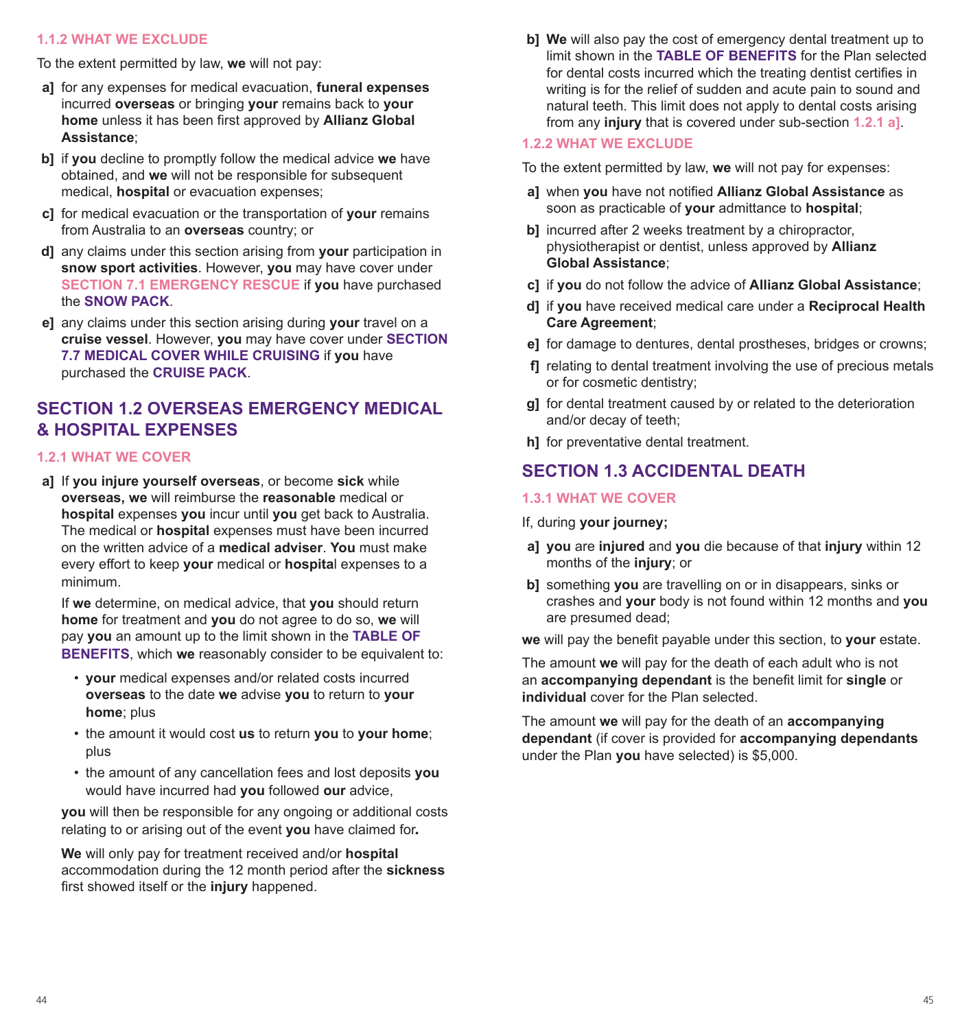#### 1.1.2 WHAT WE EXCLUDE

To the extent permitted by law, **we** will not pay:

**a]** for any expenses for medical evacuation, **funeral expenses** incurred **overseas** or bringing **your** remains back to **your home** unless it has been first approved by **Allianz Global Assistance**;

**b]** if **you** decline to promptly follow the medical advice **we** have obtained, and **we** will not be responsible for subsequent medical, **hospital** or evacuation expenses;

**c]** for medical evacuation or the transportation of **your** remains from Australia to an **overseas** country; or

**d]** any claims under this section arising from **your** participation in **snow sport activities**. However, **you** may have cover under **SECTION 7.1 EMERGENCY RESCUE** if **you** have purchased the **SNOW PACK**.

**e]** any claims under this section arising during **your** travel on a **cruise vessel**. However, **you** may have cover under **SECTION 7.7 MEDICAL COVER WHILE CRUISING** if **you** have purchased the **CRUISE PACK**.

## SECTION 1.2 OVERSEAS EMERGENCY MEDICAL & HOSPITAL EXPENSES

#### 1.2.1 WHAT WE COVER

**a]** If **you injure yourself overseas**, or become **sick** while **overseas, we** will reimburse the **reasonable** medical or **hospital** expenses **you** incur until **you** get back to Australia. The medical or **hospital** expenses must have been incurred on the written advice of a **medical adviser**. **You** must make every effort to keep **your** medical or **hospita**l expenses to a minimum.

If **we** determine, on medical advice, that **you** should return **home** for treatment and **you** do not agree to do so, **we** will pay **you** an amount up to the limit shown in the **TABLE OF BENEFITS**, which **we** reasonably consider to be equivalent to:

- **your** medical expenses and/or related costs incurred **overseas** to the date **we** advise **you** to return to **your home**; plus
- the amount it would cost **us** to return **you** to **your home**; plus
- the amount of any cancellation fees and lost deposits **you** would have incurred had **you** followed **our** advice,

**you** will then be responsible for any ongoing or additional costs relating to or arising out of the event **you** have claimed for***.***

**We** will only pay for treatment received and/or **hospital** accommodation during the 12 month period after the **sickness** first showed itself or the **injury** happened.

**b]** **We** will also pay the cost of emergency dental treatment up to limit shown in the **TABLE OF BENEFITS** for the Plan selected for dental costs incurred which the treating dentist certifies in writing is for the relief of sudden and acute pain to sound and natural teeth. This limit does not apply to dental costs arising from any **injury** that is covered under sub-section **1.2.1 a]**.

#### 1.2.2 WHAT WE EXCLUDE

To the extent permitted by law, **we** will not pay for expenses:

**a]** when **you** have not notified **Allianz Global Assistance** as soon as practicable of **your** admittance to **hospital**;

**b]** incurred after 2 weeks treatment by a chiropractor, physiotherapist or dentist, unless approved by **Allianz Global Assistance**;

**c]** if **you** do not follow the advice of **Allianz Global Assistance**;

**d]** if **you** have received medical care under a **Reciprocal Health Care Agreement**;

**e]** for damage to dentures, dental prostheses, bridges or crowns;

**f]** relating to dental treatment involving the use of precious metals or for cosmetic dentistry;

**g]** for dental treatment caused by or related to the deterioration and/or decay of teeth;

**h]** for preventative dental treatment.

## SECTION 1.3 ACCIDENTAL DEATH

#### 1.3.1 WHAT WE COVER

If, during **your journey;**

**a]** **you** are **injured** and **you** die because of that **injury** within 12 months of the **injury**; or

**b]** something **you** are travelling on or in disappears, sinks or crashes and **your** body is not found within 12 months and **you** are presumed dead;

**we** will pay the benefit payable under this section, to **your** estate.

The amount **we** will pay for the death of each adult who is not an **accompanying dependant** is the benefit limit for **single** or **individual** cover for the Plan selected.

The amount **we** will pay for the death of an **accompanying dependant** (if cover is provided for **accompanying dependants** under the Plan **you** have selected) is $5,000.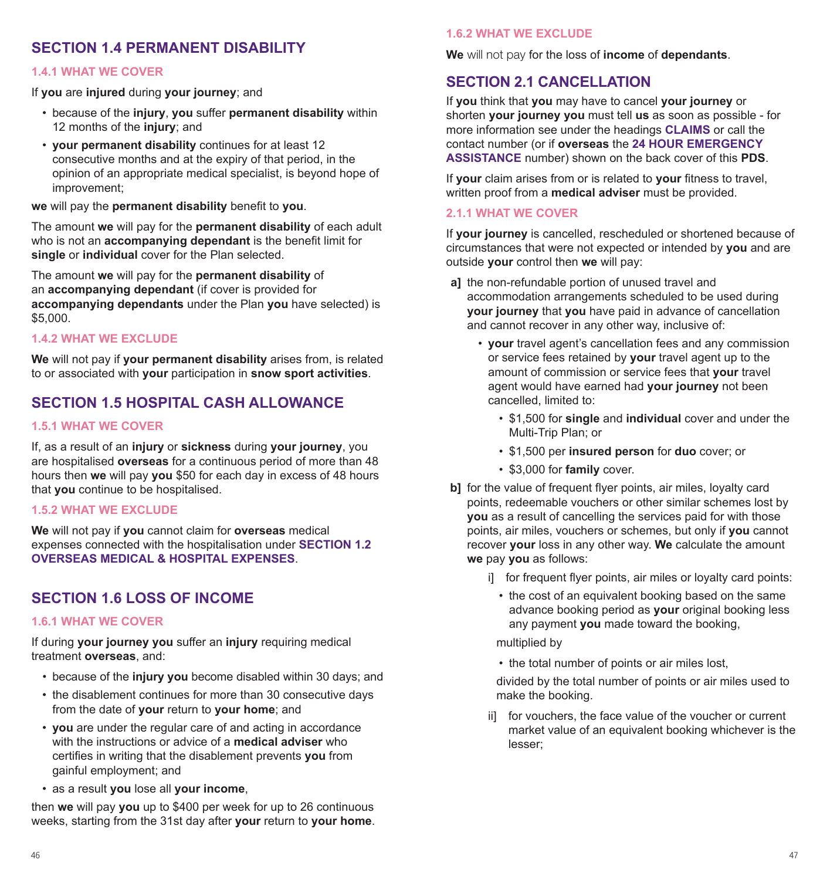## SECTION 1.4 PERMANENT DISABILITY

### 1.4.1 WHAT WE COVER

If **you** are **injured** during **your journey**; and

- because of the **injury**, **you** suffer **permanent disability** within 12 months of the **injury**; and
- **your permanent disability** continues for at least 12 consecutive months and at the expiry of that period, in the opinion of an appropriate medical specialist, is beyond hope of improvement;

**we** will pay the **permanent disability** benefit to **you**.

The amount **we** will pay for the **permanent disability** of each adult who is not an **accompanying dependant** is the benefit limit for **single** or **individual** cover for the Plan selected.

The amount **we** will pay for the **permanent disability** of an **accompanying dependant** (if cover is provided for **accompanying dependants** under the Plan **you** have selected) is $5,000.

### 1.4.2 WHAT WE EXCLUDE

**We** will not pay if **your permanent disability** arises from, is related to or associated with **your** participation in **snow sport activities**.

## SECTION 1.5 HOSPITAL CASH ALLOWANCE

### 1.5.1 WHAT WE COVER

If, as a result of an **injury** or **sickness** during **your journey**, you are hospitalised **overseas** for a continuous period of more than 48 hours then **we** will pay **you** $50 for each day in excess of 48 hours that **you** continue to be hospitalised.

### 1.5.2 WHAT WE EXCLUDE

**We** will not pay if **you** cannot claim for **overseas** medical expenses connected with the hospitalisation under **SECTION 1.2 OVERSEAS MEDICAL & HOSPITAL EXPENSES**.

## SECTION 1.6 LOSS OF INCOME

### 1.6.1 WHAT WE COVER

If during **your journey you** suffer an **injury** requiring medical treatment **overseas**, and:

- because of the **injury you** become disabled within 30 days; and
- the disablement continues for more than 30 consecutive days from the date of **your** return to **your home**; and
- **you** are under the regular care of and acting in accordance with the instructions or advice of a **medical adviser** who certifies in writing that the disablement prevents **you** from gainful employment; and
- as a result **you** lose all **your income**,

then **we** will pay **you** up to $400 per week for up to 26 continuous weeks, starting from the 31st day after **your** return to **your home**.

### 1.6.2 WHAT WE EXCLUDE

**We** will not pay for the loss of **income** of **dependants**.

## SECTION 2.1 CANCELLATION

If **you** think that **you** may have to cancel **your journey** or shorten **your journey you** must tell **us** as soon as possible - for more information see under the headings **CLAIMS** or call the contact number (or if **overseas** the **24 HOUR EMERGENCY ASSISTANCE** number) shown on the back cover of this **PDS**.

If **your** claim arises from or is related to **your** fitness to travel, written proof from a **medical adviser** must be provided.

### 2.1.1 WHAT WE COVER

If **your journey** is cancelled, rescheduled or shortened because of circumstances that were not expected or intended by **you** and are outside **your** control then **we** will pay:

**a]** the non-refundable portion of unused travel and accommodation arrangements scheduled to be used during **your journey** that **you** have paid in advance of cancellation and cannot recover in any other way, inclusive of:

- **your** travel agent's cancellation fees and any commission or service fees retained by **your** travel agent up to the amount of commission or service fees that **your** travel agent would have earned had **your journey** not been cancelled, limited to:
  - $1,500 for **single** and **individual** cover and under the Multi-Trip Plan; or
  - $1,500 per **insured person** for **duo** cover; or
  - $3,000 for **family** cover.

**b]** for the value of frequent flyer points, air miles, loyalty card points, redeemable vouchers or other similar schemes lost by **you** as a result of cancelling the services paid for with those points, air miles, vouchers or schemes, but only if **you** cannot recover **your** loss in any other way. **We** calculate the amount **we** pay **you** as follows:

i] for frequent flyer points, air miles or loyalty card points:

- the cost of an equivalent booking based on the same advance booking period as **your** original booking less any payment **you** made toward the booking,

multiplied by

- the total number of points or air miles lost,

divided by the total number of points or air miles used to make the booking.

ii] for vouchers, the face value of the voucher or current market value of an equivalent booking whichever is the lesser;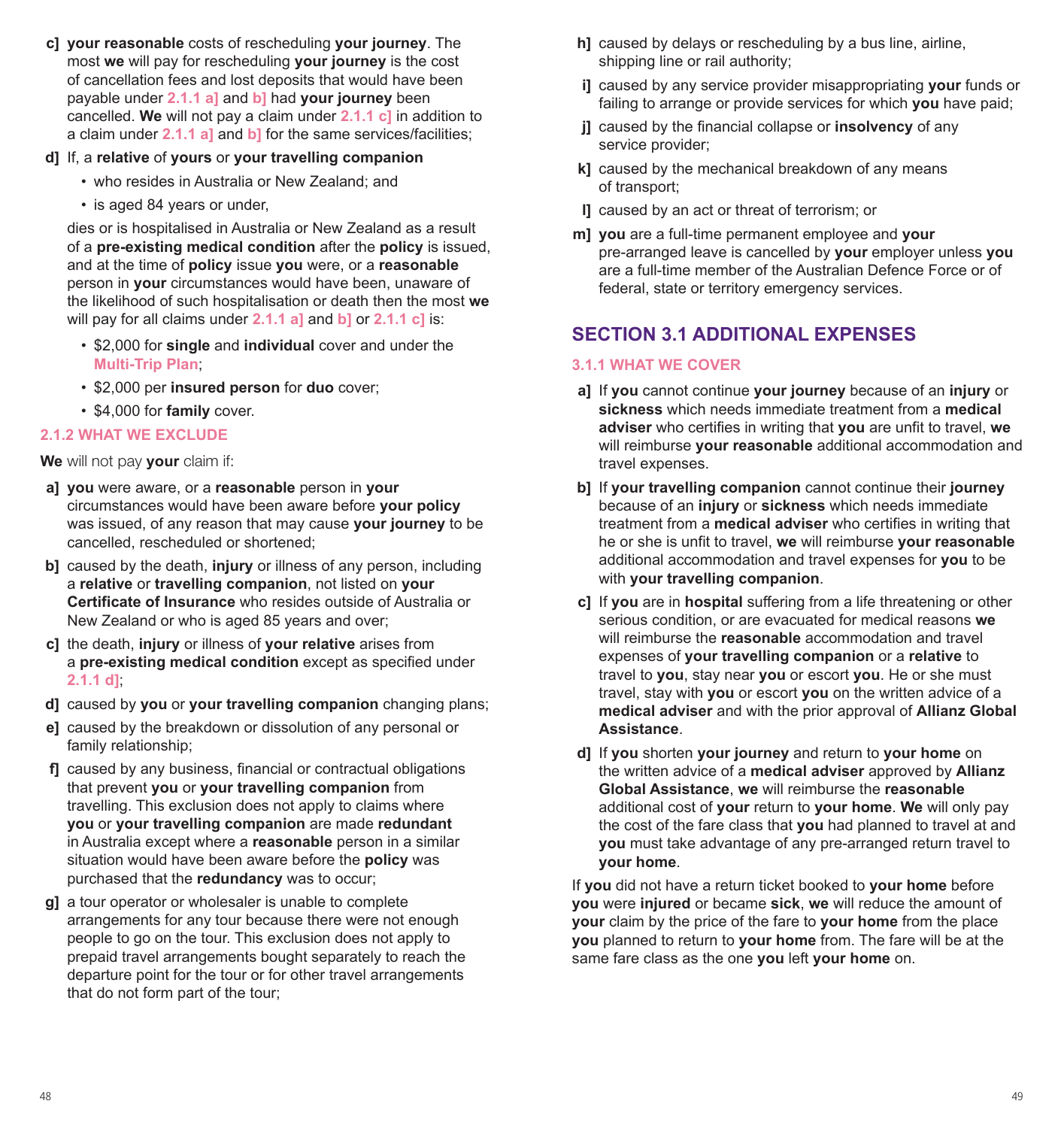**c]** **your reasonable** costs of rescheduling **your journey**. The most **we** will pay for rescheduling **your journey** is the cost of cancellation fees and lost deposits that would have been payable under **2.1.1 a]** and **b]** had **your journey** been cancelled. **We** will not pay a claim under **2.1.1 c]** in addition to a claim under **2.1.1 a]** and **b]** for the same services/facilities;

**d]** If, a **relative** of **yours** or **your travelling companion**

- who resides in Australia or New Zealand; and
- is aged 84 years or under,

dies or is hospitalised in Australia or New Zealand as a result of a **pre-existing medical condition** after the **policy** is issued, and at the time of **policy** issue **you** were, or a **reasonable** person in **your** circumstances would have been, unaware of the likelihood of such hospitalisation or death then the most **we** will pay for all claims under **2.1.1 a]** and **b]** or **2.1.1 c]** is:

- $2,000 for **single** and **individual** cover and under the **Multi-Trip Plan**;
- $2,000 per **insured person** for **duo** cover;
- $4,000 for **family** cover.

### 2.1.2 WHAT WE EXCLUDE

**We** will not pay **your** claim if:

**a]** **you** were aware, or a **reasonable** person in **your** circumstances would have been aware before **your policy** was issued, of any reason that may cause **your journey** to be cancelled, rescheduled or shortened;

**b]** caused by the death, **injury** or illness of any person, including a **relative** or **travelling companion**, not listed on **your Certificate of Insurance** who resides outside of Australia or New Zealand or who is aged 85 years and over;

**c]** the death, **injury** or illness of **your relative** arises from a **pre-existing medical condition** except as specified under **2.1.1 d]**;

**d]** caused by **you** or **your travelling companion** changing plans;

**e]** caused by the breakdown or dissolution of any personal or family relationship;

**f]** caused by any business, financial or contractual obligations that prevent **you** or **your travelling companion** from travelling. This exclusion does not apply to claims where **you** or **your travelling companion** are made **redundant** in Australia except where a **reasonable** person in a similar situation would have been aware before the **policy** was purchased that the **redundancy** was to occur;

**g]** a tour operator or wholesaler is unable to complete arrangements for any tour because there were not enough people to go on the tour. This exclusion does not apply to prepaid travel arrangements bought separately to reach the departure point for the tour or for other travel arrangements that do not form part of the tour;

**h]** caused by delays or rescheduling by a bus line, airline, shipping line or rail authority;

**i]** caused by any service provider misappropriating **your** funds or failing to arrange or provide services for which **you** have paid;

**j]** caused by the financial collapse or **insolvency** of any service provider;

**k]** caused by the mechanical breakdown of any means of transport;

**l]** caused by an act or threat of terrorism; or

**m]** **you** are a full-time permanent employee and **your** pre-arranged leave is cancelled by **your** employer unless **you** are a full-time member of the Australian Defence Force or of federal, state or territory emergency services.

## SECTION 3.1 ADDITIONAL EXPENSES

### 3.1.1 WHAT WE COVER

**a]** If **you** cannot continue **your journey** because of an **injury** or **sickness** which needs immediate treatment from a **medical adviser** who certifies in writing that **you** are unfit to travel, **we** will reimburse **your reasonable** additional accommodation and travel expenses.

**b]** If **your travelling companion** cannot continue their **journey** because of an **injury** or **sickness** which needs immediate treatment from a **medical adviser** who certifies in writing that he or she is unfit to travel, **we** will reimburse **your reasonable** additional accommodation and travel expenses for **you** to be with **your travelling companion**.

**c]** If **you** are in **hospital** suffering from a life threatening or other serious condition, or are evacuated for medical reasons **we** will reimburse the **reasonable** accommodation and travel expenses of **your travelling companion** or a **relative** to travel to **you**, stay near **you** or escort **you**. He or she must travel, stay with **you** or escort **you** on the written advice of a **medical adviser** and with the prior approval of **Allianz Global Assistance**.

**d]** If **you** shorten **your journey** and return to **your home** on the written advice of a **medical adviser** approved by **Allianz Global Assistance**, **we** will reimburse the **reasonable** additional cost of **your** return to **your home**. **We** will only pay the cost of the fare class that **you** had planned to travel at and **you** must take advantage of any pre-arranged return travel to **your home**.

If **you** did not have a return ticket booked to **your home** before **you** were **injured** or became **sick**, **we** will reduce the amount of **your** claim by the price of the fare to **your home** from the place **you** planned to return to **your home** from. The fare will be at the same fare class as the one **you** left **your home** on.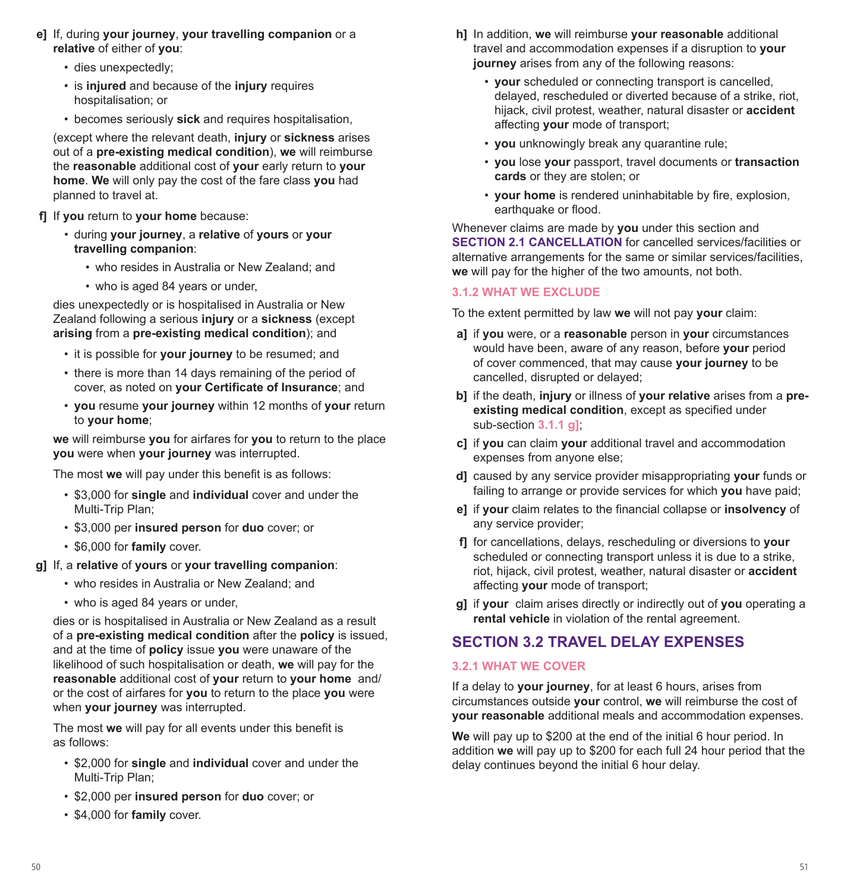**e]** If, during **your journey**, **your travelling companion** or a **relative** of either of **you**:

- dies unexpectedly;
- is **injured** and because of the **injury** requires hospitalisation; or
- becomes seriously **sick** and requires hospitalisation,

(except where the relevant death, **injury** or **sickness** arises out of a **pre-existing medical condition**), **we** will reimburse the **reasonable** additional cost of **your** early return to **your home**. **We** will only pay the cost of the fare class **you** had planned to travel at.

**f]** If **you** return to **your home** because:

- during **your journey**, a **relative** of **yours** or **your travelling companion**:
  - who resides in Australia or New Zealand; and
  - who is aged 84 years or under,

dies unexpectedly or is hospitalised in Australia or New Zealand following a serious **injury** or a **sickness** (except **arising** from a **pre-existing medical condition**); and

- it is possible for **your journey** to be resumed; and
- there is more than 14 days remaining of the period of cover, as noted on **your Certificate of Insurance**; and
- **you** resume **your journey** within 12 months of **your** return to **your home**;

**we** will reimburse **you** for airfares for **you** to return to the place **you** were when **your journey** was interrupted.

The most **we** will pay under this benefit is as follows:

- $3,000 for **single** and **individual** cover and under the Multi-Trip Plan;
- $3,000 per **insured person** for **duo** cover; or
- $6,000 for **family** cover.

**g]** If, a **relative** of **yours** or **your travelling companion**:

- who resides in Australia or New Zealand; and
- who is aged 84 years or under,

dies or is hospitalised in Australia or New Zealand as a result of a **pre-existing medical condition** after the **policy** is issued, and at the time of **policy** issue **you** were unaware of the likelihood of such hospitalisation or death, **we** will pay for the **reasonable** additional cost of **your** return to **your home** and/or the cost of airfares for **you** to return to the place **you** were when **your journey** was interrupted.

The most **we** will pay for all events under this benefit is as follows:

- $2,000 for **single** and **individual** cover and under the Multi-Trip Plan;
- $2,000 per **insured person** for **duo** cover; or
- $4,000 for **family** cover.

**h]** In addition, **we** will reimburse **your reasonable** additional travel and accommodation expenses if a disruption to **your journey** arises from any of the following reasons:

- **your** scheduled or connecting transport is cancelled, delayed, rescheduled or diverted because of a strike, riot, hijack, civil protest, weather, natural disaster or **accident** affecting **your** mode of transport;
- **you** unknowingly break any quarantine rule;
- **you** lose **your** passport, travel documents or **transaction cards** or they are stolen; or
- **your home** is rendered uninhabitable by fire, explosion, earthquake or flood.

Whenever claims are made by **you** under this section and **SECTION 2.1 CANCELLATION** for cancelled services/facilities or alternative arrangements for the same or similar services/facilities, **we** will pay for the higher of the two amounts, not both.

### 3.1.2 WHAT WE EXCLUDE

To the extent permitted by law **we** will not pay **your** claim:

**a]** if **you** were, or a **reasonable** person in **your** circumstances would have been, aware of any reason, before **your** period of cover commenced, that may cause **your journey** to be cancelled, disrupted or delayed;

**b]** if the death, **injury** or illness of **your relative** arises from a **pre-existing medical condition**, except as specified under sub-section **3.1.1 g]**;

**c]** if **you** can claim **your** additional travel and accommodation expenses from anyone else;

**d]** caused by any service provider misappropriating **your** funds or failing to arrange or provide services for which **you** have paid;

**e]** if **your** claim relates to the financial collapse or **insolvency** of any service provider;

**f]** for cancellations, delays, rescheduling or diversions to **your** scheduled or connecting transport unless it is due to a strike, riot, hijack, civil protest, weather, natural disaster or **accident** affecting **your** mode of transport;

**g]** if **your** claim arises directly or indirectly out of **you** operating a **rental vehicle** in violation of the rental agreement.

## SECTION 3.2 TRAVEL DELAY EXPENSES

### 3.2.1 WHAT WE COVER

If a delay to **your journey**, for at least 6 hours, arises from circumstances outside **your** control, **we** will reimburse the cost of **your reasonable** additional meals and accommodation expenses.

**We** will pay up to $200 at the end of the initial 6 hour period. In addition **we** will pay up to $200 for each full 24 hour period that the delay continues beyond the initial 6 hour delay.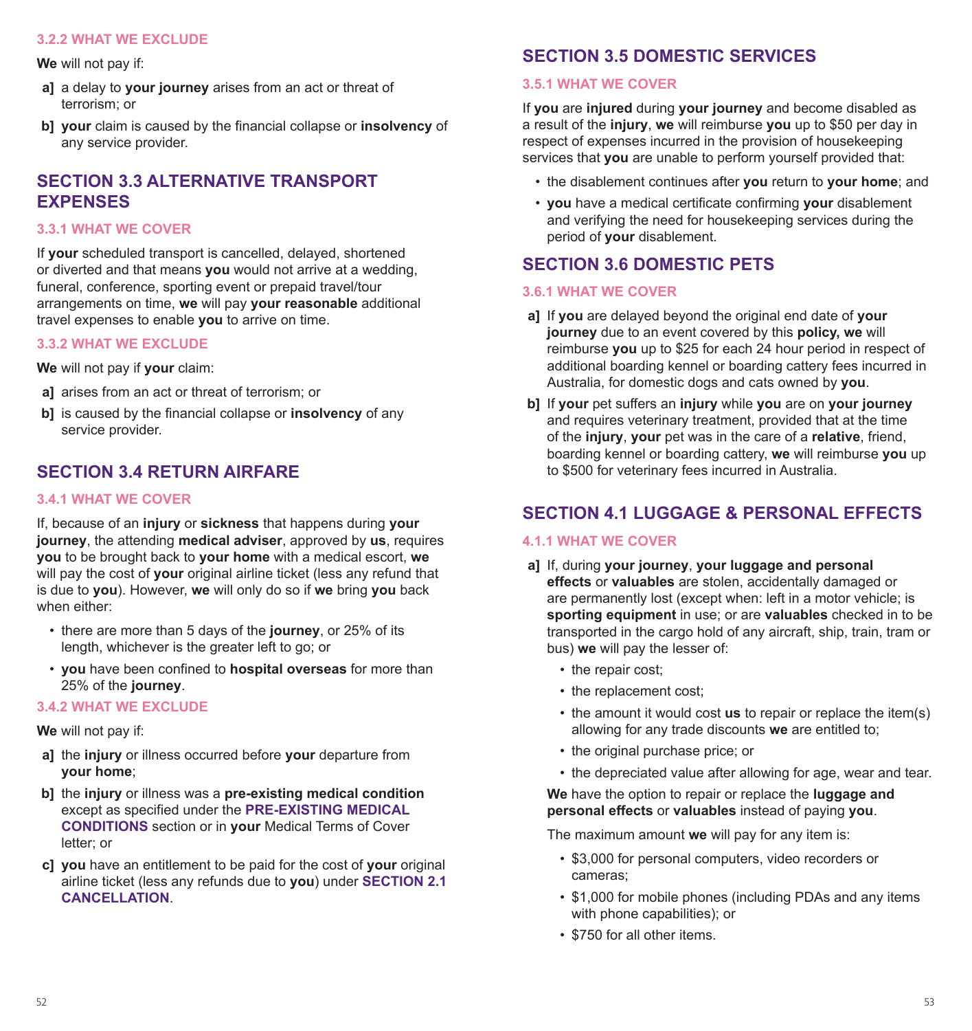### 3.2.2 WHAT WE EXCLUDE

**We** will not pay if:

**a]** a delay to **your journey** arises from an act or threat of terrorism; or

**b]** **your** claim is caused by the financial collapse or **insolvency** of any service provider.

## SECTION 3.3 ALTERNATIVE TRANSPORT EXPENSES

### 3.3.1 WHAT WE COVER

If **your** scheduled transport is cancelled, delayed, shortened or diverted and that means **you** would not arrive at a wedding, funeral, conference, sporting event or prepaid travel/tour arrangements on time, **we** will pay **your reasonable** additional travel expenses to enable **you** to arrive on time.

### 3.3.2 WHAT WE EXCLUDE

**We** will not pay if **your** claim:

**a]** arises from an act or threat of terrorism; or

**b]** is caused by the financial collapse or **insolvency** of any service provider.

## SECTION 3.4 RETURN AIRFARE

### 3.4.1 WHAT WE COVER

If, because of an **injury** or **sickness** that happens during **your journey**, the attending **medical adviser**, approved by **us**, requires **you** to be brought back to **your home** with a medical escort, **we** will pay the cost of **your** original airline ticket (less any refund that is due to **you**). However, **we** will only do so if **we** bring **you** back when either:

- there are more than 5 days of the **journey**, or 25% of its length, whichever is the greater left to go; or
- **you** have been confined to **hospital overseas** for more than 25% of the **journey**.

### 3.4.2 WHAT WE EXCLUDE

**We** will not pay if:

**a]** the **injury** or illness occurred before **your** departure from **your home**;

**b]** the **injury** or illness was a **pre-existing medical condition** except as specified under the **PRE-EXISTING MEDICAL CONDITIONS** section or in **your** Medical Terms of Cover letter; or

**c]** **you** have an entitlement to be paid for the cost of **your** original airline ticket (less any refunds due to **you**) under **SECTION 2.1 CANCELLATION**.

## SECTION 3.5 DOMESTIC SERVICES

### 3.5.1 WHAT WE COVER

If **you** are **injured** during **your journey** and become disabled as a result of the **injury**, **we** will reimburse **you** up to $50 per day in respect of expenses incurred in the provision of housekeeping services that **you** are unable to perform yourself provided that:

- the disablement continues after **you** return to **your home**; and
- **you** have a medical certificate confirming **your** disablement and verifying the need for housekeeping services during the period of **your** disablement.

## SECTION 3.6 DOMESTIC PETS

### 3.6.1 WHAT WE COVER

**a]** If **you** are delayed beyond the original end date of **your journey** due to an event covered by this **policy, we** will reimburse **you** up to $25 for each 24 hour period in respect of additional boarding kennel or boarding cattery fees incurred in Australia, for domestic dogs and cats owned by **you**.

**b]** If **your** pet suffers an **injury** while **you** are on **your journey** and requires veterinary treatment, provided that at the time of the **injury**, **your** pet was in the care of a **relative**, friend, boarding kennel or boarding cattery, **we** will reimburse **you** up to $500 for veterinary fees incurred in Australia.

## SECTION 4.1 LUGGAGE & PERSONAL EFFECTS

### 4.1.1 WHAT WE COVER

**a]** If, during **your journey**, **your luggage and personal effects** or **valuables** are stolen, accidentally damaged or are permanently lost (except when: left in a motor vehicle; is **sporting equipment** in use; or are **valuables** checked in to be transported in the cargo hold of any aircraft, ship, train, tram or bus) **we** will pay the lesser of:

- the repair cost;
- the replacement cost;
- the amount it would cost **us** to repair or replace the item(s) allowing for any trade discounts **we** are entitled to;
- the original purchase price; or
- the depreciated value after allowing for age, wear and tear.

**We** have the option to repair or replace the **luggage and personal effects** or **valuables** instead of paying **you**.

The maximum amount **we** will pay for any item is:

- $3,000 for personal computers, video recorders or cameras;
- $1,000 for mobile phones (including PDAs and any items with phone capabilities); or
- $750 for all other items.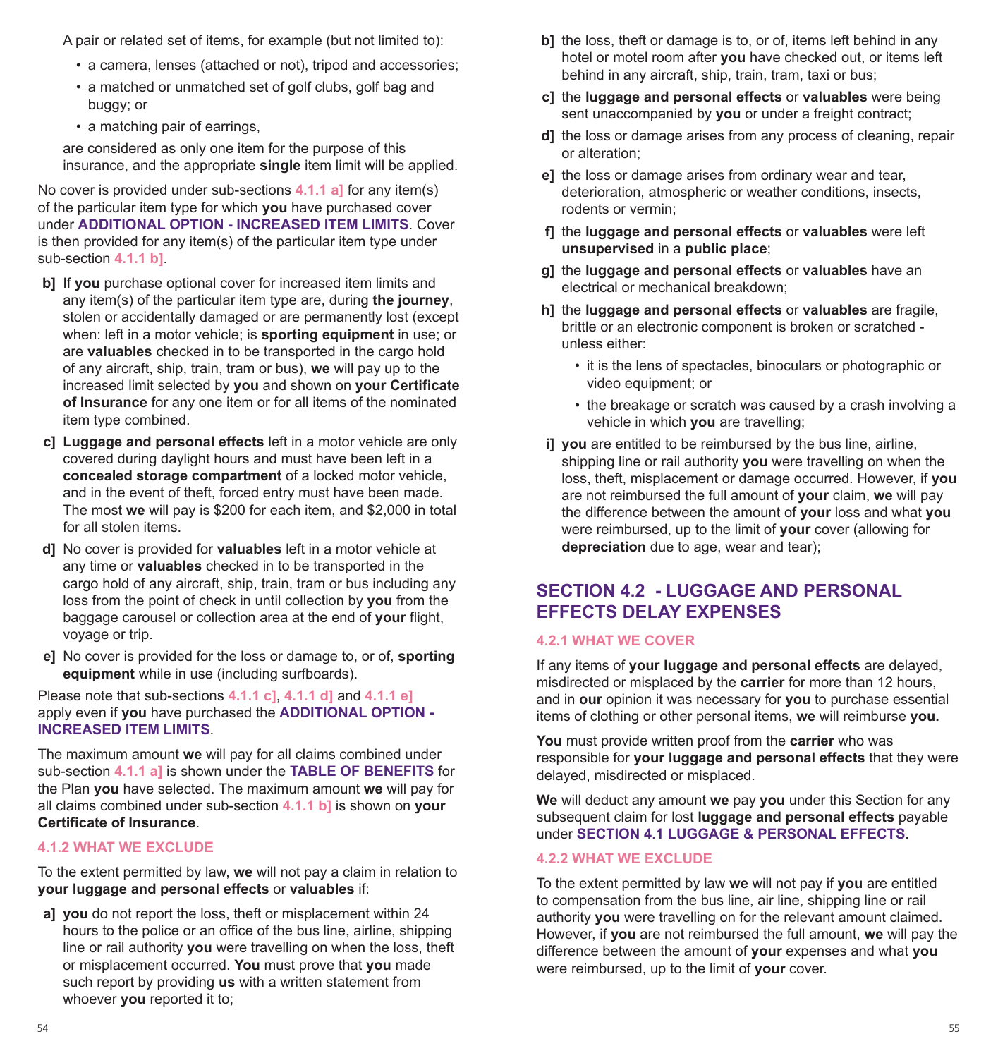A pair or related set of items, for example (but not limited to):

- a camera, lenses (attached or not), tripod and accessories;
- a matched or unmatched set of golf clubs, golf bag and buggy; or
- a matching pair of earrings,

are considered as only one item for the purpose of this insurance, and the appropriate **single** item limit will be applied.

No cover is provided under sub-sections **4.1.1 a]** for any item(s) of the particular item type for which **you** have purchased cover under **ADDITIONAL OPTION - INCREASED ITEM LIMITS**. Cover is then provided for any item(s) of the particular item type under sub-section **4.1.1 b]**.

**b]** If **you** purchase optional cover for increased item limits and any item(s) of the particular item type are, during **the journey**, stolen or accidentally damaged or are permanently lost (except when: left in a motor vehicle; is **sporting equipment** in use; or are **valuables** checked in to be transported in the cargo hold of any aircraft, ship, train, tram or bus), **we** will pay up to the increased limit selected by **you** and shown on **your Certificate of Insurance** for any one item or for all items of the nominated item type combined.

**c] Luggage and personal effects** left in a motor vehicle are only covered during daylight hours and must have been left in a **concealed storage compartment** of a locked motor vehicle, and in the event of theft, forced entry must have been made. The most **we** will pay is $200 for each item, and $2,000 in total for all stolen items.

**d]** No cover is provided for **valuables** left in a motor vehicle at any time or **valuables** checked in to be transported in the cargo hold of any aircraft, ship, train, tram or bus including any loss from the point of check in until collection by **you** from the baggage carousel or collection area at the end of **your** flight, voyage or trip.

**e]** No cover is provided for the loss or damage to, or of, **sporting equipment** while in use (including surfboards).

Please note that sub-sections **4.1.1 c]**, **4.1.1 d]** and **4.1.1 e]** apply even if **you** have purchased the **ADDITIONAL OPTION - INCREASED ITEM LIMITS**.

The maximum amount **we** will pay for all claims combined under sub-section **4.1.1 a]** is shown under the **TABLE OF BENEFITS** for the Plan **you** have selected. The maximum amount **we** will pay for all claims combined under sub-section **4.1.1 b]** is shown on **your Certificate of Insurance**.

#### 4.1.2 WHAT WE EXCLUDE

To the extent permitted by law, **we** will not pay a claim in relation to **your luggage and personal effects** or **valuables** if:

**a] you** do not report the loss, theft or misplacement within 24 hours to the police or an office of the bus line, airline, shipping line or rail authority **you** were travelling on when the loss, theft or misplacement occurred. **You** must prove that **you** made such report by providing **us** with a written statement from whoever **you** reported it to;

**b]** the loss, theft or damage is to, or of, items left behind in any hotel or motel room after **you** have checked out, or items left behind in any aircraft, ship, train, tram, taxi or bus;

**c]** the **luggage and personal effects** or **valuables** were being sent unaccompanied by **you** or under a freight contract;

**d]** the loss or damage arises from any process of cleaning, repair or alteration;

**e]** the loss or damage arises from ordinary wear and tear, deterioration, atmospheric or weather conditions, insects, rodents or vermin;

**f]** the **luggage and personal effects** or **valuables** were left **unsupervised** in a **public place**;

**g]** the **luggage and personal effects** or **valuables** have an electrical or mechanical breakdown;

**h]** the **luggage and personal effects** or **valuables** are fragile, brittle or an electronic component is broken or scratched - unless either:

- it is the lens of spectacles, binoculars or photographic or video equipment; or
- the breakage or scratch was caused by a crash involving a vehicle in which **you** are travelling;

**i] you** are entitled to be reimbursed by the bus line, airline, shipping line or rail authority **you** were travelling on when the loss, theft, misplacement or damage occurred. However, if **you** are not reimbursed the full amount of **your** claim, **we** will pay the difference between the amount of **your** loss and what **you** were reimbursed, up to the limit of **your** cover (allowing for **depreciation** due to age, wear and tear);

## SECTION 4.2 - LUGGAGE AND PERSONAL EFFECTS DELAY EXPENSES

#### 4.2.1 WHAT WE COVER

If any items of **your luggage and personal effects** are delayed, misdirected or misplaced by the **carrier** for more than 12 hours, and in **our** opinion it was necessary for **you** to purchase essential items of clothing or other personal items, **we** will reimburse **you.**

**You** must provide written proof from the **carrier** who was responsible for **your luggage and personal effects** that they were delayed, misdirected or misplaced.

**We** will deduct any amount **we** pay **you** under this Section for any subsequent claim for lost **luggage and personal effects** payable under **SECTION 4.1 LUGGAGE & PERSONAL EFFECTS**.

#### 4.2.2 WHAT WE EXCLUDE

To the extent permitted by law **we** will not pay if **you** are entitled to compensation from the bus line, air line, shipping line or rail authority **you** were travelling on for the relevant amount claimed. However, if **you** are not reimbursed the full amount, **we** will pay the difference between the amount of **your** expenses and what **you** were reimbursed, up to the limit of **your** cover.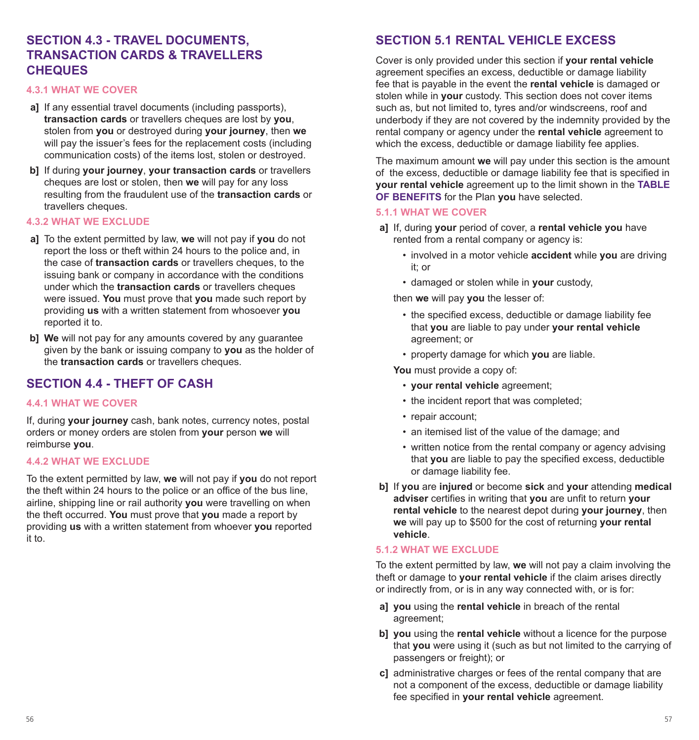## SECTION 4.3 - TRAVEL DOCUMENTS, TRANSACTION CARDS & TRAVELLERS CHEQUES

### 4.3.1 WHAT WE COVER

a] If any essential travel documents (including passports), **transaction cards** or travellers cheques are lost by **you**, stolen from **you** or destroyed during **your journey**, then **we** will pay the issuer's fees for the replacement costs (including communication costs) of the items lost, stolen or destroyed.

b] If during **your journey**, **your transaction cards** or travellers cheques are lost or stolen, then **we** will pay for any loss resulting from the fraudulent use of the **transaction cards** or travellers cheques.

### 4.3.2 WHAT WE EXCLUDE

a] To the extent permitted by law, **we** will not pay if **you** do not report the loss or theft within 24 hours to the police and, in the case of **transaction cards** or travellers cheques, to the issuing bank or company in accordance with the conditions under which the **transaction cards** or travellers cheques were issued. **You** must prove that **you** made such report by providing **us** with a written statement from whosoever **you** reported it to.

b] **We** will not pay for any amounts covered by any guarantee given by the bank or issuing company to **you** as the holder of the **transaction cards** or travellers cheques.

## SECTION 4.4 - THEFT OF CASH

### 4.4.1 WHAT WE COVER

If, during **your journey** cash, bank notes, currency notes, postal orders or money orders are stolen from **your** person **we** will reimburse **you**.

### 4.4.2 WHAT WE EXCLUDE

To the extent permitted by law, **we** will not pay if **you** do not report the theft within 24 hours to the police or an office of the bus line, airline, shipping line or rail authority **you** were travelling on when the theft occurred. **You** must prove that **you** made a report by providing **us** with a written statement from whoever **you** reported it to.

## SECTION 5.1 RENTAL VEHICLE EXCESS

Cover is only provided under this section if **your rental vehicle** agreement specifies an excess, deductible or damage liability fee that is payable in the event the **rental vehicle** is damaged or stolen while in **your** custody. This section does not cover items such as, but not limited to, tyres and/or windscreens, roof and underbody if they are not covered by the indemnity provided by the rental company or agency under the **rental vehicle** agreement to which the excess, deductible or damage liability fee applies.

The maximum amount **we** will pay under this section is the amount of the excess, deductible or damage liability fee that is specified in **your rental vehicle** agreement up to the limit shown in the **TABLE OF BENEFITS** for the Plan **you** have selected.

### 5.1.1 WHAT WE COVER

a] If, during **your** period of cover, a **rental vehicle you** have rented from a rental company or agency is:

- involved in a motor vehicle **accident** while **you** are driving it; or
- damaged or stolen while in **your** custody,

then **we** will pay **you** the lesser of:

- the specified excess, deductible or damage liability fee that **you** are liable to pay under **your rental vehicle** agreement; or
- property damage for which **you** are liable.

**You** must provide a copy of:

- **your rental vehicle** agreement;
- the incident report that was completed;
- repair account;
- an itemised list of the value of the damage; and
- written notice from the rental company or agency advising that **you** are liable to pay the specified excess, deductible or damage liability fee.

b] If **you** are **injured** or become **sick** and **your** attending **medical adviser** certifies in writing that **you** are unfit to return **your rental vehicle** to the nearest depot during **your journey**, then **we** will pay up to $500 for the cost of returning **your rental vehicle**.

### 5.1.2 WHAT WE EXCLUDE

To the extent permitted by law, **we** will not pay a claim involving the theft or damage to **your rental vehicle** if the claim arises directly or indirectly from, or is in any way connected with, or is for:

a] **you** using the **rental vehicle** in breach of the rental agreement;

b] **you** using the **rental vehicle** without a licence for the purpose that **you** were using it (such as but not limited to the carrying of passengers or freight); or

c] administrative charges or fees of the rental company that are not a component of the excess, deductible or damage liability fee specified in **your rental vehicle** agreement.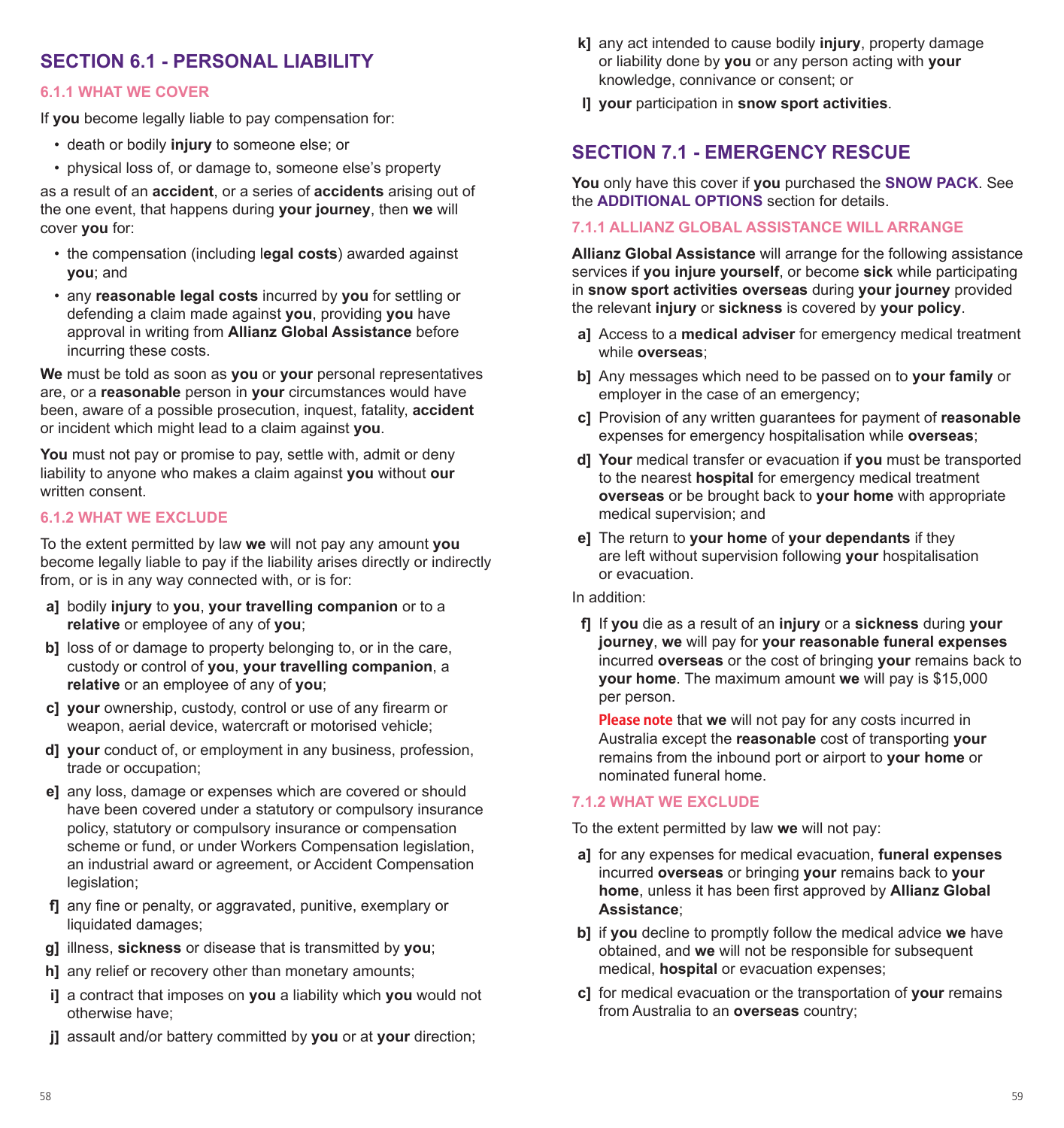## SECTION 6.1 - PERSONAL LIABILITY

### 6.1.1 WHAT WE COVER

If **you** become legally liable to pay compensation for:

- death or bodily **injury** to someone else; or
- physical loss of, or damage to, someone else's property

as a result of an **accident**, or a series of **accidents** arising out of the one event, that happens during **your journey**, then **we** will cover **you** for:

- the compensation (including l**egal costs**) awarded against **you**; and
- any **reasonable legal costs** incurred by **you** for settling or defending a claim made against **you**, providing **you** have approval in writing from **Allianz Global Assistance** before incurring these costs.

**We** must be told as soon as **you** or **your** personal representatives are, or a **reasonable** person in **your** circumstances would have been, aware of a possible prosecution, inquest, fatality, **accident** or incident which might lead to a claim against **you**.

**You** must not pay or promise to pay, settle with, admit or deny liability to anyone who makes a claim against **you** without **our** written consent.

### 6.1.2 WHAT WE EXCLUDE

To the extent permitted by law **we** will not pay any amount **you** become legally liable to pay if the liability arises directly or indirectly from, or is in any way connected with, or is for:

**a]** bodily **injury** to **you**, **your travelling companion** or to a **relative** or employee of any of **you**;

**b]** loss of or damage to property belonging to, or in the care, custody or control of **you**, **your travelling companion**, a **relative** or an employee of any of **you**;

**c]** **your** ownership, custody, control or use of any firearm or weapon, aerial device, watercraft or motorised vehicle;

**d]** **your** conduct of, or employment in any business, profession, trade or occupation;

**e]** any loss, damage or expenses which are covered or should have been covered under a statutory or compulsory insurance policy, statutory or compulsory insurance or compensation scheme or fund, or under Workers Compensation legislation, an industrial award or agreement, or Accident Compensation legislation;

**f]** any fine or penalty, or aggravated, punitive, exemplary or liquidated damages;

**g]** illness, **sickness** or disease that is transmitted by **you**;

**h]** any relief or recovery other than monetary amounts;

**i]** a contract that imposes on **you** a liability which **you** would not otherwise have;

**j]** assault and/or battery committed by **you** or at **your** direction;

**k]** any act intended to cause bodily **injury**, property damage or liability done by **you** or any person acting with **your** knowledge, connivance or consent; or

**l]** **your** participation in **snow sport activities**.

## SECTION 7.1 - EMERGENCY RESCUE

**You** only have this cover if **you** purchased the **SNOW PACK**. See the **ADDITIONAL OPTIONS** section for details.

### 7.1.1 ALLIANZ GLOBAL ASSISTANCE WILL ARRANGE

**Allianz Global Assistance** will arrange for the following assistance services if **you injure yourself**, or become **sick** while participating in **snow sport activities overseas** during **your journey** provided the relevant **injury** or **sickness** is covered by **your policy**.

**a]** Access to a **medical adviser** for emergency medical treatment while **overseas**;

**b]** Any messages which need to be passed on to **your family** or employer in the case of an emergency;

**c]** Provision of any written guarantees for payment of **reasonable** expenses for emergency hospitalisation while **overseas**;

**d]** **Your** medical transfer or evacuation if **you** must be transported to the nearest **hospital** for emergency medical treatment **overseas** or be brought back to **your home** with appropriate medical supervision; and

**e]** The return to **your home** of **your dependants** if they are left without supervision following **your** hospitalisation or evacuation.

In addition:

**f]** If **you** die as a result of an **injury** or a **sickness** during **your journey**, **we** will pay for **your reasonable funeral expenses** incurred **overseas** or the cost of bringing **your** remains back to **your home**. The maximum amount **we** will pay is $15,000 per person.

**Please note** that **we** will not pay for any costs incurred in Australia except the **reasonable** cost of transporting **your** remains from the inbound port or airport to **your home** or nominated funeral home.

### 7.1.2 WHAT WE EXCLUDE

To the extent permitted by law **we** will not pay:

**a]** for any expenses for medical evacuation, **funeral expenses** incurred **overseas** or bringing **your** remains back to **your home**, unless it has been first approved by **Allianz Global Assistance**;

**b]** if **you** decline to promptly follow the medical advice **we** have obtained, and **we** will not be responsible for subsequent medical, **hospital** or evacuation expenses;

**c]** for medical evacuation or the transportation of **your** remains from Australia to an **overseas** country;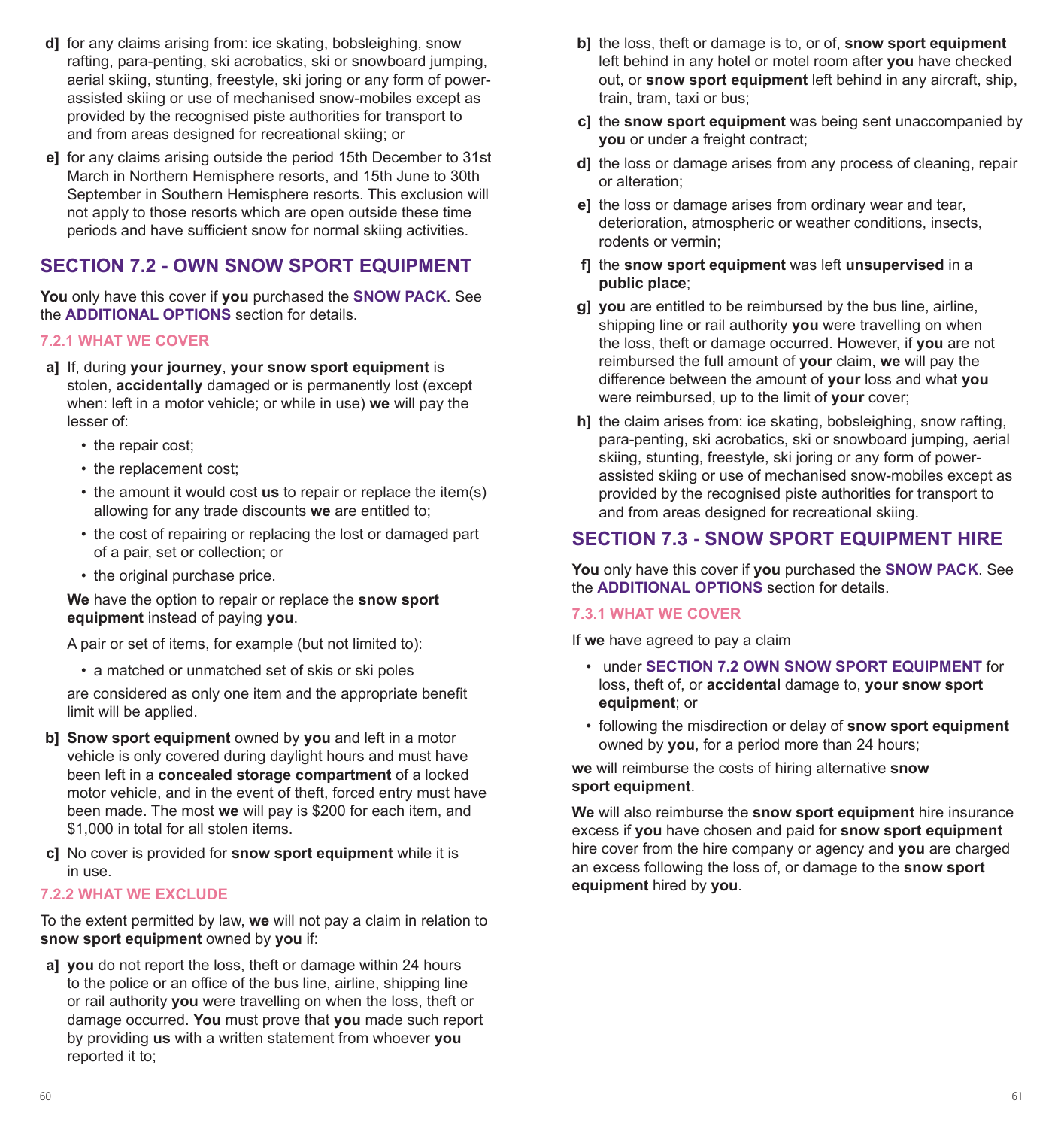**d]** for any claims arising from: ice skating, bobsleighing, snow rafting, para-penting, ski acrobatics, ski or snowboard jumping, aerial skiing, stunting, freestyle, ski joring or any form of power-assisted skiing or use of mechanised snow-mobiles except as provided by the recognised piste authorities for transport to and from areas designed for recreational skiing; or

**e]** for any claims arising outside the period 15th December to 31st March in Northern Hemisphere resorts, and 15th June to 30th September in Southern Hemisphere resorts. This exclusion will not apply to those resorts which are open outside these time periods and have sufficient snow for normal skiing activities.

## SECTION 7.2 - OWN SNOW SPORT EQUIPMENT

**You** only have this cover if **you** purchased the **SNOW PACK**. See the **ADDITIONAL OPTIONS** section for details.

### 7.2.1 WHAT WE COVER

**a]** If, during **your journey**, **your snow sport equipment** is stolen, **accidentally** damaged or is permanently lost (except when: left in a motor vehicle; or while in use) **we** will pay the lesser of:

- the repair cost;
- the replacement cost;
- the amount it would cost **us** to repair or replace the item(s) allowing for any trade discounts **we** are entitled to;
- the cost of repairing or replacing the lost or damaged part of a pair, set or collection; or
- the original purchase price.

**We** have the option to repair or replace the **snow sport equipment** instead of paying **you**.

A pair or set of items, for example (but not limited to):

- a matched or unmatched set of skis or ski poles

are considered as only one item and the appropriate benefit limit will be applied.

**b]** **Snow sport equipment** owned by **you** and left in a motor vehicle is only covered during daylight hours and must have been left in a **concealed storage compartment** of a locked motor vehicle, and in the event of theft, forced entry must have been made. The most **we** will pay is $200 for each item, and $1,000 in total for all stolen items.

**c]** No cover is provided for **snow sport equipment** while it is in use.

### 7.2.2 WHAT WE EXCLUDE

To the extent permitted by law, **we** will not pay a claim in relation to **snow sport equipment** owned by **you** if:

**a]** **you** do not report the loss, theft or damage within 24 hours to the police or an office of the bus line, airline, shipping line or rail authority **you** were travelling on when the loss, theft or damage occurred. **You** must prove that **you** made such report by providing **us** with a written statement from whoever **you** reported it to;

**b]** the loss, theft or damage is to, or of, **snow sport equipment** left behind in any hotel or motel room after **you** have checked out, or **snow sport equipment** left behind in any aircraft, ship, train, tram, taxi or bus;

**c]** the **snow sport equipment** was being sent unaccompanied by **you** or under a freight contract;

**d]** the loss or damage arises from any process of cleaning, repair or alteration;

**e]** the loss or damage arises from ordinary wear and tear, deterioration, atmospheric or weather conditions, insects, rodents or vermin;

**f]** the **snow sport equipment** was left **unsupervised** in a **public place**;

**g]** **you** are entitled to be reimbursed by the bus line, airline, shipping line or rail authority **you** were travelling on when the loss, theft or damage occurred. However, if **you** are not reimbursed the full amount of **your** claim, **we** will pay the difference between the amount of **your** loss and what **you** were reimbursed, up to the limit of **your** cover;

**h]** the claim arises from: ice skating, bobsleighing, snow rafting, para-penting, ski acrobatics, ski or snowboard jumping, aerial skiing, stunting, freestyle, ski joring or any form of power-assisted skiing or use of mechanised snow-mobiles except as provided by the recognised piste authorities for transport to and from areas designed for recreational skiing.

## SECTION 7.3 - SNOW SPORT EQUIPMENT HIRE

**You** only have this cover if **you** purchased the **SNOW PACK**. See the **ADDITIONAL OPTIONS** section for details.

### 7.3.1 WHAT WE COVER

If **we** have agreed to pay a claim

- under **SECTION 7.2 OWN SNOW SPORT EQUIPMENT** for loss, theft of, or **accidental** damage to, **your snow sport equipment**; or
- following the misdirection or delay of **snow sport equipment** owned by **you**, for a period more than 24 hours;

**we** will reimburse the costs of hiring alternative **snow sport equipment**.

**We** will also reimburse the **snow sport equipment** hire insurance excess if **you** have chosen and paid for **snow sport equipment** hire cover from the hire company or agency and **you** are charged an excess following the loss of, or damage to the **snow sport equipment** hired by **you**.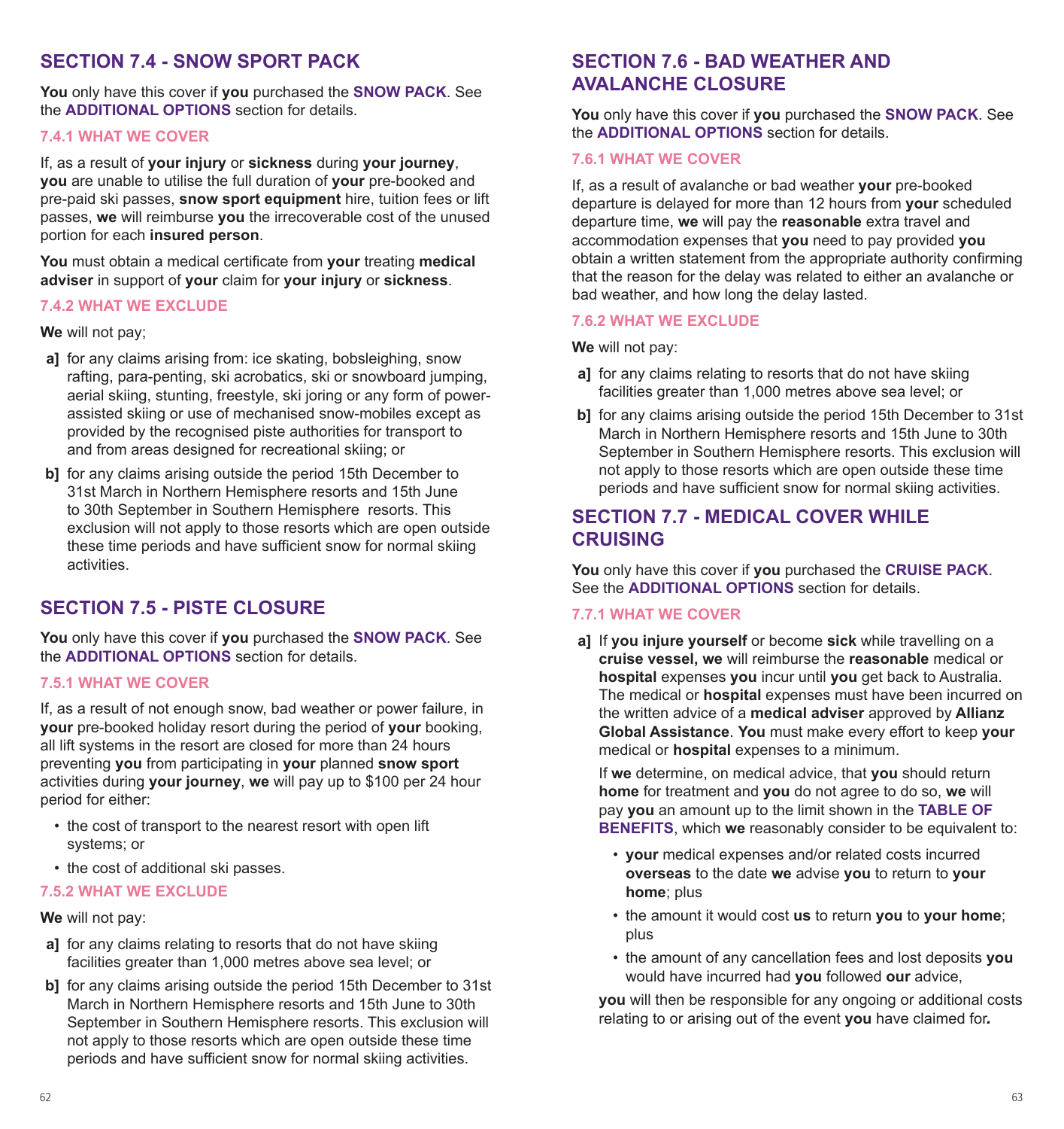## SECTION 7.4 - SNOW SPORT PACK

**You** only have this cover if **you** purchased the **SNOW PACK**. See the **ADDITIONAL OPTIONS** section for details.

### 7.4.1 WHAT WE COVER

If, as a result of **your injury** or **sickness** during **your journey**, **you** are unable to utilise the full duration of **your** pre-booked and pre-paid ski passes, **snow sport equipment** hire, tuition fees or lift passes, **we** will reimburse **you** the irrecoverable cost of the unused portion for each **insured person**.

**You** must obtain a medical certificate from **your** treating **medical adviser** in support of **your** claim for **your injury** or **sickness**.

### 7.4.2 WHAT WE EXCLUDE

**We** will not pay;

- **a]** for any claims arising from: ice skating, bobsleighing, snow rafting, para-penting, ski acrobatics, ski or snowboard jumping, aerial skiing, stunting, freestyle, ski joring or any form of power-assisted skiing or use of mechanised snow-mobiles except as provided by the recognised piste authorities for transport to and from areas designed for recreational skiing; or
- **b]** for any claims arising outside the period 15th December to 31st March in Northern Hemisphere resorts and 15th June to 30th September in Southern Hemisphere resorts. This exclusion will not apply to those resorts which are open outside these time periods and have sufficient snow for normal skiing activities.

## SECTION 7.5 - PISTE CLOSURE

**You** only have this cover if **you** purchased the **SNOW PACK**. See the **ADDITIONAL OPTIONS** section for details.

### 7.5.1 WHAT WE COVER

If, as a result of not enough snow, bad weather or power failure, in **your** pre-booked holiday resort during the period of **your** booking, all lift systems in the resort are closed for more than 24 hours preventing **you** from participating in **your** planned **snow sport** activities during **your journey**, **we** will pay up to $100 per 24 hour period for either:

- the cost of transport to the nearest resort with open lift systems; or
- the cost of additional ski passes.

### 7.5.2 WHAT WE EXCLUDE

**We** will not pay:

- **a]** for any claims relating to resorts that do not have skiing facilities greater than 1,000 metres above sea level; or
- **b]** for any claims arising outside the period 15th December to 31st March in Northern Hemisphere resorts and 15th June to 30th September in Southern Hemisphere resorts. This exclusion will not apply to those resorts which are open outside these time periods and have sufficient snow for normal skiing activities.

## SECTION 7.6 - BAD WEATHER AND AVALANCHE CLOSURE

**You** only have this cover if **you** purchased the **SNOW PACK**. See the **ADDITIONAL OPTIONS** section for details.

### 7.6.1 WHAT WE COVER

If, as a result of avalanche or bad weather **your** pre-booked departure is delayed for more than 12 hours from **your** scheduled departure time, **we** will pay the **reasonable** extra travel and accommodation expenses that **you** need to pay provided **you** obtain a written statement from the appropriate authority confirming that the reason for the delay was related to either an avalanche or bad weather, and how long the delay lasted.

### 7.6.2 WHAT WE EXCLUDE

**We** will not pay:

- **a]** for any claims relating to resorts that do not have skiing facilities greater than 1,000 metres above sea level; or
- **b]** for any claims arising outside the period 15th December to 31st March in Northern Hemisphere resorts and 15th June to 30th September in Southern Hemisphere resorts. This exclusion will not apply to those resorts which are open outside these time periods and have sufficient snow for normal skiing activities.

## SECTION 7.7 - MEDICAL COVER WHILE CRUISING

**You** only have this cover if **you** purchased the **CRUISE PACK**. See the **ADDITIONAL OPTIONS** section for details.

### 7.7.1 WHAT WE COVER

**a]** If **you injure yourself** or become **sick** while travelling on a **cruise vessel, we** will reimburse the **reasonable** medical or **hospital** expenses **you** incur until **you** get back to Australia. The medical or **hospital** expenses must have been incurred on the written advice of a **medical adviser** approved by **Allianz Global Assistance**. **You** must make every effort to keep **your** medical or **hospital** expenses to a minimum.

If **we** determine, on medical advice, that **you** should return **home** for treatment and **you** do not agree to do so, **we** will pay **you** an amount up to the limit shown in the **TABLE OF BENEFITS**, which **we** reasonably consider to be equivalent to:

- **your** medical expenses and/or related costs incurred **overseas** to the date **we** advise **you** to return to **your home**; plus
- the amount it would cost **us** to return **you** to **your home**; plus
- the amount of any cancellation fees and lost deposits **you** would have incurred had **you** followed **our** advice,

**you** will then be responsible for any ongoing or additional costs relating to or arising out of the event **you** have claimed for**.**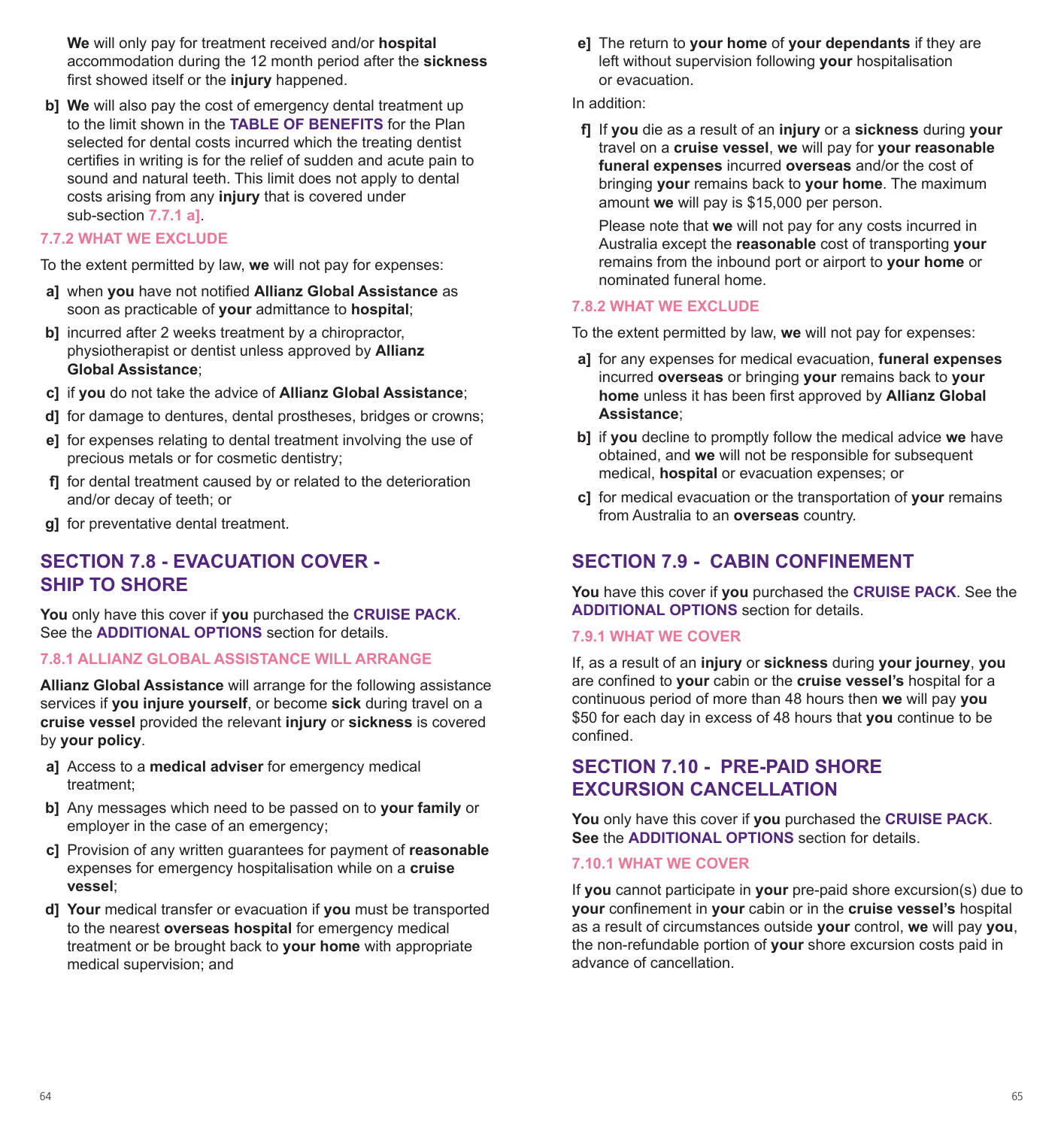**We** will only pay for treatment received and/or **hospital** accommodation during the 12 month period after the **sickness** first showed itself or the **injury** happened.

**b]** **We** will also pay the cost of emergency dental treatment up to the limit shown in the **TABLE OF BENEFITS** for the Plan selected for dental costs incurred which the treating dentist certifies in writing is for the relief of sudden and acute pain to sound and natural teeth. This limit does not apply to dental costs arising from any **injury** that is covered under sub-section **7.7.1 a]**.

#### 7.7.2 WHAT WE EXCLUDE

To the extent permitted by law, **we** will not pay for expenses:

**a]** when **you** have not notified **Allianz Global Assistance** as soon as practicable of **your** admittance to **hospital**;

**b]** incurred after 2 weeks treatment by a chiropractor, physiotherapist or dentist unless approved by **Allianz Global Assistance**;

**c]** if **you** do not take the advice of **Allianz Global Assistance**;

**d]** for damage to dentures, dental prostheses, bridges or crowns;

**e]** for expenses relating to dental treatment involving the use of precious metals or for cosmetic dentistry;

**f]** for dental treatment caused by or related to the deterioration and/or decay of teeth; or

**g]** for preventative dental treatment.

## SECTION 7.8 - EVACUATION COVER - SHIP TO SHORE

**You** only have this cover if **you** purchased the **CRUISE PACK**. See the **ADDITIONAL OPTIONS** section for details.

#### 7.8.1 ALLIANZ GLOBAL ASSISTANCE WILL ARRANGE

**Allianz Global Assistance** will arrange for the following assistance services if **you injure yourself**, or become **sick** during travel on a **cruise vessel** provided the relevant **injury** or **sickness** is covered by **your policy**.

**a]** Access to a **medical adviser** for emergency medical treatment;

**b]** Any messages which need to be passed on to **your family** or employer in the case of an emergency;

**c]** Provision of any written guarantees for payment of **reasonable** expenses for emergency hospitalisation while on a **cruise vessel**;

**d]** **Your** medical transfer or evacuation if **you** must be transported to the nearest **overseas hospital** for emergency medical treatment or be brought back to **your home** with appropriate medical supervision; and

**e]** The return to **your home** of **your dependants** if they are left without supervision following **your** hospitalisation or evacuation.

In addition:

**f]** If **you** die as a result of an **injury** or a **sickness** during **your** travel on a **cruise vessel**, **we** will pay for **your reasonable funeral expenses** incurred **overseas** and/or the cost of bringing **your** remains back to **your home**. The maximum amount **we** will pay is $15,000 per person.

Please note that **we** will not pay for any costs incurred in Australia except the **reasonable** cost of transporting **your** remains from the inbound port or airport to **your home** or nominated funeral home.

#### 7.8.2 WHAT WE EXCLUDE

To the extent permitted by law, **we** will not pay for expenses:

**a]** for any expenses for medical evacuation, **funeral expenses** incurred **overseas** or bringing **your** remains back to **your home** unless it has been first approved by **Allianz Global Assistance**;

**b]** if **you** decline to promptly follow the medical advice **we** have obtained, and **we** will not be responsible for subsequent medical, **hospital** or evacuation expenses; or

**c]** for medical evacuation or the transportation of **your** remains from Australia to an **overseas** country.

## SECTION 7.9 - CABIN CONFINEMENT

**You** have this cover if **you** purchased the **CRUISE PACK**. See the **ADDITIONAL OPTIONS** section for details.

#### 7.9.1 WHAT WE COVER

If, as a result of an **injury** or **sickness** during **your journey**, **you** are confined to **your** cabin or the **cruise vessel's** hospital for a continuous period of more than 48 hours then **we** will pay **you** $50 for each day in excess of 48 hours that **you** continue to be confined.

## SECTION 7.10 - PRE-PAID SHORE EXCURSION CANCELLATION

**You** only have this cover if **you** purchased the **CRUISE PACK**. **See** the **ADDITIONAL OPTIONS** section for details.

#### 7.10.1 WHAT WE COVER

If **you** cannot participate in **your** pre-paid shore excursion(s) due to **your** confinement in **your** cabin or in the **cruise vessel's** hospital as a result of circumstances outside **your** control, **we** will pay **you**, the non-refundable portion of **your** shore excursion costs paid in advance of cancellation.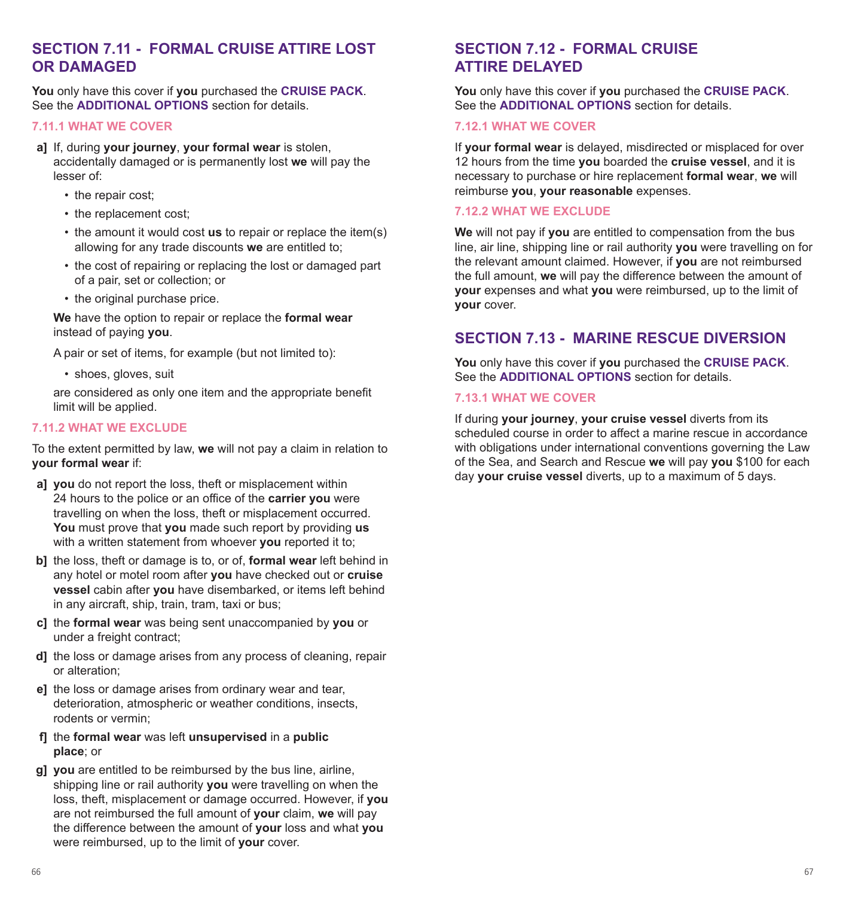## SECTION 7.11 - FORMAL CRUISE ATTIRE LOST OR DAMAGED

**You** only have this cover if **you** purchased the **CRUISE PACK**. See the **ADDITIONAL OPTIONS** section for details.

### 7.11.1 WHAT WE COVER

a] If, during **your journey**, **your formal wear** is stolen, accidentally damaged or is permanently lost **we** will pay the lesser of:

- the repair cost;
- the replacement cost;
- the amount it would cost **us** to repair or replace the item(s) allowing for any trade discounts **we** are entitled to;
- the cost of repairing or replacing the lost or damaged part of a pair, set or collection; or
- the original purchase price.

**We** have the option to repair or replace the **formal wear** instead of paying **you**.

A pair or set of items, for example (but not limited to):

- shoes, gloves, suit

are considered as only one item and the appropriate benefit limit will be applied.

### 7.11.2 WHAT WE EXCLUDE

To the extent permitted by law, **we** will not pay a claim in relation to **your formal wear** if:

a] **you** do not report the loss, theft or misplacement within 24 hours to the police or an office of the **carrier you** were travelling on when the loss, theft or misplacement occurred. **You** must prove that **you** made such report by providing **us** with a written statement from whoever **you** reported it to;

b] the loss, theft or damage is to, or of, **formal wear** left behind in any hotel or motel room after **you** have checked out or **cruise vessel** cabin after **you** have disembarked, or items left behind in any aircraft, ship, train, tram, taxi or bus;

c] the **formal wear** was being sent unaccompanied by **you** or under a freight contract;

d] the loss or damage arises from any process of cleaning, repair or alteration;

e] the loss or damage arises from ordinary wear and tear, deterioration, atmospheric or weather conditions, insects, rodents or vermin;

f] the **formal wear** was left **unsupervised** in a **public place**; or

g] **you** are entitled to be reimbursed by the bus line, airline, shipping line or rail authority **you** were travelling on when the loss, theft, misplacement or damage occurred. However, if **you** are not reimbursed the full amount of **your** claim, **we** will pay the difference between the amount of **your** loss and what **you** were reimbursed, up to the limit of **your** cover.

## SECTION 7.12 - FORMAL CRUISE ATTIRE DELAYED

**You** only have this cover if **you** purchased the **CRUISE PACK**. See the **ADDITIONAL OPTIONS** section for details.

### 7.12.1 WHAT WE COVER

If **your formal wear** is delayed, misdirected or misplaced for over 12 hours from the time **you** boarded the **cruise vessel**, and it is necessary to purchase or hire replacement **formal wear**, **we** will reimburse **you**, **your reasonable** expenses.

### 7.12.2 WHAT WE EXCLUDE

**We** will not pay if **you** are entitled to compensation from the bus line, air line, shipping line or rail authority **you** were travelling on for the relevant amount claimed. However, if **you** are not reimbursed the full amount, **we** will pay the difference between the amount of **your** expenses and what **you** were reimbursed, up to the limit of **your** cover.

## SECTION 7.13 - MARINE RESCUE DIVERSION

**You** only have this cover if **you** purchased the **CRUISE PACK**. See the **ADDITIONAL OPTIONS** section for details.

### 7.13.1 WHAT WE COVER

If during **your journey**, **your cruise vessel** diverts from its scheduled course in order to affect a marine rescue in accordance with obligations under international conventions governing the Law of the Sea, and Search and Rescue **we** will pay **you** $100 for each day **your cruise vessel** diverts, up to a maximum of 5 days.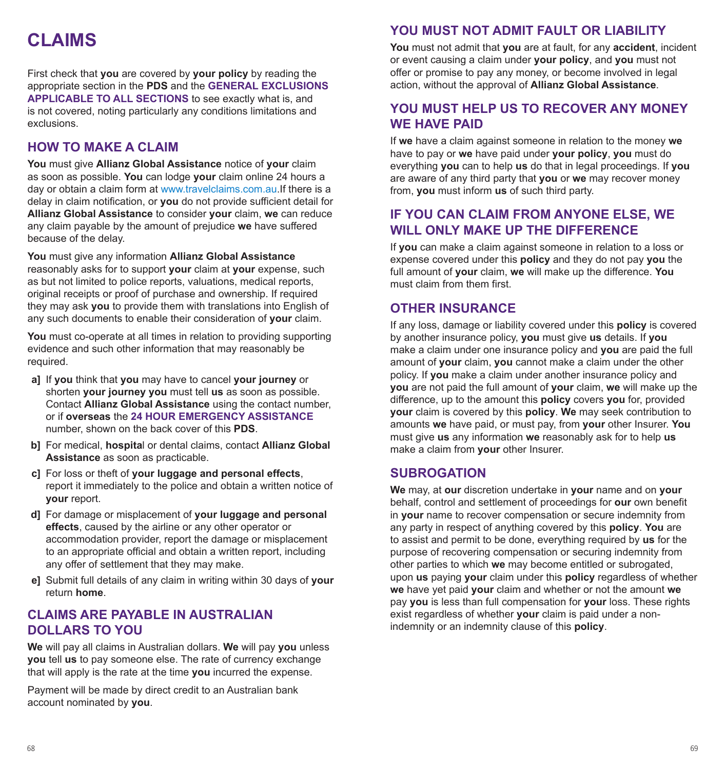# CLAIMS

First check that **you** are covered by **your policy** by reading the appropriate section in the **PDS** and the **GENERAL EXCLUSIONS APPLICABLE TO ALL SECTIONS** to see exactly what is, and is not covered, noting particularly any conditions limitations and exclusions.

## HOW TO MAKE A CLAIM

**You** must give **Allianz Global Assistance** notice of **your** claim as soon as possible. **You** can lodge **your** claim online 24 hours a day or obtain a claim form at www.travelclaims.com.au.If there is a delay in claim notification, or **you** do not provide sufficient detail for **Allianz Global Assistance** to consider **your** claim, **we** can reduce any claim payable by the amount of prejudice **we** have suffered because of the delay.

**You** must give any information **Allianz Global Assistance** reasonably asks for to support **your** claim at **your** expense, such as but not limited to police reports, valuations, medical reports, original receipts or proof of purchase and ownership. If required they may ask **you** to provide them with translations into English of any such documents to enable their consideration of **your** claim.

**You** must co-operate at all times in relation to providing supporting evidence and such other information that may reasonably be required.

- **a]** If **you** think that **you** may have to cancel **your journey** or shorten **your journey you** must tell **us** as soon as possible. Contact **Allianz Global Assistance** using the contact number, or if **overseas** the **24 HOUR EMERGENCY ASSISTANCE** number, shown on the back cover of this **PDS**.
- **b]** For medical, **hospita**l or dental claims, contact **Allianz Global Assistance** as soon as practicable.
- **c]** For loss or theft of **your luggage and personal effects**, report it immediately to the police and obtain a written notice of **your** report.
- **d]** For damage or misplacement of **your luggage and personal effects**, caused by the airline or any other operator or accommodation provider, report the damage or misplacement to an appropriate official and obtain a written report, including any offer of settlement that they may make.
- **e]** Submit full details of any claim in writing within 30 days of **your** return **home**.

## CLAIMS ARE PAYABLE IN AUSTRALIAN DOLLARS TO YOU

**We** will pay all claims in Australian dollars. **We** will pay **you** unless **you** tell **us** to pay someone else. The rate of currency exchange that will apply is the rate at the time **you** incurred the expense.

Payment will be made by direct credit to an Australian bank account nominated by **you**.

## YOU MUST NOT ADMIT FAULT OR LIABILITY

**You** must not admit that **you** are at fault, for any **accident**, incident or event causing a claim under **your policy**, and **you** must not offer or promise to pay any money, or become involved in legal action, without the approval of **Allianz Global Assistance**.

## YOU MUST HELP US TO RECOVER ANY MONEY WE HAVE PAID

If **we** have a claim against someone in relation to the money **we** have to pay or **we** have paid under **your policy**, **you** must do everything **you** can to help **us** do that in legal proceedings. If **you** are aware of any third party that **you** or **we** may recover money from, **you** must inform **us** of such third party.

## IF YOU CAN CLAIM FROM ANYONE ELSE, WE WILL ONLY MAKE UP THE DIFFERENCE

If **you** can make a claim against someone in relation to a loss or expense covered under this **policy** and they do not pay **you** the full amount of **your** claim, **we** will make up the difference. **You** must claim from them first.

## OTHER INSURANCE

If any loss, damage or liability covered under this **policy** is covered by another insurance policy, **you** must give **us** details. If **you** make a claim under one insurance policy and **you** are paid the full amount of **your** claim, **you** cannot make a claim under the other policy. If **you** make a claim under another insurance policy and **you** are not paid the full amount of **your** claim, **we** will make up the difference, up to the amount this **policy** covers **you** for, provided **your** claim is covered by this **policy**. **We** may seek contribution to amounts **we** have paid, or must pay, from **your** other Insurer. **You** must give **us** any information **we** reasonably ask for to help **us** make a claim from **your** other Insurer.

## SUBROGATION

**We** may, at **our** discretion undertake in **your** name and on **your** behalf, control and settlement of proceedings for **our** own benefit in **your** name to recover compensation or secure indemnity from any party in respect of anything covered by this **policy**. **You** are to assist and permit to be done, everything required by **us** for the purpose of recovering compensation or securing indemnity from other parties to which **we** may become entitled or subrogated, upon **us** paying **your** claim under this **policy** regardless of whether **we** have yet paid **your** claim and whether or not the amount **we** pay **you** is less than full compensation for **your** loss. These rights exist regardless of whether **your** claim is paid under a non-indemnity or an indemnity clause of this **policy**.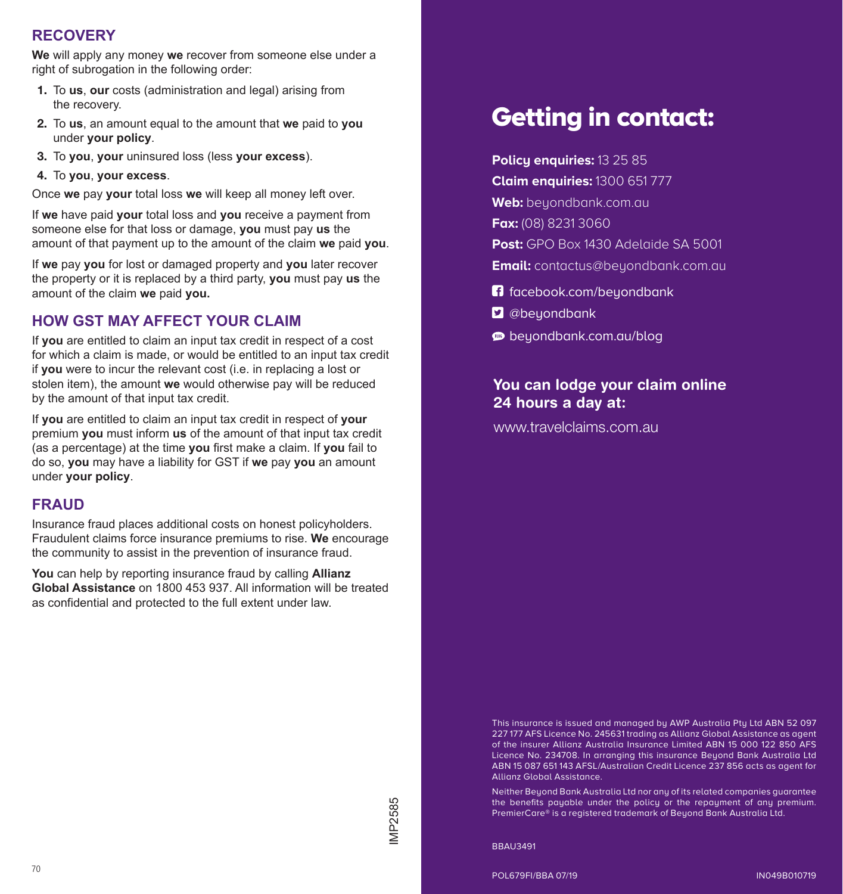## RECOVERY

**We** will apply any money **we** recover from someone else under a right of subrogation in the following order:

1. To **us**, **our** costs (administration and legal) arising from the recovery.
2. To **us**, an amount equal to the amount that **we** paid to **you** under **your policy**.
3. To **you**, **your** uninsured loss (less **your excess**).
4. To **you**, **your excess**.

Once **we** pay **your** total loss **we** will keep all money left over.

If **we** have paid **your** total loss and **you** receive a payment from someone else for that loss or damage, **you** must pay **us** the amount of that payment up to the amount of the claim **we** paid **you**.

If **we** pay **you** for lost or damaged property and **you** later recover the property or it is replaced by a third party, **you** must pay **us** the amount of the claim **we** paid **you.**

## HOW GST MAY AFFECT YOUR CLAIM

If **you** are entitled to claim an input tax credit in respect of a cost for which a claim is made, or would be entitled to an input tax credit if **you** were to incur the relevant cost (i.e. in replacing a lost or stolen item), the amount **we** would otherwise pay will be reduced by the amount of that input tax credit.

If **you** are entitled to claim an input tax credit in respect of **your** premium **you** must inform **us** of the amount of that input tax credit (as a percentage) at the time **you** first make a claim. If **you** fail to do so, **you** may have a liability for GST if **we** pay **you** an amount under **your policy**.

## FRAUD

Insurance fraud places additional costs on honest policyholders. Fraudulent claims force insurance premiums to rise. **We** encourage the community to assist in the prevention of insurance fraud.

**You** can help by reporting insurance fraud by calling **Allianz Global Assistance** on 1800 453 937. All information will be treated as confidential and protected to the full extent under law.

IMP2585

# Getting in contact:

**Policy enquiries:** 13 25 85
**Claim enquiries:** 1300 651 777
**Web:** beyondbank.com.au
**Fax:** (08) 8231 3060
**Post:** GPO Box 1430 Adelaide SA 5001
**Email:** contactus@beyondbank.com.au

facebook.com/beyondbank
@beyondbank
beyondbank.com.au/blog

**You can lodge your claim online 24 hours a day at:**

www.travelclaims.com.au

This insurance is issued and managed by AWP Australia Pty Ltd ABN 52 097 227 177 AFS Licence No. 245631 trading as Allianz Global Assistance as agent of the insurer Allianz Australia Insurance Limited ABN 15 000 122 850 AFS Licence No. 234708. In arranging this insurance Beyond Bank Australia Ltd ABN 15 087 651 143 AFSL/Australian Credit Licence 237 856 acts as agent for Allianz Global Assistance.

Neither Beyond Bank Australia Ltd nor any of its related companies guarantee the benefits payable under the policy or the repayment of any premium. PremierCare® is a registered trademark of Beyond Bank Australia Ltd.

BBAU3491

POL679FI/BBA 07/19 IN049B010719